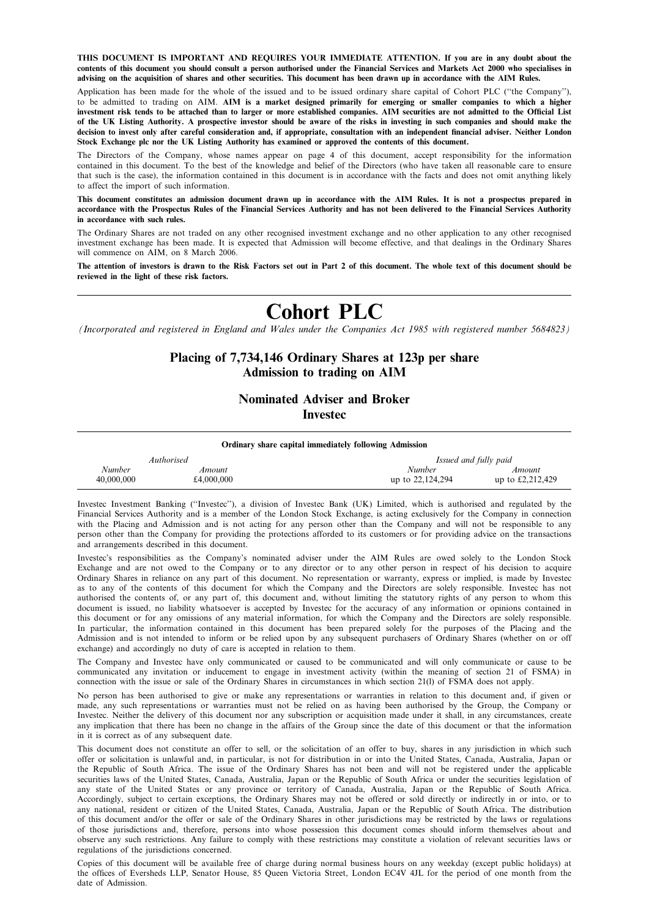**THIS DOCUMENT IS IMPORTANT AND REQUIRES YOUR IMMEDIATE ATTENTION. If you are in any doubt about the contents of this document you should consult a person authorised under the Financial Services and Markets Act 2000 who specialises in advising on the acquisition of shares and other securities. This document has been drawn up in accordance with the AIM Rules.**

Application has been made for the whole of the issued and to be issued ordinary share capital of Cohort PLC ("the Company"), to be admitted to trading on AIM. **AIM is a market designed primarily for emerging or smaller companies to which a higher investment risk tends to be attached than to larger or more established companies. AIM securities are not admitted to the Official List of the UK Listing Authority. A prospective investor should be aware of the risks in investing in such companies and should make the decision to invest only after careful consideration and, if appropriate, consultation with an independent financial adviser. Neither London Stock Exchange plc nor the UK Listing Authority has examined or approved the contents of this document.**

The Directors of the Company, whose names appear on page 4 of this document, accept responsibility for the information contained in this document. To the best of the knowledge and belief of the Directors (who have taken all reasonable care to ensure that such is the case), the information contained in this document is in accordance with the facts and does not omit anything likely to affect the import of such information.

**This document constitutes an admission document drawn up in accordance with the AIM Rules. It is not a prospectus prepared in accordance with the Prospectus Rules of the Financial Services Authority and has not been delivered to the Financial Services Authority in accordance with such rules.**

The Ordinary Shares are not traded on any other recognised investment exchange and no other application to any other recognised investment exchange has been made. It is expected that Admission will become effective, and that dealings in the Ordinary Shares will commence on AIM, on 8 March 2006.

**The attention of investors is drawn to the Risk Factors set out in Part 2 of this document. The whole text of this document should be reviewed in the light of these risk factors.**

# Cohort PLC

*(Incorporated and registered in England and Wales under the Companies Act 1985 with registered number 5684823)*

## Placing of 7,734,146 Ordinary Shares at 123p per share
## Admission to trading on AIM

## Nominated Adviser and Broker
## Investec

**Ordinary share capital immediately following Admission**

| *Authorised* | | *Issued and fully paid* | |
|---|---|---|---|
| *Number* | *Amount* | *Number* | *Amount* |
| 40,000,000 | £4,000,000 | up to 22,124,294 | up to £2,212,429 |

Investec Investment Banking ("Investec"), a division of Investec Bank (UK) Limited, which is authorised and regulated by the Financial Services Authority and is a member of the London Stock Exchange, is acting exclusively for the Company in connection with the Placing and Admission and is not acting for any person other than the Company and will not be responsible to any person other than the Company for providing the protections afforded to its customers or for providing advice on the transactions and arrangements described in this document.

Investec's responsibilities as the Company's nominated adviser under the AIM Rules are owed solely to the London Stock Exchange and are not owed to the Company or to any director or to any other person in respect of his decision to acquire Ordinary Shares in reliance on any part of this document. No representation or warranty, express or implied, is made by Investec as to any of the contents of this document for which the Company and the Directors are solely responsible. Investec has not authorised the contents of, or any part of, this document and, without limiting the statutory rights of any person to whom this document is issued, no liability whatsoever is accepted by Investec for the accuracy of any information or opinions contained in this document or for any omissions of any material information, for which the Company and the Directors are solely responsible. In particular, the information contained in this document has been prepared solely for the purposes of the Placing and the Admission and is not intended to inform or be relied upon by any subsequent purchasers of Ordinary Shares (whether on or off exchange) and accordingly no duty of care is accepted in relation to them.

The Company and Investec have only communicated or caused to be communicated and will only communicate or cause to be communicated any invitation or inducement to engage in investment activity (within the meaning of section 21 of FSMA) in connection with the issue or sale of the Ordinary Shares in circumstances in which section 21(l) of FSMA does not apply.

No person has been authorised to give or make any representations or warranties in relation to this document and, if given or made, any such representations or warranties must not be relied on as having been authorised by the Group, the Company or Investec. Neither the delivery of this document nor any subscription or acquisition made under it shall, in any circumstances, create any implication that there has been no change in the affairs of the Group since the date of this document or that the information in it is correct as of any subsequent date.

This document does not constitute an offer to sell, or the solicitation of an offer to buy, shares in any jurisdiction in which such offer or solicitation is unlawful and, in particular, is not for distribution in or into the United States, Canada, Australia, Japan or the Republic of South Africa. The issue of the Ordinary Shares has not been and will not be registered under the applicable securities laws of the United States, Canada, Australia, Japan or the Republic of South Africa or under the securities legislation of any state of the United States or any province or territory of Canada, Australia, Japan or the Republic of South Africa. Accordingly, subject to certain exceptions, the Ordinary Shares may not be offered or sold directly or indirectly in or into, or to any national, resident or citizen of the United States, Canada, Australia, Japan or the Republic of South Africa. The distribution of this document and/or the offer or sale of the Ordinary Shares in other jurisdictions may be restricted by the laws or regulations of those jurisdictions and, therefore, persons into whose possession this document comes should inform themselves about and observe any such restrictions. Any failure to comply with these restrictions may constitute a violation of relevant securities laws or regulations of the jurisdictions concerned.

Copies of this document will be available free of charge during normal business hours on any weekday (except public holidays) at the offices of Eversheds LLP, Senator House, 85 Queen Victoria Street, London EC4V 4JL for the period of one month from the date of Admission.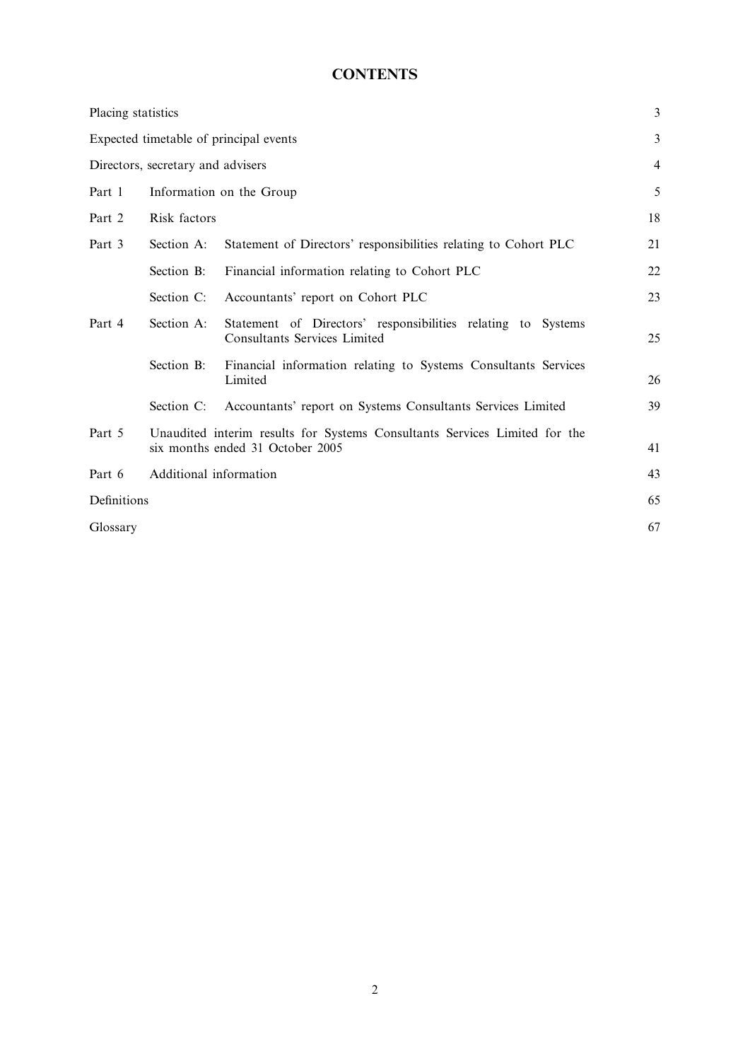# CONTENTS

| | | | |
|---|---|---|---|
| Placing statistics | | | 3 |
| Expected timetable of principal events | | | 3 |
| Directors, secretary and advisers | | | 4 |
| Part 1 | Information on the Group | | 5 |
| Part 2 | Risk factors | | 18 |
| Part 3 | Section A: | Statement of Directors' responsibilities relating to Cohort PLC | 21 |
| | Section B: | Financial information relating to Cohort PLC | 22 |
| | Section C: | Accountants' report on Cohort PLC | 23 |
| Part 4 | Section A: | Statement of Directors' responsibilities relating to Systems Consultants Services Limited | 25 |
| | Section B: | Financial information relating to Systems Consultants Services Limited | 26 |
| | Section C: | Accountants' report on Systems Consultants Services Limited | 39 |
| Part 5 | Unaudited interim results for Systems Consultants Services Limited for the six months ended 31 October 2005 | | 41 |
| Part 6 | Additional information | | 43 |
| Definitions | | | 65 |
| Glossary | | | 67 |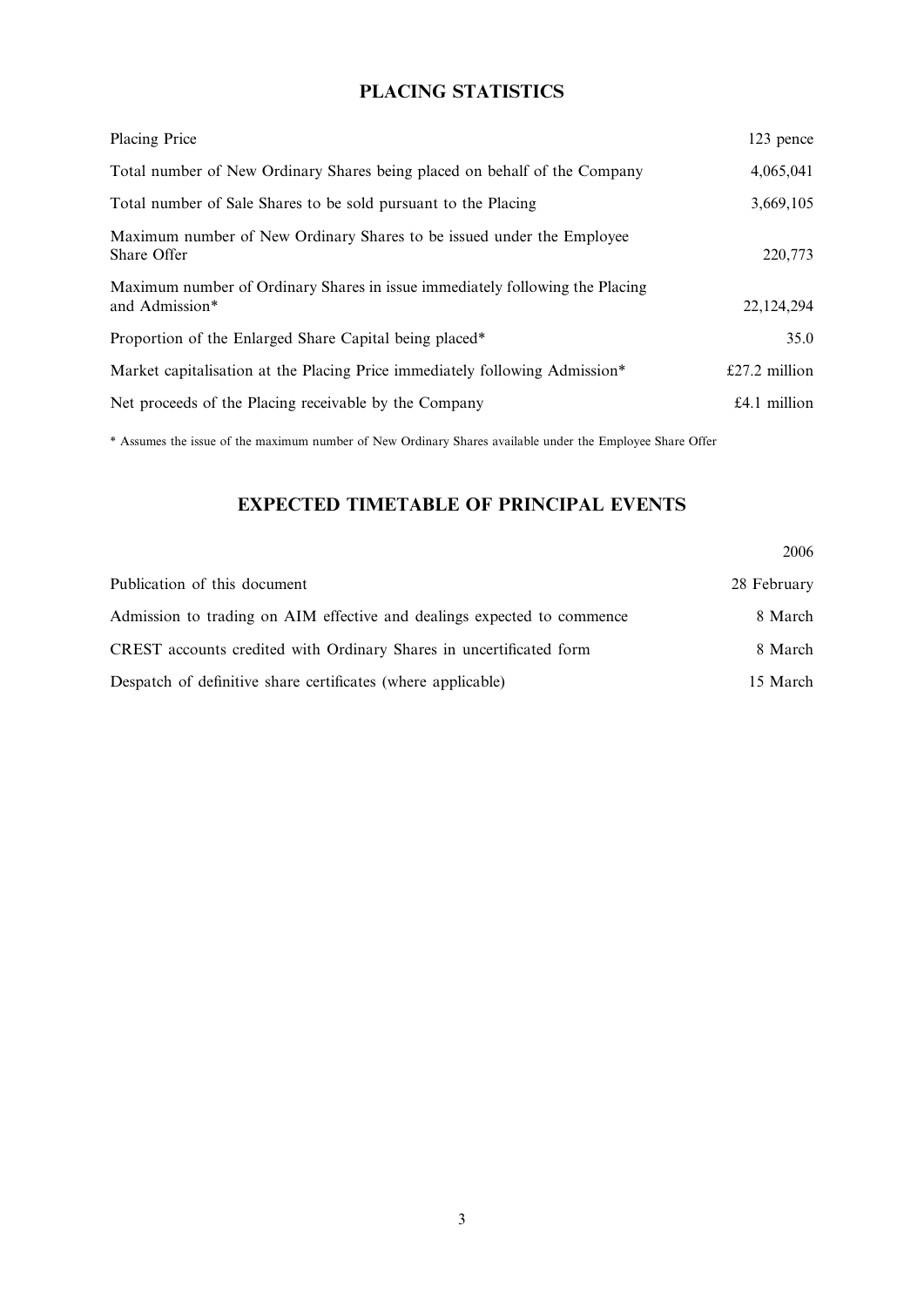## PLACING STATISTICS

| | |
|---|---|
| Placing Price | 123 pence |
| Total number of New Ordinary Shares being placed on behalf of the Company | 4,065,041 |
| Total number of Sale Shares to be sold pursuant to the Placing | 3,669,105 |
| Maximum number of New Ordinary Shares to be issued under the Employee Share Offer | 220,773 |
| Maximum number of Ordinary Shares in issue immediately following the Placing and Admission* | 22,124,294 |
| Proportion of the Enlarged Share Capital being placed* | 35.0 |
| Market capitalisation at the Placing Price immediately following Admission* | £27.2 million |
| Net proceeds of the Placing receivable by the Company | £4.1 million |

* Assumes the issue of the maximum number of New Ordinary Shares available under the Employee Share Offer

## EXPECTED TIMETABLE OF PRINCIPAL EVENTS

| | 2006 |
|---|---|
| Publication of this document | 28 February |
| Admission to trading on AIM effective and dealings expected to commence | 8 March |
| CREST accounts credited with Ordinary Shares in uncertificated form | 8 March |
| Despatch of definitive share certificates (where applicable) | 15 March |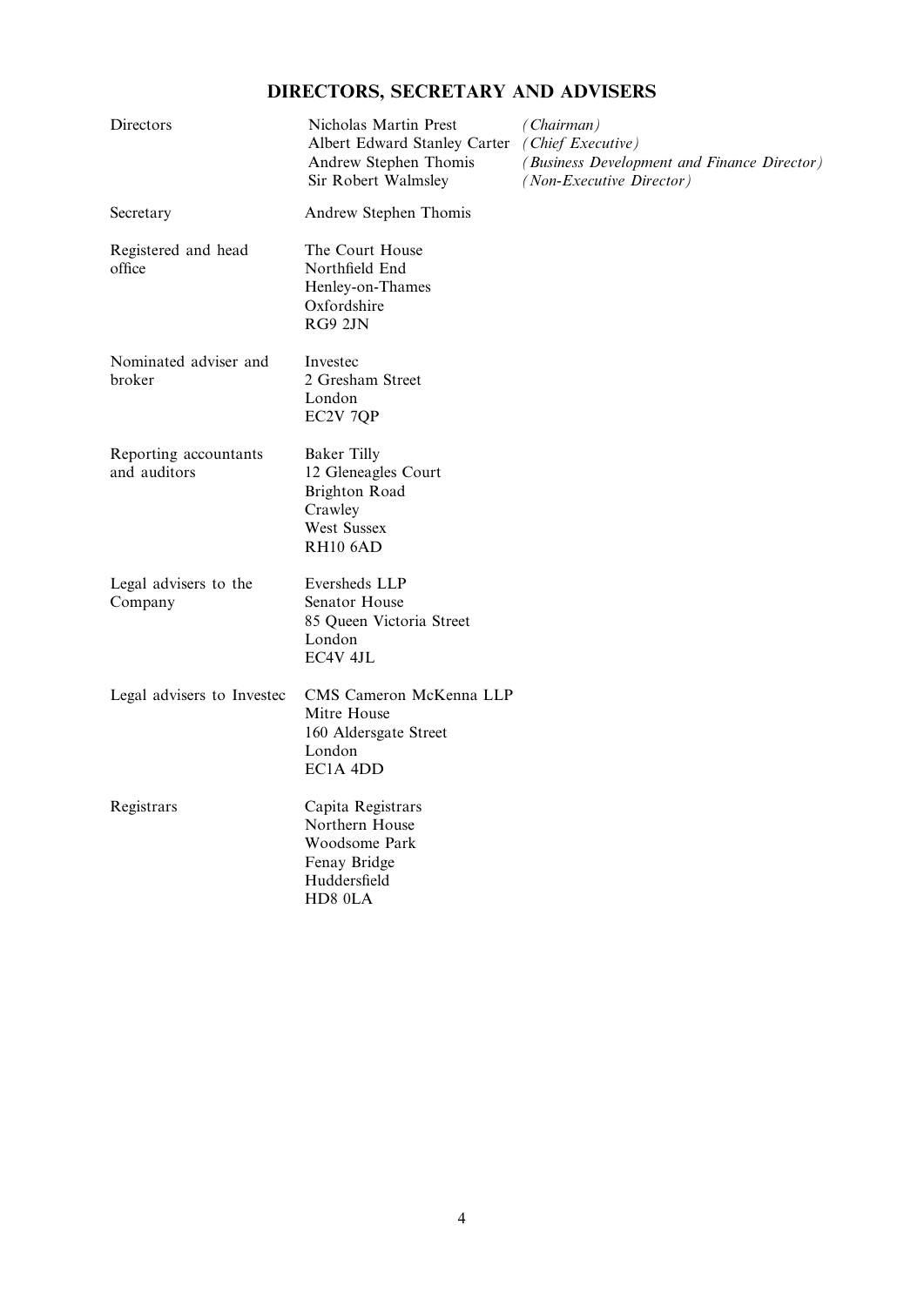# DIRECTORS, SECRETARY AND ADVISERS

| | | |
|---|---|---|
| Directors | Nicholas Martin Prest<br>Albert Edward Stanley Carter<br>Andrew Stephen Thomis<br>Sir Robert Walmsley | *(Chairman)*<br>*(Chief Executive)*<br>*(Business Development and Finance Director)*<br>*(Non-Executive Director)* |
| Secretary | Andrew Stephen Thomis | |
| Registered and head office | The Court House<br>Northfield End<br>Henley-on-Thames<br>Oxfordshire<br>RG9 2JN | |
| Nominated adviser and broker | Investec<br>2 Gresham Street<br>London<br>EC2V 7QP | |
| Reporting accountants and auditors | Baker Tilly<br>12 Gleneagles Court<br>Brighton Road<br>Crawley<br>West Sussex<br>RH10 6AD | |
| Legal advisers to the Company | Eversheds LLP<br>Senator House<br>85 Queen Victoria Street<br>London<br>EC4V 4JL | |
| Legal advisers to Investec | CMS Cameron McKenna LLP<br>Mitre House<br>160 Aldersgate Street<br>London<br>EC1A 4DD | |
| Registrars | Capita Registrars<br>Northern House<br>Woodsome Park<br>Fenay Bridge<br>Huddersfield<br>HD8 0LA | |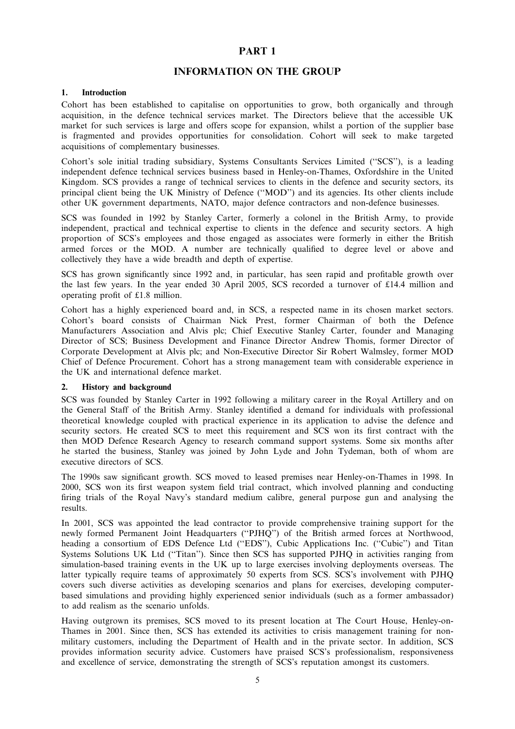# PART 1

## INFORMATION ON THE GROUP

### 1. Introduction

Cohort has been established to capitalise on opportunities to grow, both organically and through acquisition, in the defence technical services market. The Directors believe that the accessible UK market for such services is large and offers scope for expansion, whilst a portion of the supplier base is fragmented and provides opportunities for consolidation. Cohort will seek to make targeted acquisitions of complementary businesses.

Cohort's sole initial trading subsidiary, Systems Consultants Services Limited ("SCS"), is a leading independent defence technical services business based in Henley-on-Thames, Oxfordshire in the United Kingdom. SCS provides a range of technical services to clients in the defence and security sectors, its principal client being the UK Ministry of Defence ("MOD") and its agencies. Its other clients include other UK government departments, NATO, major defence contractors and non-defence businesses.

SCS was founded in 1992 by Stanley Carter, formerly a colonel in the British Army, to provide independent, practical and technical expertise to clients in the defence and security sectors. A high proportion of SCS's employees and those engaged as associates were formerly in either the British armed forces or the MOD. A number are technically qualified to degree level or above and collectively they have a wide breadth and depth of expertise.

SCS has grown significantly since 1992 and, in particular, has seen rapid and profitable growth over the last few years. In the year ended 30 April 2005, SCS recorded a turnover of £14.4 million and operating profit of £1.8 million.

Cohort has a highly experienced board and, in SCS, a respected name in its chosen market sectors. Cohort's board consists of Chairman Nick Prest, former Chairman of both the Defence Manufacturers Association and Alvis plc; Chief Executive Stanley Carter, founder and Managing Director of SCS; Business Development and Finance Director Andrew Thomis, former Director of Corporate Development at Alvis plc; and Non-Executive Director Sir Robert Walmsley, former MOD Chief of Defence Procurement. Cohort has a strong management team with considerable experience in the UK and international defence market.

### 2. History and background

SCS was founded by Stanley Carter in 1992 following a military career in the Royal Artillery and on the General Staff of the British Army. Stanley identified a demand for individuals with professional theoretical knowledge coupled with practical experience in its application to advise the defence and security sectors. He created SCS to meet this requirement and SCS won its first contract with the then MOD Defence Research Agency to research command support systems. Some six months after he started the business, Stanley was joined by John Lyde and John Tydeman, both of whom are executive directors of SCS.

The 1990s saw significant growth. SCS moved to leased premises near Henley-on-Thames in 1998. In 2000, SCS won its first weapon system field trial contract, which involved planning and conducting firing trials of the Royal Navy's standard medium calibre, general purpose gun and analysing the results.

In 2001, SCS was appointed the lead contractor to provide comprehensive training support for the newly formed Permanent Joint Headquarters ("PJHQ") of the British armed forces at Northwood, heading a consortium of EDS Defence Ltd ("EDS"), Cubic Applications Inc. ("Cubic") and Titan Systems Solutions UK Ltd ("Titan"). Since then SCS has supported PJHQ in activities ranging from simulation-based training events in the UK up to large exercises involving deployments overseas. The latter typically require teams of approximately 50 experts from SCS. SCS's involvement with PJHQ covers such diverse activities as developing scenarios and plans for exercises, developing computer-based simulations and providing highly experienced senior individuals (such as a former ambassador) to add realism as the scenario unfolds.

Having outgrown its premises, SCS moved to its present location at The Court House, Henley-on-Thames in 2001. Since then, SCS has extended its activities to crisis management training for non-military customers, including the Department of Health and in the private sector. In addition, SCS provides information security advice. Customers have praised SCS's professionalism, responsiveness and excellence of service, demonstrating the strength of SCS's reputation amongst its customers.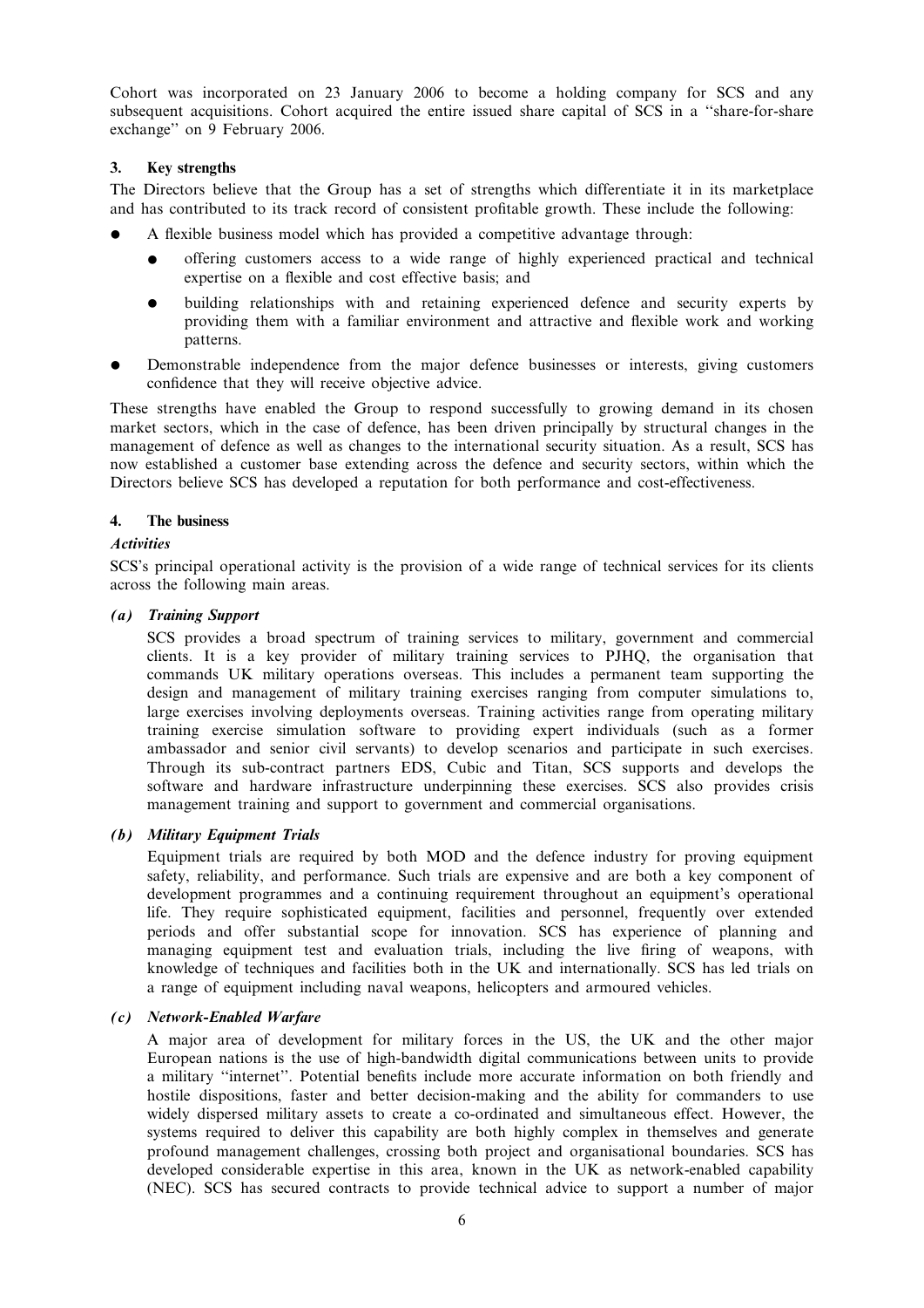Cohort was incorporated on 23 January 2006 to become a holding company for SCS and any subsequent acquisitions. Cohort acquired the entire issued share capital of SCS in a ''share-for-share exchange'' on 9 February 2006.

## 3. Key strengths

The Directors believe that the Group has a set of strengths which differentiate it in its marketplace and has contributed to its track record of consistent profitable growth. These include the following:

- A flexible business model which has provided a competitive advantage through:
  - offering customers access to a wide range of highly experienced practical and technical expertise on a flexible and cost effective basis; and
  - building relationships with and retaining experienced defence and security experts by providing them with a familiar environment and attractive and flexible work and working patterns.
- Demonstrable independence from the major defence businesses or interests, giving customers confidence that they will receive objective advice.

These strengths have enabled the Group to respond successfully to growing demand in its chosen market sectors, which in the case of defence, has been driven principally by structural changes in the management of defence as well as changes to the international security situation. As a result, SCS has now established a customer base extending across the defence and security sectors, within which the Directors believe SCS has developed a reputation for both performance and cost-effectiveness.

## 4. The business

### *Activities*

SCS's principal operational activity is the provision of a wide range of technical services for its clients across the following main areas.

#### *(a) Training Support*

SCS provides a broad spectrum of training services to military, government and commercial clients. It is a key provider of military training services to PJHQ, the organisation that commands UK military operations overseas. This includes a permanent team supporting the design and management of military training exercises ranging from computer simulations to, large exercises involving deployments overseas. Training activities range from operating military training exercise simulation software to providing expert individuals (such as a former ambassador and senior civil servants) to develop scenarios and participate in such exercises. Through its sub-contract partners EDS, Cubic and Titan, SCS supports and develops the software and hardware infrastructure underpinning these exercises. SCS also provides crisis management training and support to government and commercial organisations.

#### *(b) Military Equipment Trials*

Equipment trials are required by both MOD and the defence industry for proving equipment safety, reliability, and performance. Such trials are expensive and are both a key component of development programmes and a continuing requirement throughout an equipment's operational life. They require sophisticated equipment, facilities and personnel, frequently over extended periods and offer substantial scope for innovation. SCS has experience of planning and managing equipment test and evaluation trials, including the live firing of weapons, with knowledge of techniques and facilities both in the UK and internationally. SCS has led trials on a range of equipment including naval weapons, helicopters and armoured vehicles.

#### *(c) Network-Enabled Warfare*

A major area of development for military forces in the US, the UK and the other major European nations is the use of high-bandwidth digital communications between units to provide a military ''internet''. Potential benefits include more accurate information on both friendly and hostile dispositions, faster and better decision-making and the ability for commanders to use widely dispersed military assets to create a co-ordinated and simultaneous effect. However, the systems required to deliver this capability are both highly complex in themselves and generate profound management challenges, crossing both project and organisational boundaries. SCS has developed considerable expertise in this area, known in the UK as network-enabled capability (NEC). SCS has secured contracts to provide technical advice to support a number of major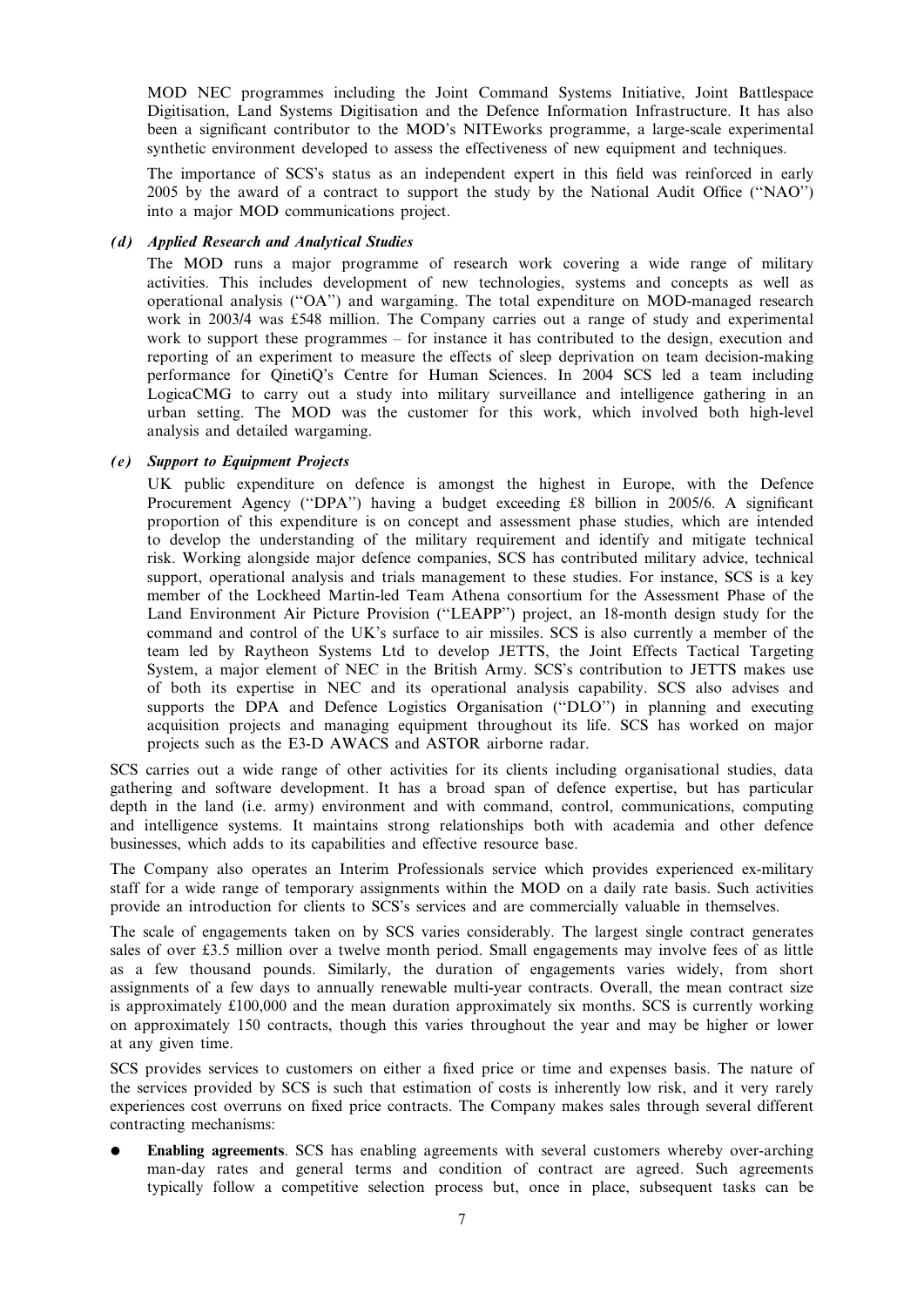MOD NEC programmes including the Joint Command Systems Initiative, Joint Battlespace Digitisation, Land Systems Digitisation and the Defence Information Infrastructure. It has also been a significant contributor to the MOD's NITEworks programme, a large-scale experimental synthetic environment developed to assess the effectiveness of new equipment and techniques.

The importance of SCS's status as an independent expert in this field was reinforced in early 2005 by the award of a contract to support the study by the National Audit Office ("NAO") into a major MOD communications project.

***(d) Applied Research and Analytical Studies***

The MOD runs a major programme of research work covering a wide range of military activities. This includes development of new technologies, systems and concepts as well as operational analysis ("OA") and wargaming. The total expenditure on MOD-managed research work in 2003/4 was £548 million. The Company carries out a range of study and experimental work to support these programmes – for instance it has contributed to the design, execution and reporting of an experiment to measure the effects of sleep deprivation on team decision-making performance for QinetiQ's Centre for Human Sciences. In 2004 SCS led a team including LogicaCMG to carry out a study into military surveillance and intelligence gathering in an urban setting. The MOD was the customer for this work, which involved both high-level analysis and detailed wargaming.

***(e) Support to Equipment Projects***

UK public expenditure on defence is amongst the highest in Europe, with the Defence Procurement Agency ("DPA") having a budget exceeding £8 billion in 2005/6. A significant proportion of this expenditure is on concept and assessment phase studies, which are intended to develop the understanding of the military requirement and identify and mitigate technical risk. Working alongside major defence companies, SCS has contributed military advice, technical support, operational analysis and trials management to these studies. For instance, SCS is a key member of the Lockheed Martin-led Team Athena consortium for the Assessment Phase of the Land Environment Air Picture Provision ("LEAPP") project, an 18-month design study for the command and control of the UK's surface to air missiles. SCS is also currently a member of the team led by Raytheon Systems Ltd to develop JETTS, the Joint Effects Tactical Targeting System, a major element of NEC in the British Army. SCS's contribution to JETTS makes use of both its expertise in NEC and its operational analysis capability. SCS also advises and supports the DPA and Defence Logistics Organisation ("DLO") in planning and executing acquisition projects and managing equipment throughout its life. SCS has worked on major projects such as the E3-D AWACS and ASTOR airborne radar.

SCS carries out a wide range of other activities for its clients including organisational studies, data gathering and software development. It has a broad span of defence expertise, but has particular depth in the land (i.e. army) environment and with command, control, communications, computing and intelligence systems. It maintains strong relationships both with academia and other defence businesses, which adds to its capabilities and effective resource base.

The Company also operates an Interim Professionals service which provides experienced ex-military staff for a wide range of temporary assignments within the MOD on a daily rate basis. Such activities provide an introduction for clients to SCS's services and are commercially valuable in themselves.

The scale of engagements taken on by SCS varies considerably. The largest single contract generates sales of over £3.5 million over a twelve month period. Small engagements may involve fees of as little as a few thousand pounds. Similarly, the duration of engagements varies widely, from short assignments of a few days to annually renewable multi-year contracts. Overall, the mean contract size is approximately £100,000 and the mean duration approximately six months. SCS is currently working on approximately 150 contracts, though this varies throughout the year and may be higher or lower at any given time.

SCS provides services to customers on either a fixed price or time and expenses basis. The nature of the services provided by SCS is such that estimation of costs is inherently low risk, and it very rarely experiences cost overruns on fixed price contracts. The Company makes sales through several different contracting mechanisms:

- **Enabling agreements**. SCS has enabling agreements with several customers whereby over-arching man-day rates and general terms and condition of contract are agreed. Such agreements typically follow a competitive selection process but, once in place, subsequent tasks can be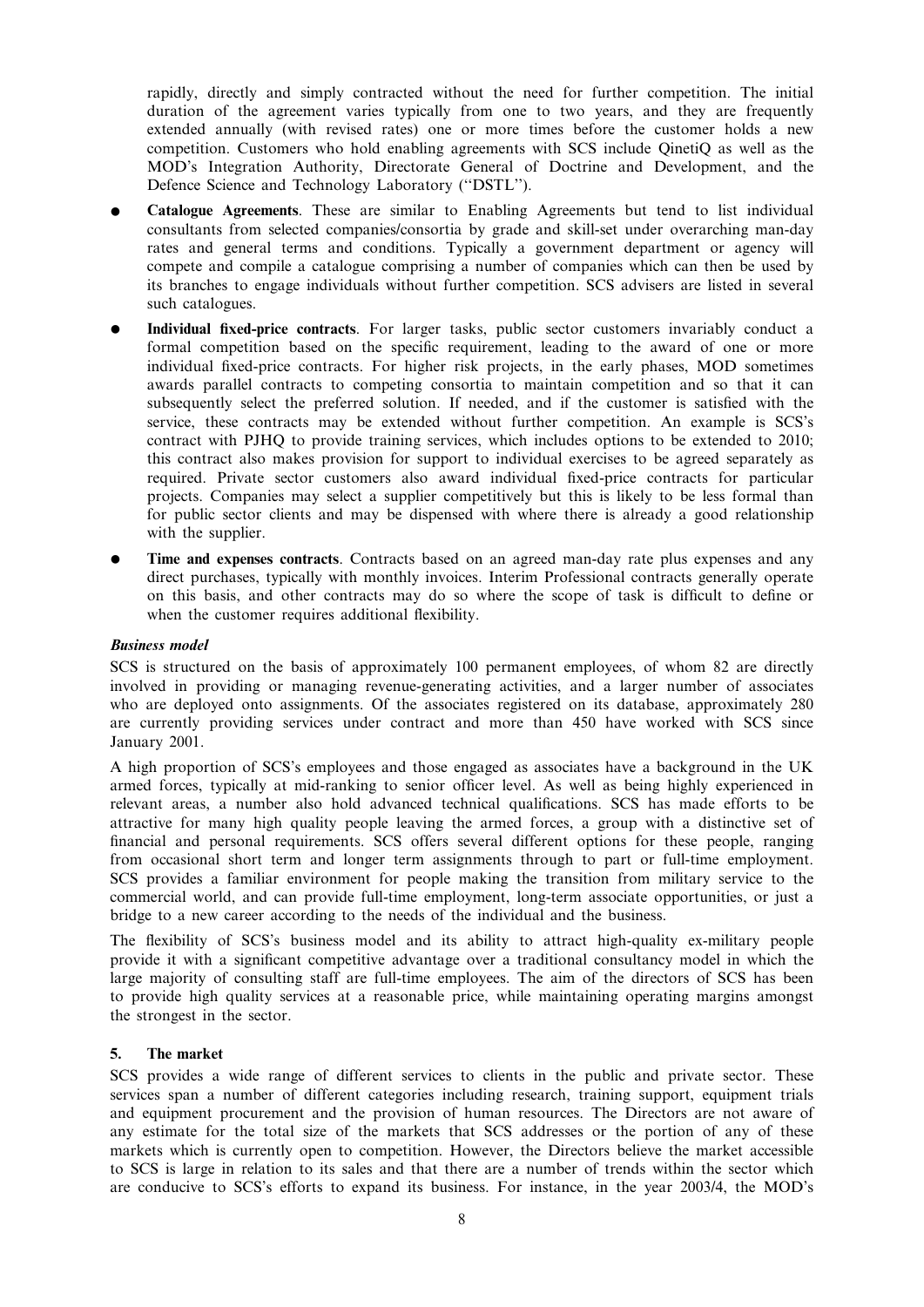rapidly, directly and simply contracted without the need for further competition. The initial duration of the agreement varies typically from one to two years, and they are frequently extended annually (with revised rates) one or more times before the customer holds a new competition. Customers who hold enabling agreements with SCS include QinetiQ as well as the MOD's Integration Authority, Directorate General of Doctrine and Development, and the Defence Science and Technology Laboratory ("DSTL").

- **Catalogue Agreements**. These are similar to Enabling Agreements but tend to list individual consultants from selected companies/consortia by grade and skill-set under overarching man-day rates and general terms and conditions. Typically a government department or agency will compete and compile a catalogue comprising a number of companies which can then be used by its branches to engage individuals without further competition. SCS advisers are listed in several such catalogues.
- **Individual fixed-price contracts**. For larger tasks, public sector customers invariably conduct a formal competition based on the specific requirement, leading to the award of one or more individual fixed-price contracts. For higher risk projects, in the early phases, MOD sometimes awards parallel contracts to competing consortia to maintain competition and so that it can subsequently select the preferred solution. If needed, and if the customer is satisfied with the service, these contracts may be extended without further competition. An example is SCS's contract with PJHQ to provide training services, which includes options to be extended to 2010; this contract also makes provision for support to individual exercises to be agreed separately as required. Private sector customers also award individual fixed-price contracts for particular projects. Companies may select a supplier competitively but this is likely to be less formal than for public sector clients and may be dispensed with where there is already a good relationship with the supplier.
- **Time and expenses contracts**. Contracts based on an agreed man-day rate plus expenses and any direct purchases, typically with monthly invoices. Interim Professional contracts generally operate on this basis, and other contracts may do so where the scope of task is difficult to define or when the customer requires additional flexibility.

***Business model***

SCS is structured on the basis of approximately 100 permanent employees, of whom 82 are directly involved in providing or managing revenue-generating activities, and a larger number of associates who are deployed onto assignments. Of the associates registered on its database, approximately 280 are currently providing services under contract and more than 450 have worked with SCS since January 2001.

A high proportion of SCS's employees and those engaged as associates have a background in the UK armed forces, typically at mid-ranking to senior officer level. As well as being highly experienced in relevant areas, a number also hold advanced technical qualifications. SCS has made efforts to be attractive for many high quality people leaving the armed forces, a group with a distinctive set of financial and personal requirements. SCS offers several different options for these people, ranging from occasional short term and longer term assignments through to part or full-time employment. SCS provides a familiar environment for people making the transition from military service to the commercial world, and can provide full-time employment, long-term associate opportunities, or just a bridge to a new career according to the needs of the individual and the business.

The flexibility of SCS's business model and its ability to attract high-quality ex-military people provide it with a significant competitive advantage over a traditional consultancy model in which the large majority of consulting staff are full-time employees. The aim of the directors of SCS has been to provide high quality services at a reasonable price, while maintaining operating margins amongst the strongest in the sector.

## 5. The market

SCS provides a wide range of different services to clients in the public and private sector. These services span a number of different categories including research, training support, equipment trials and equipment procurement and the provision of human resources. The Directors are not aware of any estimate for the total size of the markets that SCS addresses or the portion of any of these markets which is currently open to competition. However, the Directors believe the market accessible to SCS is large in relation to its sales and that there are a number of trends within the sector which are conducive to SCS's efforts to expand its business. For instance, in the year 2003/4, the MOD's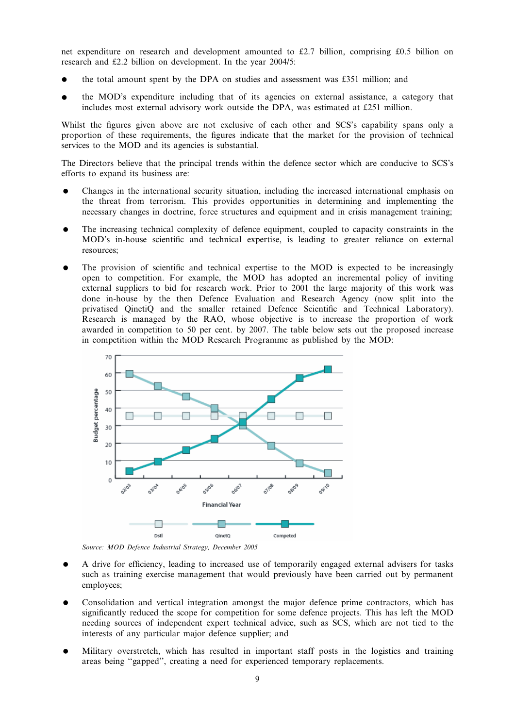net expenditure on research and development amounted to £2.7 billion, comprising £0.5 billion on research and £2.2 billion on development. In the year 2004/5:

- the total amount spent by the DPA on studies and assessment was £351 million; and
- the MOD's expenditure including that of its agencies on external assistance, a category that includes most external advisory work outside the DPA, was estimated at £251 million.

Whilst the figures given above are not exclusive of each other and SCS's capability spans only a proportion of these requirements, the figures indicate that the market for the provision of technical services to the MOD and its agencies is substantial.

The Directors believe that the principal trends within the defence sector which are conducive to SCS's efforts to expand its business are:

- Changes in the international security situation, including the increased international emphasis on the threat from terrorism. This provides opportunities in determining and implementing the necessary changes in doctrine, force structures and equipment and in crisis management training;
- The increasing technical complexity of defence equipment, coupled to capacity constraints in the MOD's in-house scientific and technical expertise, is leading to greater reliance on external resources;
- The provision of scientific and technical expertise to the MOD is expected to be increasingly open to competition. For example, the MOD has adopted an incremental policy of inviting external suppliers to bid for research work. Prior to 2001 the large majority of this work was done in-house by the then Defence Evaluation and Research Agency (now split into the privatised QinetiQ and the smaller retained Defence Scientific and Technical Laboratory). Research is managed by the RAO, whose objective is to increase the proportion of work awarded in competition to 50 per cent. by 2007. The table below sets out the proposed increase in competition within the MOD Research Programme as published by the MOD:

Budget percentage

70
60
50
40
30
20
10
0

02/03 03/04 04/05 05/06 06/07 07/08 08/09 09/10

Financial Year

Dstl QinetQ Competed

*Source: MOD Defence Industrial Strategy, December 2005*

- A drive for efficiency, leading to increased use of temporarily engaged external advisers for tasks such as training exercise management that would previously have been carried out by permanent employees;
- Consolidation and vertical integration amongst the major defence prime contractors, which has significantly reduced the scope for competition for some defence projects. This has left the MOD needing sources of independent expert technical advice, such as SCS, which are not tied to the interests of any particular major defence supplier; and
- Military overstretch, which has resulted in important staff posts in the logistics and training areas being "gapped", creating a need for experienced temporary replacements.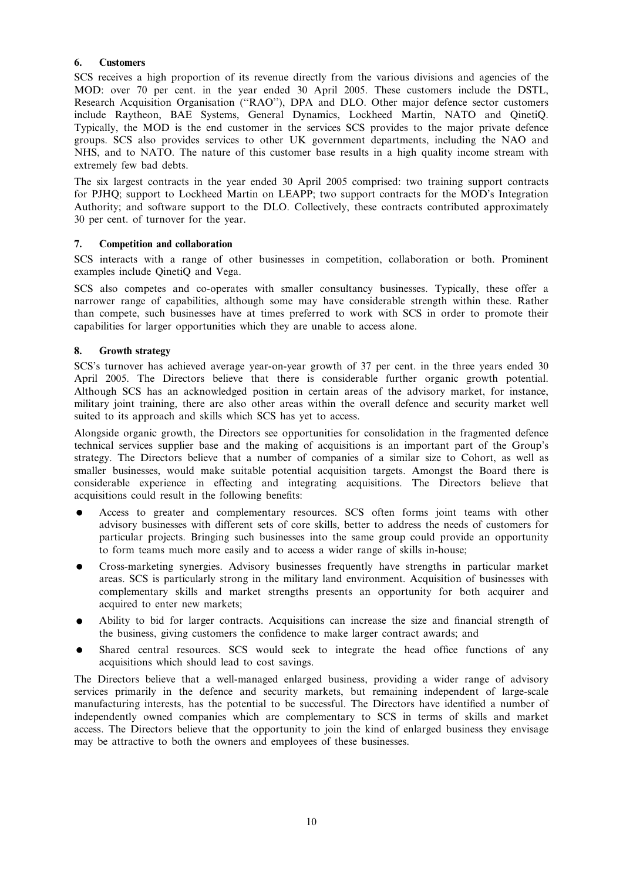### 6. Customers

SCS receives a high proportion of its revenue directly from the various divisions and agencies of the MOD: over 70 per cent. in the year ended 30 April 2005. These customers include the DSTL, Research Acquisition Organisation ("RAO"), DPA and DLO. Other major defence sector customers include Raytheon, BAE Systems, General Dynamics, Lockheed Martin, NATO and QinetiQ. Typically, the MOD is the end customer in the services SCS provides to the major private defence groups. SCS also provides services to other UK government departments, including the NAO and NHS, and to NATO. The nature of this customer base results in a high quality income stream with extremely few bad debts.

The six largest contracts in the year ended 30 April 2005 comprised: two training support contracts for PJHQ; support to Lockheed Martin on LEAPP; two support contracts for the MOD's Integration Authority; and software support to the DLO. Collectively, these contracts contributed approximately 30 per cent. of turnover for the year.

### 7. Competition and collaboration

SCS interacts with a range of other businesses in competition, collaboration or both. Prominent examples include QinetiQ and Vega.

SCS also competes and co-operates with smaller consultancy businesses. Typically, these offer a narrower range of capabilities, although some may have considerable strength within these. Rather than compete, such businesses have at times preferred to work with SCS in order to promote their capabilities for larger opportunities which they are unable to access alone.

### 8. Growth strategy

SCS's turnover has achieved average year-on-year growth of 37 per cent. in the three years ended 30 April 2005. The Directors believe that there is considerable further organic growth potential. Although SCS has an acknowledged position in certain areas of the advisory market, for instance, military joint training, there are also other areas within the overall defence and security market well suited to its approach and skills which SCS has yet to access.

Alongside organic growth, the Directors see opportunities for consolidation in the fragmented defence technical services supplier base and the making of acquisitions is an important part of the Group's strategy. The Directors believe that a number of companies of a similar size to Cohort, as well as smaller businesses, would make suitable potential acquisition targets. Amongst the Board there is considerable experience in effecting and integrating acquisitions. The Directors believe that acquisitions could result in the following benefits:

- Access to greater and complementary resources. SCS often forms joint teams with other advisory businesses with different sets of core skills, better to address the needs of customers for particular projects. Bringing such businesses into the same group could provide an opportunity to form teams much more easily and to access a wider range of skills in-house;
- Cross-marketing synergies. Advisory businesses frequently have strengths in particular market areas. SCS is particularly strong in the military land environment. Acquisition of businesses with complementary skills and market strengths presents an opportunity for both acquirer and acquired to enter new markets;
- Ability to bid for larger contracts. Acquisitions can increase the size and financial strength of the business, giving customers the confidence to make larger contract awards; and
- Shared central resources. SCS would seek to integrate the head office functions of any acquisitions which should lead to cost savings.

The Directors believe that a well-managed enlarged business, providing a wider range of advisory services primarily in the defence and security markets, but remaining independent of large-scale manufacturing interests, has the potential to be successful. The Directors have identified a number of independently owned companies which are complementary to SCS in terms of skills and market access. The Directors believe that the opportunity to join the kind of enlarged business they envisage may be attractive to both the owners and employees of these businesses.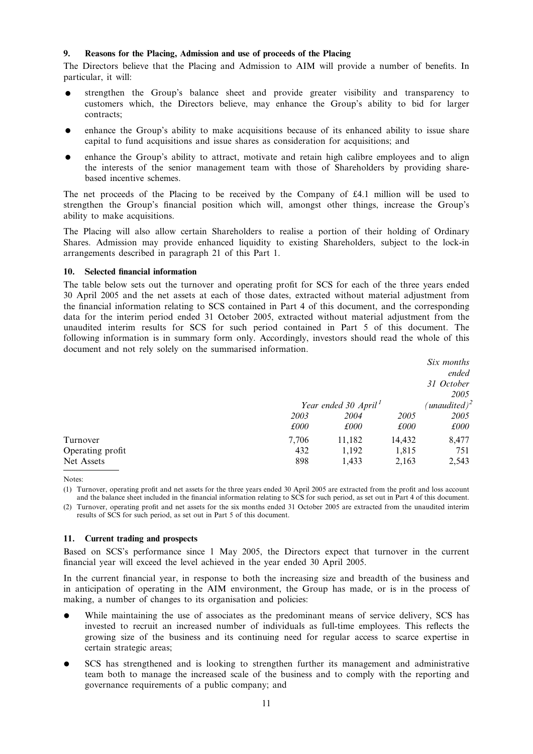## 9. Reasons for the Placing, Admission and use of proceeds of the Placing

The Directors believe that the Placing and Admission to AIM will provide a number of benefits. In particular, it will:

- strengthen the Group's balance sheet and provide greater visibility and transparency to customers which, the Directors believe, may enhance the Group's ability to bid for larger contracts;
- enhance the Group's ability to make acquisitions because of its enhanced ability to issue share capital to fund acquisitions and issue shares as consideration for acquisitions; and
- enhance the Group's ability to attract, motivate and retain high calibre employees and to align the interests of the senior management team with those of Shareholders by providing share-based incentive schemes.

The net proceeds of the Placing to be received by the Company of £4.1 million will be used to strengthen the Group's financial position which will, amongst other things, increase the Group's ability to make acquisitions.

The Placing will also allow certain Shareholders to realise a portion of their holding of Ordinary Shares. Admission may provide enhanced liquidity to existing Shareholders, subject to the lock-in arrangements described in paragraph 21 of this Part 1.

## 10. Selected financial information

The table below sets out the turnover and operating profit for SCS for each of the three years ended 30 April 2005 and the net assets at each of those dates, extracted without material adjustment from the financial information relating to SCS contained in Part 4 of this document, and the corresponding data for the interim period ended 31 October 2005, extracted without material adjustment from the unaudited interim results for SCS for such period contained in Part 5 of this document. The following information is in summary form only. Accordingly, investors should read the whole of this document and not rely solely on the summarised information.

| | *Year ended 30 April*[1] | | | *Six months ended 31 October 2005 (unaudited)*[2] |
|---|---|---|---|---|
| | *2003* | *2004* | *2005* | *2005* |
| | *£000* | *£000* | *£000* | *£000* |
| Turnover | 7,706 | 11,182 | 14,432 | 8,477 |
| Operating profit | 432 | 1,192 | 1,815 | 751 |
| Net Assets | 898 | 1,433 | 2,163 | 2,543 |

Notes:

(1) Turnover, operating profit and net assets for the three years ended 30 April 2005 are extracted from the profit and loss account and the balance sheet included in the financial information relating to SCS for such period, as set out in Part 4 of this document.

(2) Turnover, operating profit and net assets for the six months ended 31 October 2005 are extracted from the unaudited interim results of SCS for such period, as set out in Part 5 of this document.

## 11. Current trading and prospects

Based on SCS's performance since 1 May 2005, the Directors expect that turnover in the current financial year will exceed the level achieved in the year ended 30 April 2005.

In the current financial year, in response to both the increasing size and breadth of the business and in anticipation of operating in the AIM environment, the Group has made, or is in the process of making, a number of changes to its organisation and policies:

- While maintaining the use of associates as the predominant means of service delivery, SCS has invested to recruit an increased number of individuals as full-time employees. This reflects the growing size of the business and its continuing need for regular access to scarce expertise in certain strategic areas;
- SCS has strengthened and is looking to strengthen further its management and administrative team both to manage the increased scale of the business and to comply with the reporting and governance requirements of a public company; and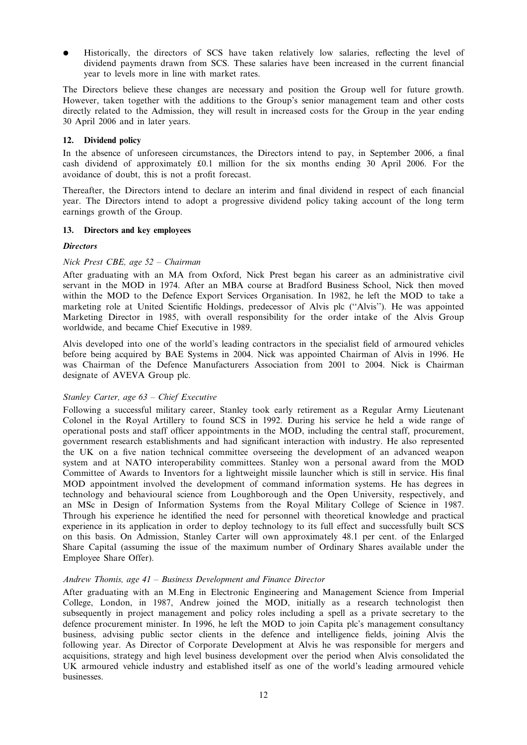- Historically, the directors of SCS have taken relatively low salaries, reflecting the level of dividend payments drawn from SCS. These salaries have been increased in the current financial year to levels more in line with market rates.

The Directors believe these changes are necessary and position the Group well for future growth. However, taken together with the additions to the Group's senior management team and other costs directly related to the Admission, they will result in increased costs for the Group in the year ending 30 April 2006 and in later years.

### 12. Dividend policy

In the absence of unforeseen circumstances, the Directors intend to pay, in September 2006, a final cash dividend of approximately £0.1 million for the six months ending 30 April 2006. For the avoidance of doubt, this is not a profit forecast.

Thereafter, the Directors intend to declare an interim and final dividend in respect of each financial year. The Directors intend to adopt a progressive dividend policy taking account of the long term earnings growth of the Group.

### 13. Directors and key employees

***Directors***

*Nick Prest CBE, age 52 – Chairman*

After graduating with an MA from Oxford, Nick Prest began his career as an administrative civil servant in the MOD in 1974. After an MBA course at Bradford Business School, Nick then moved within the MOD to the Defence Export Services Organisation. In 1982, he left the MOD to take a marketing role at United Scientific Holdings, predecessor of Alvis plc (''Alvis''). He was appointed Marketing Director in 1985, with overall responsibility for the order intake of the Alvis Group worldwide, and became Chief Executive in 1989.

Alvis developed into one of the world's leading contractors in the specialist field of armoured vehicles before being acquired by BAE Systems in 2004. Nick was appointed Chairman of Alvis in 1996. He was Chairman of the Defence Manufacturers Association from 2001 to 2004. Nick is Chairman designate of AVEVA Group plc.

*Stanley Carter, age 63 – Chief Executive*

Following a successful military career, Stanley took early retirement as a Regular Army Lieutenant Colonel in the Royal Artillery to found SCS in 1992. During his service he held a wide range of operational posts and staff officer appointments in the MOD, including the central staff, procurement, government research establishments and had significant interaction with industry. He also represented the UK on a five nation technical committee overseeing the development of an advanced weapon system and at NATO interoperability committees. Stanley won a personal award from the MOD Committee of Awards to Inventors for a lightweight missile launcher which is still in service. His final MOD appointment involved the development of command information systems. He has degrees in technology and behavioural science from Loughborough and the Open University, respectively, and an MSc in Design of Information Systems from the Royal Military College of Science in 1987. Through his experience he identified the need for personnel with theoretical knowledge and practical experience in its application in order to deploy technology to its full effect and successfully built SCS on this basis. On Admission, Stanley Carter will own approximately 48.1 per cent. of the Enlarged Share Capital (assuming the issue of the maximum number of Ordinary Shares available under the Employee Share Offer).

*Andrew Thomis, age 41 – Business Development and Finance Director*

After graduating with an M.Eng in Electronic Engineering and Management Science from Imperial College, London, in 1987, Andrew joined the MOD, initially as a research technologist then subsequently in project management and policy roles including a spell as a private secretary to the defence procurement minister. In 1996, he left the MOD to join Capita plc's management consultancy business, advising public sector clients in the defence and intelligence fields, joining Alvis the following year. As Director of Corporate Development at Alvis he was responsible for mergers and acquisitions, strategy and high level business development over the period when Alvis consolidated the UK armoured vehicle industry and established itself as one of the world's leading armoured vehicle businesses.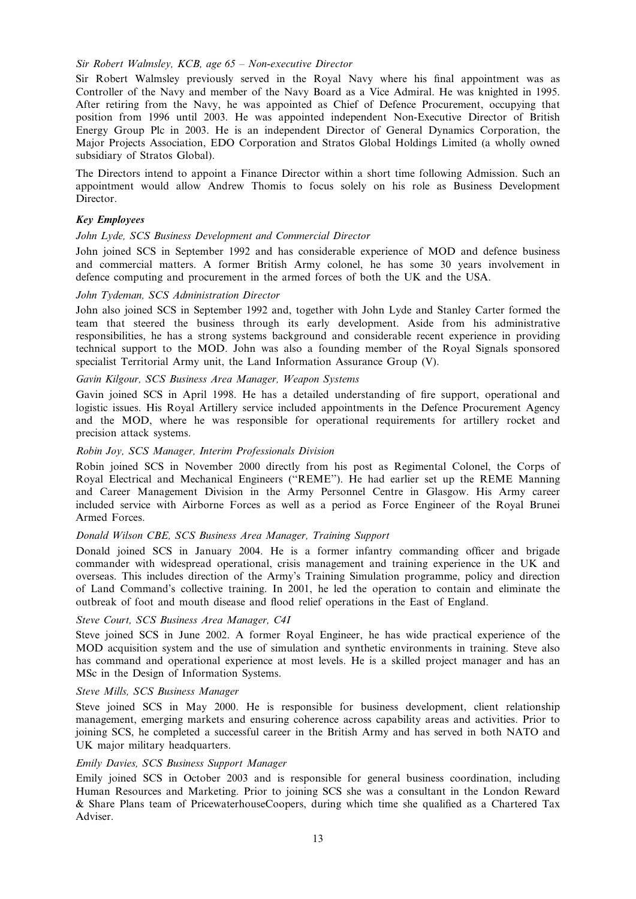*Sir Robert Walmsley, KCB, age 65 – Non-executive Director*

Sir Robert Walmsley previously served in the Royal Navy where his final appointment was as Controller of the Navy and member of the Navy Board as a Vice Admiral. He was knighted in 1995. After retiring from the Navy, he was appointed as Chief of Defence Procurement, occupying that position from 1996 until 2003. He was appointed independent Non-Executive Director of British Energy Group Plc in 2003. He is an independent Director of General Dynamics Corporation, the Major Projects Association, EDO Corporation and Stratos Global Holdings Limited (a wholly owned subsidiary of Stratos Global).

The Directors intend to appoint a Finance Director within a short time following Admission. Such an appointment would allow Andrew Thomis to focus solely on his role as Business Development Director.

***Key Employees***

*John Lyde, SCS Business Development and Commercial Director*

John joined SCS in September 1992 and has considerable experience of MOD and defence business and commercial matters. A former British Army colonel, he has some 30 years involvement in defence computing and procurement in the armed forces of both the UK and the USA.

*John Tydeman, SCS Administration Director*

John also joined SCS in September 1992 and, together with John Lyde and Stanley Carter formed the team that steered the business through its early development. Aside from his administrative responsibilities, he has a strong systems background and considerable recent experience in providing technical support to the MOD. John was also a founding member of the Royal Signals sponsored specialist Territorial Army unit, the Land Information Assurance Group (V).

*Gavin Kilgour, SCS Business Area Manager, Weapon Systems*

Gavin joined SCS in April 1998. He has a detailed understanding of fire support, operational and logistic issues. His Royal Artillery service included appointments in the Defence Procurement Agency and the MOD, where he was responsible for operational requirements for artillery rocket and precision attack systems.

*Robin Joy, SCS Manager, Interim Professionals Division*

Robin joined SCS in November 2000 directly from his post as Regimental Colonel, the Corps of Royal Electrical and Mechanical Engineers ("REME"). He had earlier set up the REME Manning and Career Management Division in the Army Personnel Centre in Glasgow. His Army career included service with Airborne Forces as well as a period as Force Engineer of the Royal Brunei Armed Forces.

*Donald Wilson CBE, SCS Business Area Manager, Training Support*

Donald joined SCS in January 2004. He is a former infantry commanding officer and brigade commander with widespread operational, crisis management and training experience in the UK and overseas. This includes direction of the Army's Training Simulation programme, policy and direction of Land Command's collective training. In 2001, he led the operation to contain and eliminate the outbreak of foot and mouth disease and flood relief operations in the East of England.

*Steve Court, SCS Business Area Manager, C4I*

Steve joined SCS in June 2002. A former Royal Engineer, he has wide practical experience of the MOD acquisition system and the use of simulation and synthetic environments in training. Steve also has command and operational experience at most levels. He is a skilled project manager and has an MSc in the Design of Information Systems.

*Steve Mills, SCS Business Manager*

Steve joined SCS in May 2000. He is responsible for business development, client relationship management, emerging markets and ensuring coherence across capability areas and activities. Prior to joining SCS, he completed a successful career in the British Army and has served in both NATO and UK major military headquarters.

*Emily Davies, SCS Business Support Manager*

Emily joined SCS in October 2003 and is responsible for general business coordination, including Human Resources and Marketing. Prior to joining SCS she was a consultant in the London Reward & Share Plans team of PricewaterhouseCoopers, during which time she qualified as a Chartered Tax Adviser.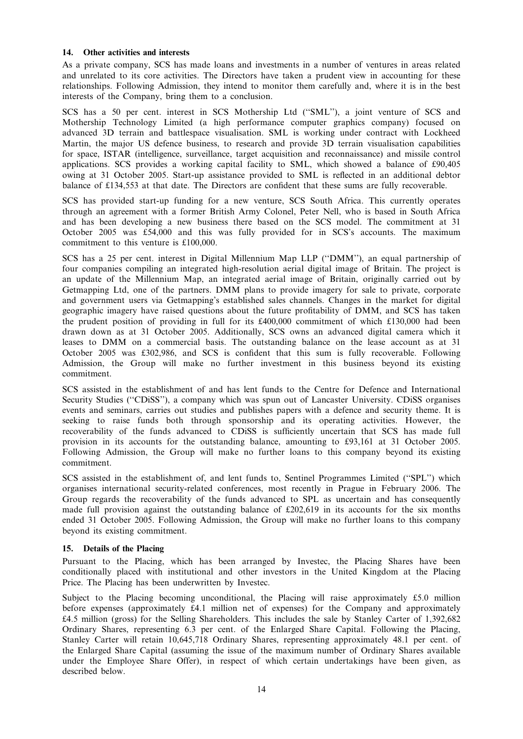### 14. Other activities and interests

As a private company, SCS has made loans and investments in a number of ventures in areas related and unrelated to its core activities. The Directors have taken a prudent view in accounting for these relationships. Following Admission, they intend to monitor them carefully and, where it is in the best interests of the Company, bring them to a conclusion.

SCS has a 50 per cent. interest in SCS Mothership Ltd (''SML''), a joint venture of SCS and Mothership Technology Limited (a high performance computer graphics company) focused on advanced 3D terrain and battlespace visualisation. SML is working under contract with Lockheed Martin, the major US defence business, to research and provide 3D terrain visualisation capabilities for space, ISTAR (intelligence, surveillance, target acquisition and reconnaissance) and missile control applications. SCS provides a working capital facility to SML, which showed a balance of £90,405 owing at 31 October 2005. Start-up assistance provided to SML is reflected in an additional debtor balance of £134,553 at that date. The Directors are confident that these sums are fully recoverable.

SCS has provided start-up funding for a new venture, SCS South Africa. This currently operates through an agreement with a former British Army Colonel, Peter Nell, who is based in South Africa and has been developing a new business there based on the SCS model. The commitment at 31 October 2005 was £54,000 and this was fully provided for in SCS's accounts. The maximum commitment to this venture is £100,000.

SCS has a 25 per cent. interest in Digital Millennium Map LLP (''DMM''), an equal partnership of four companies compiling an integrated high-resolution aerial digital image of Britain. The project is an update of the Millennium Map, an integrated aerial image of Britain, originally carried out by Getmapping Ltd, one of the partners. DMM plans to provide imagery for sale to private, corporate and government users via Getmapping's established sales channels. Changes in the market for digital geographic imagery have raised questions about the future profitability of DMM, and SCS has taken the prudent position of providing in full for its £400,000 commitment of which £130,000 had been drawn down as at 31 October 2005. Additionally, SCS owns an advanced digital camera which it leases to DMM on a commercial basis. The outstanding balance on the lease account as at 31 October 2005 was £302,986, and SCS is confident that this sum is fully recoverable. Following Admission, the Group will make no further investment in this business beyond its existing commitment.

SCS assisted in the establishment of and has lent funds to the Centre for Defence and International Security Studies (''CDiSS''), a company which was spun out of Lancaster University. CDiSS organises events and seminars, carries out studies and publishes papers with a defence and security theme. It is seeking to raise funds both through sponsorship and its operating activities. However, the recoverability of the funds advanced to CDiSS is sufficiently uncertain that SCS has made full provision in its accounts for the outstanding balance, amounting to £93,161 at 31 October 2005. Following Admission, the Group will make no further loans to this company beyond its existing commitment.

SCS assisted in the establishment of, and lent funds to, Sentinel Programmes Limited (''SPL'') which organises international security-related conferences, most recently in Prague in February 2006. The Group regards the recoverability of the funds advanced to SPL as uncertain and has consequently made full provision against the outstanding balance of £202,619 in its accounts for the six months ended 31 October 2005. Following Admission, the Group will make no further loans to this company beyond its existing commitment.

### 15. Details of the Placing

Pursuant to the Placing, which has been arranged by Investec, the Placing Shares have been conditionally placed with institutional and other investors in the United Kingdom at the Placing Price. The Placing has been underwritten by Investec.

Subject to the Placing becoming unconditional, the Placing will raise approximately £5.0 million before expenses (approximately £4.1 million net of expenses) for the Company and approximately £4.5 million (gross) for the Selling Shareholders. This includes the sale by Stanley Carter of 1,392,682 Ordinary Shares, representing 6.3 per cent. of the Enlarged Share Capital. Following the Placing, Stanley Carter will retain 10,645,718 Ordinary Shares, representing approximately 48.1 per cent. of the Enlarged Share Capital (assuming the issue of the maximum number of Ordinary Shares available under the Employee Share Offer), in respect of which certain undertakings have been given, as described below.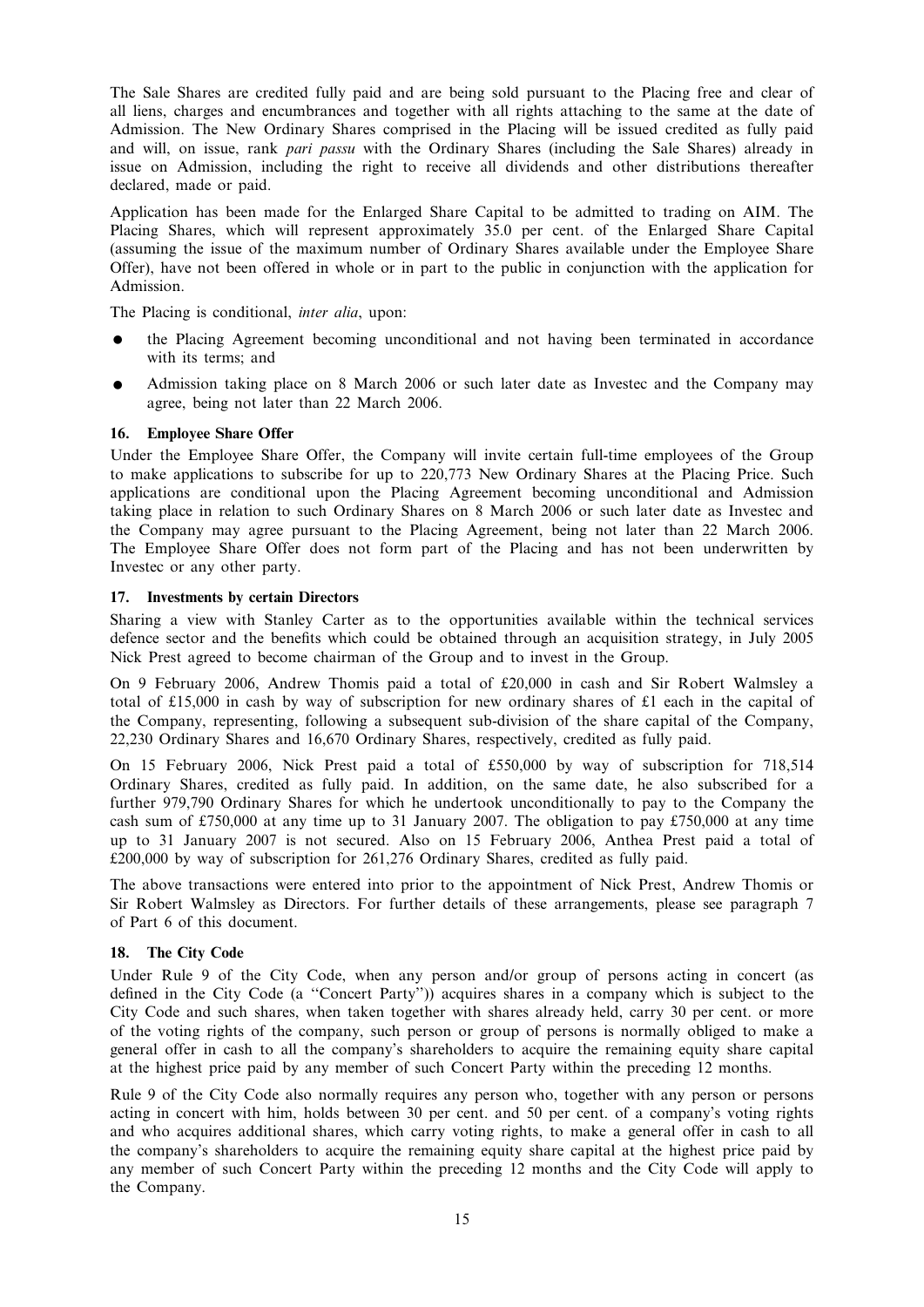The Sale Shares are credited fully paid and are being sold pursuant to the Placing free and clear of all liens, charges and encumbrances and together with all rights attaching to the same at the date of Admission. The New Ordinary Shares comprised in the Placing will be issued credited as fully paid and will, on issue, rank *pari passu* with the Ordinary Shares (including the Sale Shares) already in issue on Admission, including the right to receive all dividends and other distributions thereafter declared, made or paid.

Application has been made for the Enlarged Share Capital to be admitted to trading on AIM. The Placing Shares, which will represent approximately 35.0 per cent. of the Enlarged Share Capital (assuming the issue of the maximum number of Ordinary Shares available under the Employee Share Offer), have not been offered in whole or in part to the public in conjunction with the application for Admission.

The Placing is conditional, *inter alia*, upon:

- the Placing Agreement becoming unconditional and not having been terminated in accordance with its terms; and
- Admission taking place on 8 March 2006 or such later date as Investec and the Company may agree, being not later than 22 March 2006.

## 16. Employee Share Offer

Under the Employee Share Offer, the Company will invite certain full-time employees of the Group to make applications to subscribe for up to 220,773 New Ordinary Shares at the Placing Price. Such applications are conditional upon the Placing Agreement becoming unconditional and Admission taking place in relation to such Ordinary Shares on 8 March 2006 or such later date as Investec and the Company may agree pursuant to the Placing Agreement, being not later than 22 March 2006. The Employee Share Offer does not form part of the Placing and has not been underwritten by Investec or any other party.

## 17. Investments by certain Directors

Sharing a view with Stanley Carter as to the opportunities available within the technical services defence sector and the benefits which could be obtained through an acquisition strategy, in July 2005 Nick Prest agreed to become chairman of the Group and to invest in the Group.

On 9 February 2006, Andrew Thomis paid a total of £20,000 in cash and Sir Robert Walmsley a total of £15,000 in cash by way of subscription for new ordinary shares of £1 each in the capital of the Company, representing, following a subsequent sub-division of the share capital of the Company, 22,230 Ordinary Shares and 16,670 Ordinary Shares, respectively, credited as fully paid.

On 15 February 2006, Nick Prest paid a total of £550,000 by way of subscription for 718,514 Ordinary Shares, credited as fully paid. In addition, on the same date, he also subscribed for a further 979,790 Ordinary Shares for which he undertook unconditionally to pay to the Company the cash sum of £750,000 at any time up to 31 January 2007. The obligation to pay £750,000 at any time up to 31 January 2007 is not secured. Also on 15 February 2006, Anthea Prest paid a total of £200,000 by way of subscription for 261,276 Ordinary Shares, credited as fully paid.

The above transactions were entered into prior to the appointment of Nick Prest, Andrew Thomis or Sir Robert Walmsley as Directors. For further details of these arrangements, please see paragraph 7 of Part 6 of this document.

## 18. The City Code

Under Rule 9 of the City Code, when any person and/or group of persons acting in concert (as defined in the City Code (a "Concert Party")) acquires shares in a company which is subject to the City Code and such shares, when taken together with shares already held, carry 30 per cent. or more of the voting rights of the company, such person or group of persons is normally obliged to make a general offer in cash to all the company's shareholders to acquire the remaining equity share capital at the highest price paid by any member of such Concert Party within the preceding 12 months.

Rule 9 of the City Code also normally requires any person who, together with any person or persons acting in concert with him, holds between 30 per cent. and 50 per cent. of a company's voting rights and who acquires additional shares, which carry voting rights, to make a general offer in cash to all the company's shareholders to acquire the remaining equity share capital at the highest price paid by any member of such Concert Party within the preceding 12 months and the City Code will apply to the Company.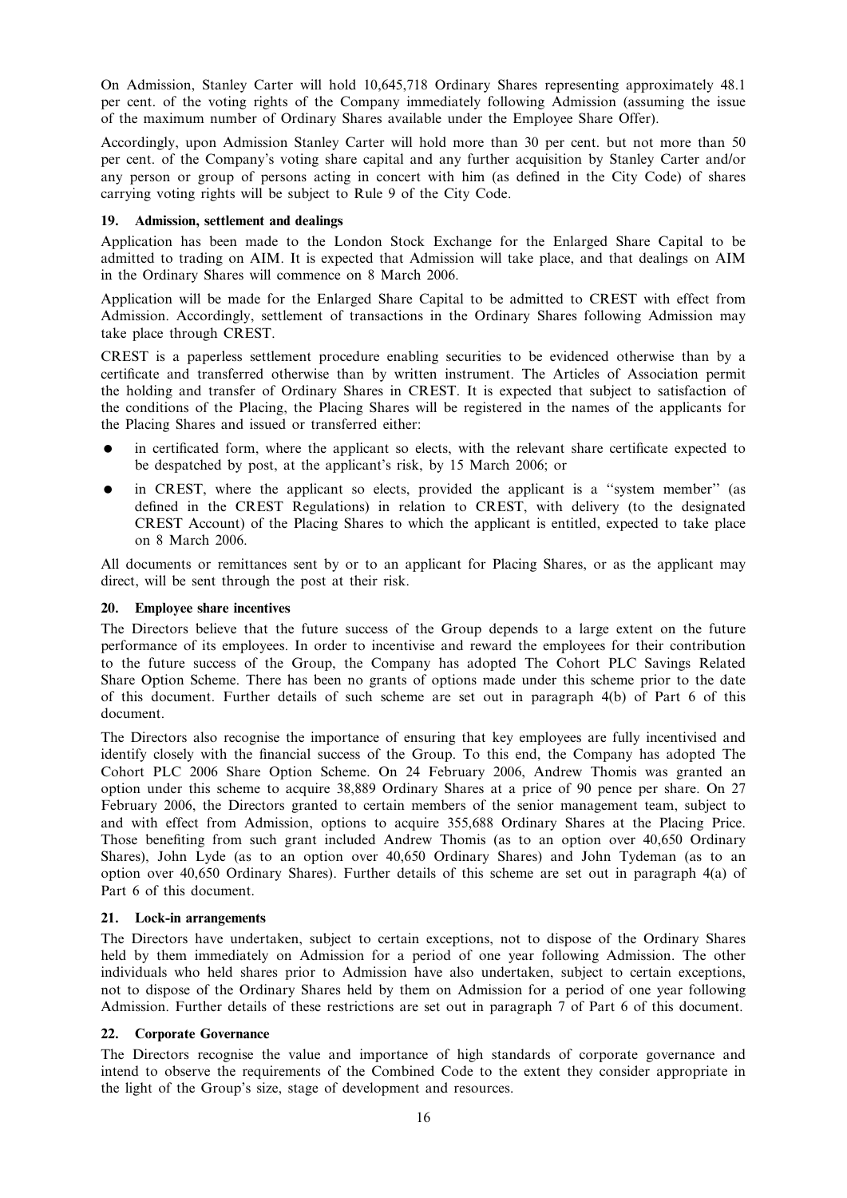On Admission, Stanley Carter will hold 10,645,718 Ordinary Shares representing approximately 48.1 per cent. of the voting rights of the Company immediately following Admission (assuming the issue of the maximum number of Ordinary Shares available under the Employee Share Offer).

Accordingly, upon Admission Stanley Carter will hold more than 30 per cent. but not more than 50 per cent. of the Company's voting share capital and any further acquisition by Stanley Carter and/or any person or group of persons acting in concert with him (as defined in the City Code) of shares carrying voting rights will be subject to Rule 9 of the City Code.

## 19. Admission, settlement and dealings

Application has been made to the London Stock Exchange for the Enlarged Share Capital to be admitted to trading on AIM. It is expected that Admission will take place, and that dealings on AIM in the Ordinary Shares will commence on 8 March 2006.

Application will be made for the Enlarged Share Capital to be admitted to CREST with effect from Admission. Accordingly, settlement of transactions in the Ordinary Shares following Admission may take place through CREST.

CREST is a paperless settlement procedure enabling securities to be evidenced otherwise than by a certificate and transferred otherwise than by written instrument. The Articles of Association permit the holding and transfer of Ordinary Shares in CREST. It is expected that subject to satisfaction of the conditions of the Placing, the Placing Shares will be registered in the names of the applicants for the Placing Shares and issued or transferred either:

- in certificated form, where the applicant so elects, with the relevant share certificate expected to be despatched by post, at the applicant's risk, by 15 March 2006; or
- in CREST, where the applicant so elects, provided the applicant is a "system member" (as defined in the CREST Regulations) in relation to CREST, with delivery (to the designated CREST Account) of the Placing Shares to which the applicant is entitled, expected to take place on 8 March 2006.

All documents or remittances sent by or to an applicant for Placing Shares, or as the applicant may direct, will be sent through the post at their risk.

## 20. Employee share incentives

The Directors believe that the future success of the Group depends to a large extent on the future performance of its employees. In order to incentivise and reward the employees for their contribution to the future success of the Group, the Company has adopted The Cohort PLC Savings Related Share Option Scheme. There has been no grants of options made under this scheme prior to the date of this document. Further details of such scheme are set out in paragraph 4(b) of Part 6 of this document.

The Directors also recognise the importance of ensuring that key employees are fully incentivised and identify closely with the financial success of the Group. To this end, the Company has adopted The Cohort PLC 2006 Share Option Scheme. On 24 February 2006, Andrew Thomis was granted an option under this scheme to acquire 38,889 Ordinary Shares at a price of 90 pence per share. On 27 February 2006, the Directors granted to certain members of the senior management team, subject to and with effect from Admission, options to acquire 355,688 Ordinary Shares at the Placing Price. Those benefiting from such grant included Andrew Thomis (as to an option over 40,650 Ordinary Shares), John Lyde (as to an option over 40,650 Ordinary Shares) and John Tydeman (as to an option over 40,650 Ordinary Shares). Further details of this scheme are set out in paragraph 4(a) of Part 6 of this document.

## 21. Lock-in arrangements

The Directors have undertaken, subject to certain exceptions, not to dispose of the Ordinary Shares held by them immediately on Admission for a period of one year following Admission. The other individuals who held shares prior to Admission have also undertaken, subject to certain exceptions, not to dispose of the Ordinary Shares held by them on Admission for a period of one year following Admission. Further details of these restrictions are set out in paragraph 7 of Part 6 of this document.

## 22. Corporate Governance

The Directors recognise the value and importance of high standards of corporate governance and intend to observe the requirements of the Combined Code to the extent they consider appropriate in the light of the Group's size, stage of development and resources.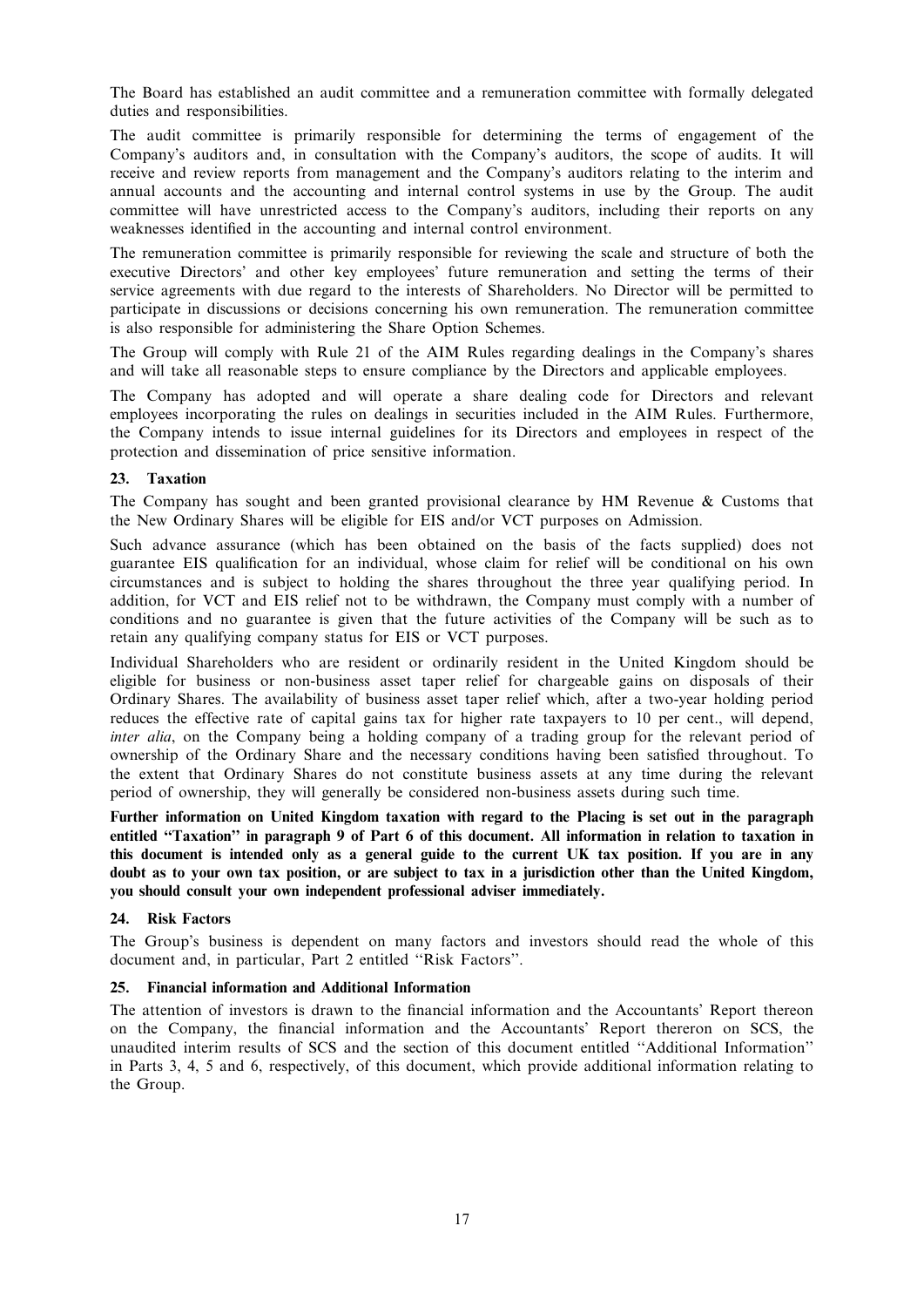The Board has established an audit committee and a remuneration committee with formally delegated duties and responsibilities.

The audit committee is primarily responsible for determining the terms of engagement of the Company's auditors and, in consultation with the Company's auditors, the scope of audits. It will receive and review reports from management and the Company's auditors relating to the interim and annual accounts and the accounting and internal control systems in use by the Group. The audit committee will have unrestricted access to the Company's auditors, including their reports on any weaknesses identified in the accounting and internal control environment.

The remuneration committee is primarily responsible for reviewing the scale and structure of both the executive Directors' and other key employees' future remuneration and setting the terms of their service agreements with due regard to the interests of Shareholders. No Director will be permitted to participate in discussions or decisions concerning his own remuneration. The remuneration committee is also responsible for administering the Share Option Schemes.

The Group will comply with Rule 21 of the AIM Rules regarding dealings in the Company's shares and will take all reasonable steps to ensure compliance by the Directors and applicable employees.

The Company has adopted and will operate a share dealing code for Directors and relevant employees incorporating the rules on dealings in securities included in the AIM Rules. Furthermore, the Company intends to issue internal guidelines for its Directors and employees in respect of the protection and dissemination of price sensitive information.

## 23. Taxation

The Company has sought and been granted provisional clearance by HM Revenue & Customs that the New Ordinary Shares will be eligible for EIS and/or VCT purposes on Admission.

Such advance assurance (which has been obtained on the basis of the facts supplied) does not guarantee EIS qualification for an individual, whose claim for relief will be conditional on his own circumstances and is subject to holding the shares throughout the three year qualifying period. In addition, for VCT and EIS relief not to be withdrawn, the Company must comply with a number of conditions and no guarantee is given that the future activities of the Company will be such as to retain any qualifying company status for EIS or VCT purposes.

Individual Shareholders who are resident or ordinarily resident in the United Kingdom should be eligible for business or non-business asset taper relief for chargeable gains on disposals of their Ordinary Shares. The availability of business asset taper relief which, after a two-year holding period reduces the effective rate of capital gains tax for higher rate taxpayers to 10 per cent., will depend, *inter alia*, on the Company being a holding company of a trading group for the relevant period of ownership of the Ordinary Share and the necessary conditions having been satisfied throughout. To the extent that Ordinary Shares do not constitute business assets at any time during the relevant period of ownership, they will generally be considered non-business assets during such time.

**Further information on United Kingdom taxation with regard to the Placing is set out in the paragraph entitled "Taxation" in paragraph 9 of Part 6 of this document. All information in relation to taxation in this document is intended only as a general guide to the current UK tax position. If you are in any doubt as to your own tax position, or are subject to tax in a jurisdiction other than the United Kingdom, you should consult your own independent professional adviser immediately.**

## 24. Risk Factors

The Group's business is dependent on many factors and investors should read the whole of this document and, in particular, Part 2 entitled "Risk Factors".

## 25. Financial information and Additional Information

The attention of investors is drawn to the financial information and the Accountants' Report thereon on the Company, the financial information and the Accountants' Report thereron on SCS, the unaudited interim results of SCS and the section of this document entitled "Additional Information" in Parts 3, 4, 5 and 6, respectively, of this document, which provide additional information relating to the Group.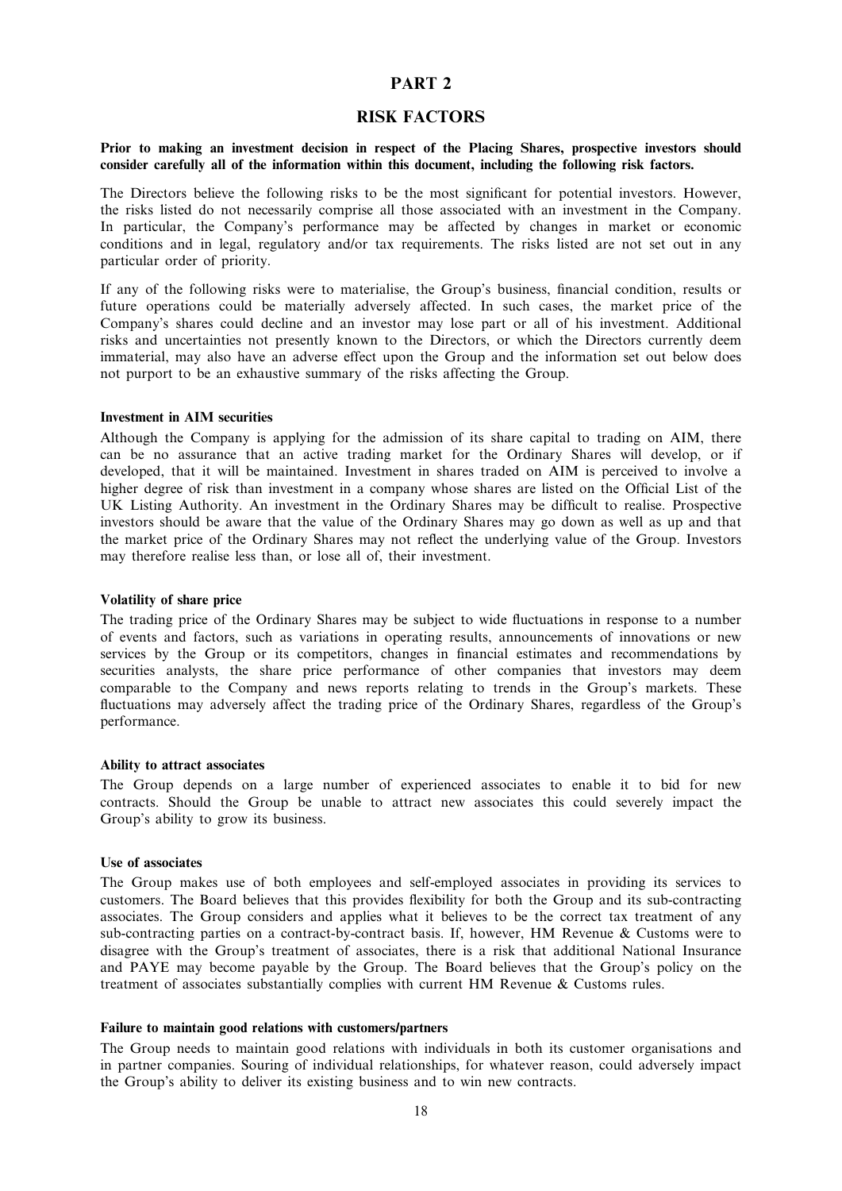# PART 2

## RISK FACTORS

**Prior to making an investment decision in respect of the Placing Shares, prospective investors should consider carefully all of the information within this document, including the following risk factors.**

The Directors believe the following risks to be the most significant for potential investors. However, the risks listed do not necessarily comprise all those associated with an investment in the Company. In particular, the Company's performance may be affected by changes in market or economic conditions and in legal, regulatory and/or tax requirements. The risks listed are not set out in any particular order of priority.

If any of the following risks were to materialise, the Group's business, financial condition, results or future operations could be materially adversely affected. In such cases, the market price of the Company's shares could decline and an investor may lose part or all of his investment. Additional risks and uncertainties not presently known to the Directors, or which the Directors currently deem immaterial, may also have an adverse effect upon the Group and the information set out below does not purport to be an exhaustive summary of the risks affecting the Group.

**Investment in AIM securities**

Although the Company is applying for the admission of its share capital to trading on AIM, there can be no assurance that an active trading market for the Ordinary Shares will develop, or if developed, that it will be maintained. Investment in shares traded on AIM is perceived to involve a higher degree of risk than investment in a company whose shares are listed on the Official List of the UK Listing Authority. An investment in the Ordinary Shares may be difficult to realise. Prospective investors should be aware that the value of the Ordinary Shares may go down as well as up and that the market price of the Ordinary Shares may not reflect the underlying value of the Group. Investors may therefore realise less than, or lose all of, their investment.

**Volatility of share price**

The trading price of the Ordinary Shares may be subject to wide fluctuations in response to a number of events and factors, such as variations in operating results, announcements of innovations or new services by the Group or its competitors, changes in financial estimates and recommendations by securities analysts, the share price performance of other companies that investors may deem comparable to the Company and news reports relating to trends in the Group's markets. These fluctuations may adversely affect the trading price of the Ordinary Shares, regardless of the Group's performance.

**Ability to attract associates**

The Group depends on a large number of experienced associates to enable it to bid for new contracts. Should the Group be unable to attract new associates this could severely impact the Group's ability to grow its business.

**Use of associates**

The Group makes use of both employees and self-employed associates in providing its services to customers. The Board believes that this provides flexibility for both the Group and its sub-contracting associates. The Group considers and applies what it believes to be the correct tax treatment of any sub-contracting parties on a contract-by-contract basis. If, however, HM Revenue & Customs were to disagree with the Group's treatment of associates, there is a risk that additional National Insurance and PAYE may become payable by the Group. The Board believes that the Group's policy on the treatment of associates substantially complies with current HM Revenue & Customs rules.

**Failure to maintain good relations with customers/partners**

The Group needs to maintain good relations with individuals in both its customer organisations and in partner companies. Souring of individual relationships, for whatever reason, could adversely impact the Group's ability to deliver its existing business and to win new contracts.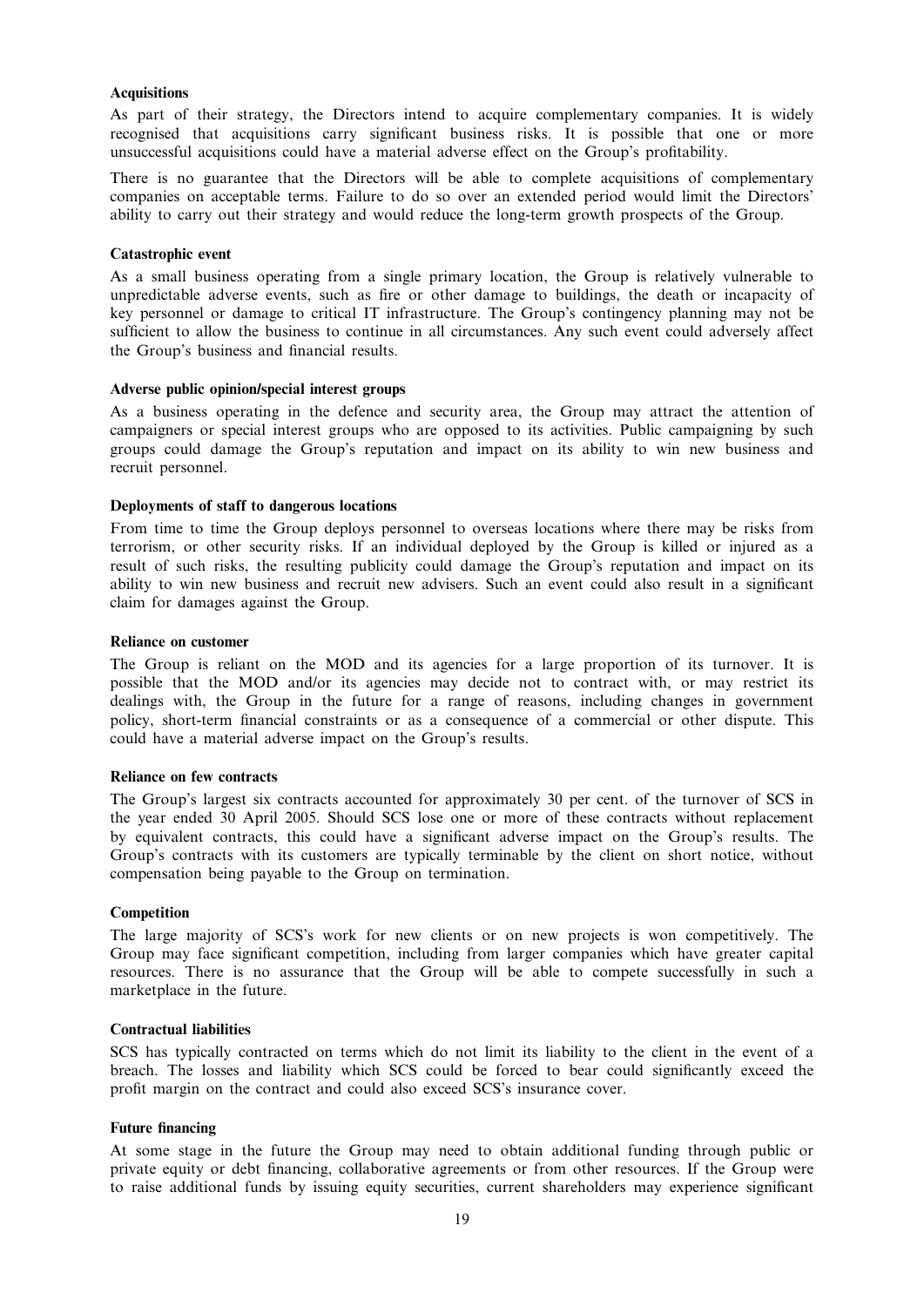**Acquisitions**

As part of their strategy, the Directors intend to acquire complementary companies. It is widely recognised that acquisitions carry significant business risks. It is possible that one or more unsuccessful acquisitions could have a material adverse effect on the Group's profitability.

There is no guarantee that the Directors will be able to complete acquisitions of complementary companies on acceptable terms. Failure to do so over an extended period would limit the Directors' ability to carry out their strategy and would reduce the long-term growth prospects of the Group.

**Catastrophic event**

As a small business operating from a single primary location, the Group is relatively vulnerable to unpredictable adverse events, such as fire or other damage to buildings, the death or incapacity of key personnel or damage to critical IT infrastructure. The Group's contingency planning may not be sufficient to allow the business to continue in all circumstances. Any such event could adversely affect the Group's business and financial results.

**Adverse public opinion/special interest groups**

As a business operating in the defence and security area, the Group may attract the attention of campaigners or special interest groups who are opposed to its activities. Public campaigning by such groups could damage the Group's reputation and impact on its ability to win new business and recruit personnel.

**Deployments of staff to dangerous locations**

From time to time the Group deploys personnel to overseas locations where there may be risks from terrorism, or other security risks. If an individual deployed by the Group is killed or injured as a result of such risks, the resulting publicity could damage the Group's reputation and impact on its ability to win new business and recruit new advisers. Such an event could also result in a significant claim for damages against the Group.

**Reliance on customer**

The Group is reliant on the MOD and its agencies for a large proportion of its turnover. It is possible that the MOD and/or its agencies may decide not to contract with, or may restrict its dealings with, the Group in the future for a range of reasons, including changes in government policy, short-term financial constraints or as a consequence of a commercial or other dispute. This could have a material adverse impact on the Group's results.

**Reliance on few contracts**

The Group's largest six contracts accounted for approximately 30 per cent. of the turnover of SCS in the year ended 30 April 2005. Should SCS lose one or more of these contracts without replacement by equivalent contracts, this could have a significant adverse impact on the Group's results. The Group's contracts with its customers are typically terminable by the client on short notice, without compensation being payable to the Group on termination.

**Competition**

The large majority of SCS's work for new clients or on new projects is won competitively. The Group may face significant competition, including from larger companies which have greater capital resources. There is no assurance that the Group will be able to compete successfully in such a marketplace in the future.

**Contractual liabilities**

SCS has typically contracted on terms which do not limit its liability to the client in the event of a breach. The losses and liability which SCS could be forced to bear could significantly exceed the profit margin on the contract and could also exceed SCS's insurance cover.

**Future financing**

At some stage in the future the Group may need to obtain additional funding through public or private equity or debt financing, collaborative agreements or from other resources. If the Group were to raise additional funds by issuing equity securities, current shareholders may experience significant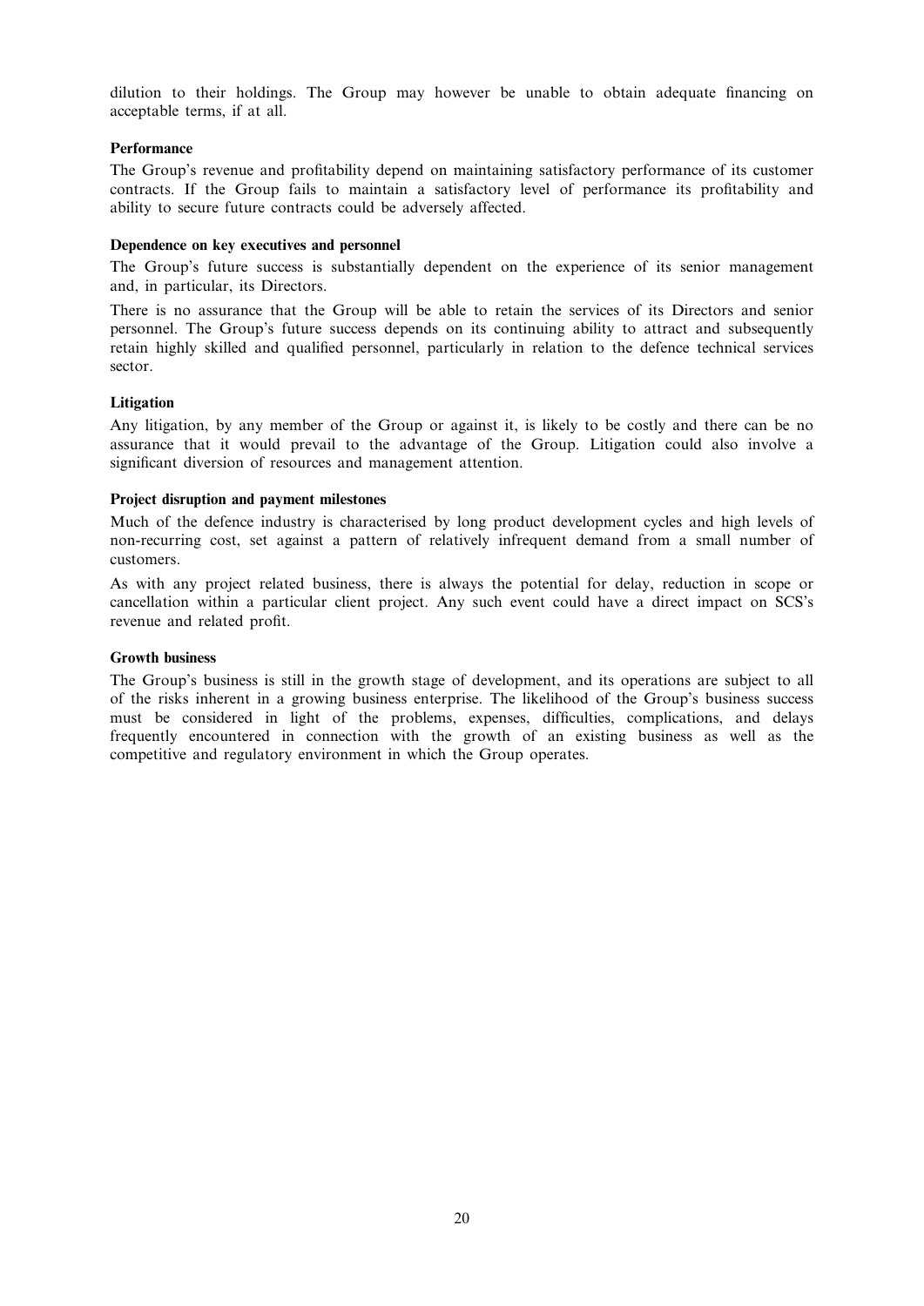dilution to their holdings. The Group may however be unable to obtain adequate financing on acceptable terms, if at all.

**Performance**

The Group's revenue and profitability depend on maintaining satisfactory performance of its customer contracts. If the Group fails to maintain a satisfactory level of performance its profitability and ability to secure future contracts could be adversely affected.

**Dependence on key executives and personnel**

The Group's future success is substantially dependent on the experience of its senior management and, in particular, its Directors.

There is no assurance that the Group will be able to retain the services of its Directors and senior personnel. The Group's future success depends on its continuing ability to attract and subsequently retain highly skilled and qualified personnel, particularly in relation to the defence technical services sector.

**Litigation**

Any litigation, by any member of the Group or against it, is likely to be costly and there can be no assurance that it would prevail to the advantage of the Group. Litigation could also involve a significant diversion of resources and management attention.

**Project disruption and payment milestones**

Much of the defence industry is characterised by long product development cycles and high levels of non-recurring cost, set against a pattern of relatively infrequent demand from a small number of customers.

As with any project related business, there is always the potential for delay, reduction in scope or cancellation within a particular client project. Any such event could have a direct impact on SCS's revenue and related profit.

**Growth business**

The Group's business is still in the growth stage of development, and its operations are subject to all of the risks inherent in a growing business enterprise. The likelihood of the Group's business success must be considered in light of the problems, expenses, difficulties, complications, and delays frequently encountered in connection with the growth of an existing business as well as the competitive and regulatory environment in which the Group operates.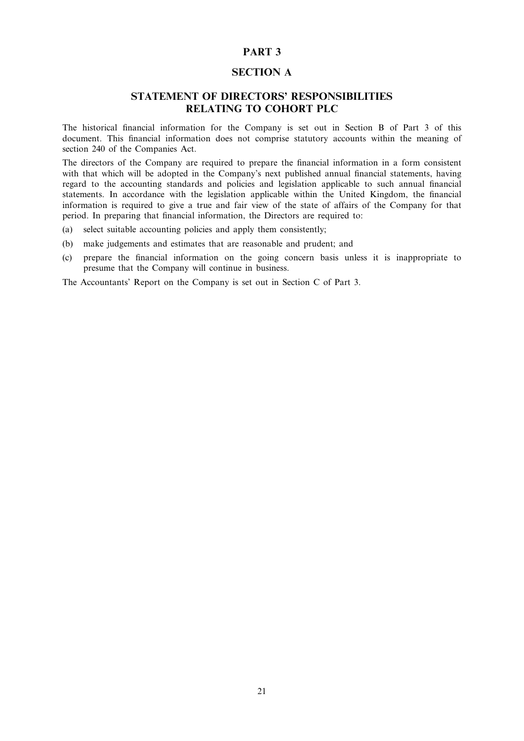# PART 3

## SECTION A

## STATEMENT OF DIRECTORS' RESPONSIBILITIES RELATING TO COHORT PLC

The historical financial information for the Company is set out in Section B of Part 3 of this document. This financial information does not comprise statutory accounts within the meaning of section 240 of the Companies Act.

The directors of the Company are required to prepare the financial information in a form consistent with that which will be adopted in the Company's next published annual financial statements, having regard to the accounting standards and policies and legislation applicable to such annual financial statements. In accordance with the legislation applicable within the United Kingdom, the financial information is required to give a true and fair view of the state of affairs of the Company for that period. In preparing that financial information, the Directors are required to:

(a) select suitable accounting policies and apply them consistently;

(b) make judgements and estimates that are reasonable and prudent; and

(c) prepare the financial information on the going concern basis unless it is inappropriate to presume that the Company will continue in business.

The Accountants' Report on the Company is set out in Section C of Part 3.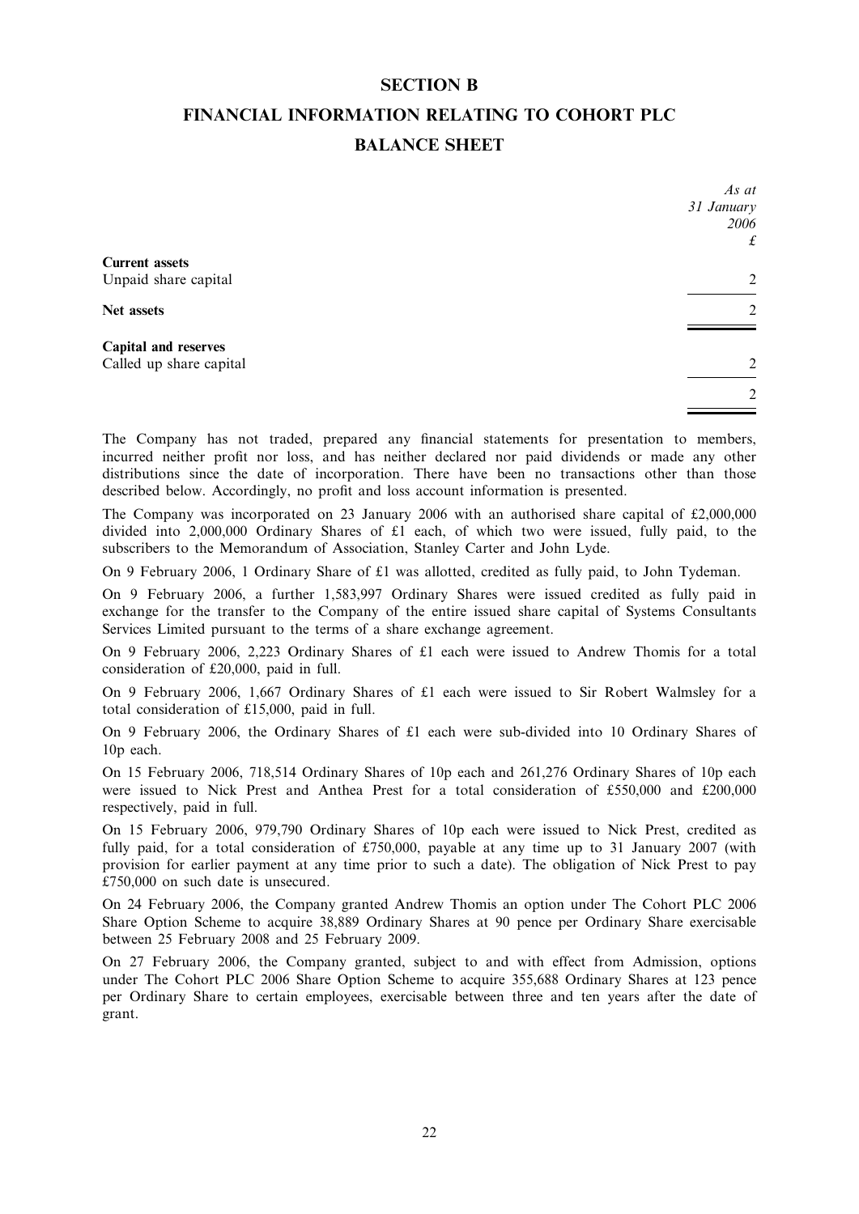# SECTION B

# FINANCIAL INFORMATION RELATING TO COHORT PLC

## BALANCE SHEET

| | *As at 31 January 2006* *£* |
|---|---|
| **Current assets** | |
| Unpaid share capital | 2 |
| **Net assets** | 2 |
| **Capital and reserves** | |
| Called up share capital | 2 |
| | 2 |

The Company has not traded, prepared any financial statements for presentation to members, incurred neither profit nor loss, and has neither declared nor paid dividends or made any other distributions since the date of incorporation. There have been no transactions other than those described below. Accordingly, no profit and loss account information is presented.

The Company was incorporated on 23 January 2006 with an authorised share capital of £2,000,000 divided into 2,000,000 Ordinary Shares of £1 each, of which two were issued, fully paid, to the subscribers to the Memorandum of Association, Stanley Carter and John Lyde.

On 9 February 2006, 1 Ordinary Share of £1 was allotted, credited as fully paid, to John Tydeman.

On 9 February 2006, a further 1,583,997 Ordinary Shares were issued credited as fully paid in exchange for the transfer to the Company of the entire issued share capital of Systems Consultants Services Limited pursuant to the terms of a share exchange agreement.

On 9 February 2006, 2,223 Ordinary Shares of £1 each were issued to Andrew Thomis for a total consideration of £20,000, paid in full.

On 9 February 2006, 1,667 Ordinary Shares of £1 each were issued to Sir Robert Walmsley for a total consideration of £15,000, paid in full.

On 9 February 2006, the Ordinary Shares of £1 each were sub-divided into 10 Ordinary Shares of 10p each.

On 15 February 2006, 718,514 Ordinary Shares of 10p each and 261,276 Ordinary Shares of 10p each were issued to Nick Prest and Anthea Prest for a total consideration of £550,000 and £200,000 respectively, paid in full.

On 15 February 2006, 979,790 Ordinary Shares of 10p each were issued to Nick Prest, credited as fully paid, for a total consideration of £750,000, payable at any time up to 31 January 2007 (with provision for earlier payment at any time prior to such a date). The obligation of Nick Prest to pay £750,000 on such date is unsecured.

On 24 February 2006, the Company granted Andrew Thomis an option under The Cohort PLC 2006 Share Option Scheme to acquire 38,889 Ordinary Shares at 90 pence per Ordinary Share exercisable between 25 February 2008 and 25 February 2009.

On 27 February 2006, the Company granted, subject to and with effect from Admission, options under The Cohort PLC 2006 Share Option Scheme to acquire 355,688 Ordinary Shares at 123 pence per Ordinary Share to certain employees, exercisable between three and ten years after the date of grant.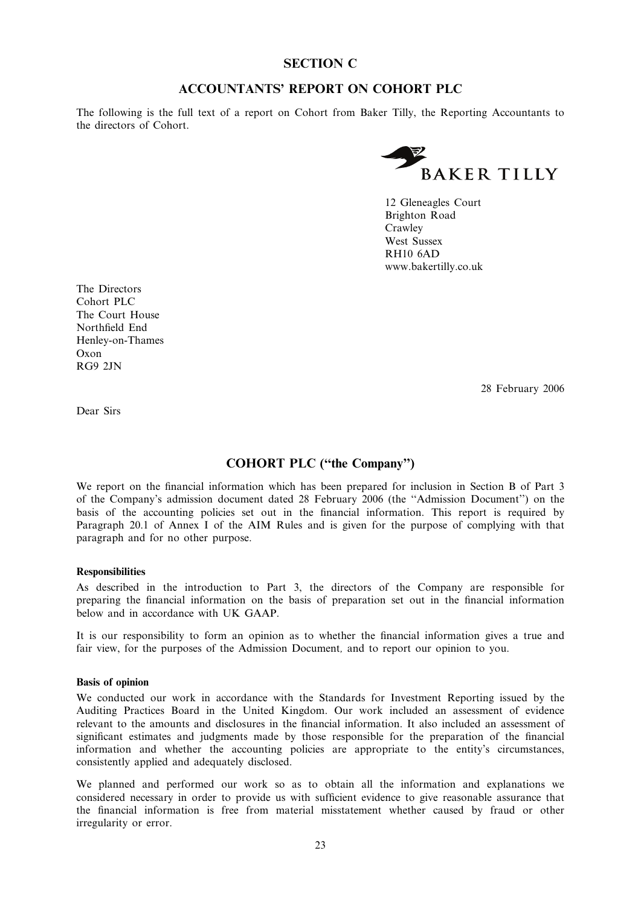# SECTION C

## ACCOUNTANTS' REPORT ON COHORT PLC

The following is the full text of a report on Cohort from Baker Tilly, the Reporting Accountants to the directors of Cohort.

BAKER TILLY

12 Gleneagles Court
Brighton Road
Crawley
West Sussex
RH10 6AD
www.bakertilly.co.uk

The Directors
Cohort PLC
The Court House
Northfield End
Henley-on-Thames
Oxon
RG9 2JN

28 February 2006

Dear Sirs

## COHORT PLC ("the Company")

We report on the financial information which has been prepared for inclusion in Section B of Part 3 of the Company's admission document dated 28 February 2006 (the ''Admission Document'') on the basis of the accounting policies set out in the financial information. This report is required by Paragraph 20.1 of Annex I of the AIM Rules and is given for the purpose of complying with that paragraph and for no other purpose.

**Responsibilities**

As described in the introduction to Part 3, the directors of the Company are responsible for preparing the financial information on the basis of preparation set out in the financial information below and in accordance with UK GAAP.

It is our responsibility to form an opinion as to whether the financial information gives a true and fair view, for the purposes of the Admission Document, and to report our opinion to you.

**Basis of opinion**

We conducted our work in accordance with the Standards for Investment Reporting issued by the Auditing Practices Board in the United Kingdom. Our work included an assessment of evidence relevant to the amounts and disclosures in the financial information. It also included an assessment of significant estimates and judgments made by those responsible for the preparation of the financial information and whether the accounting policies are appropriate to the entity's circumstances, consistently applied and adequately disclosed.

We planned and performed our work so as to obtain all the information and explanations we considered necessary in order to provide us with sufficient evidence to give reasonable assurance that the financial information is free from material misstatement whether caused by fraud or other irregularity or error.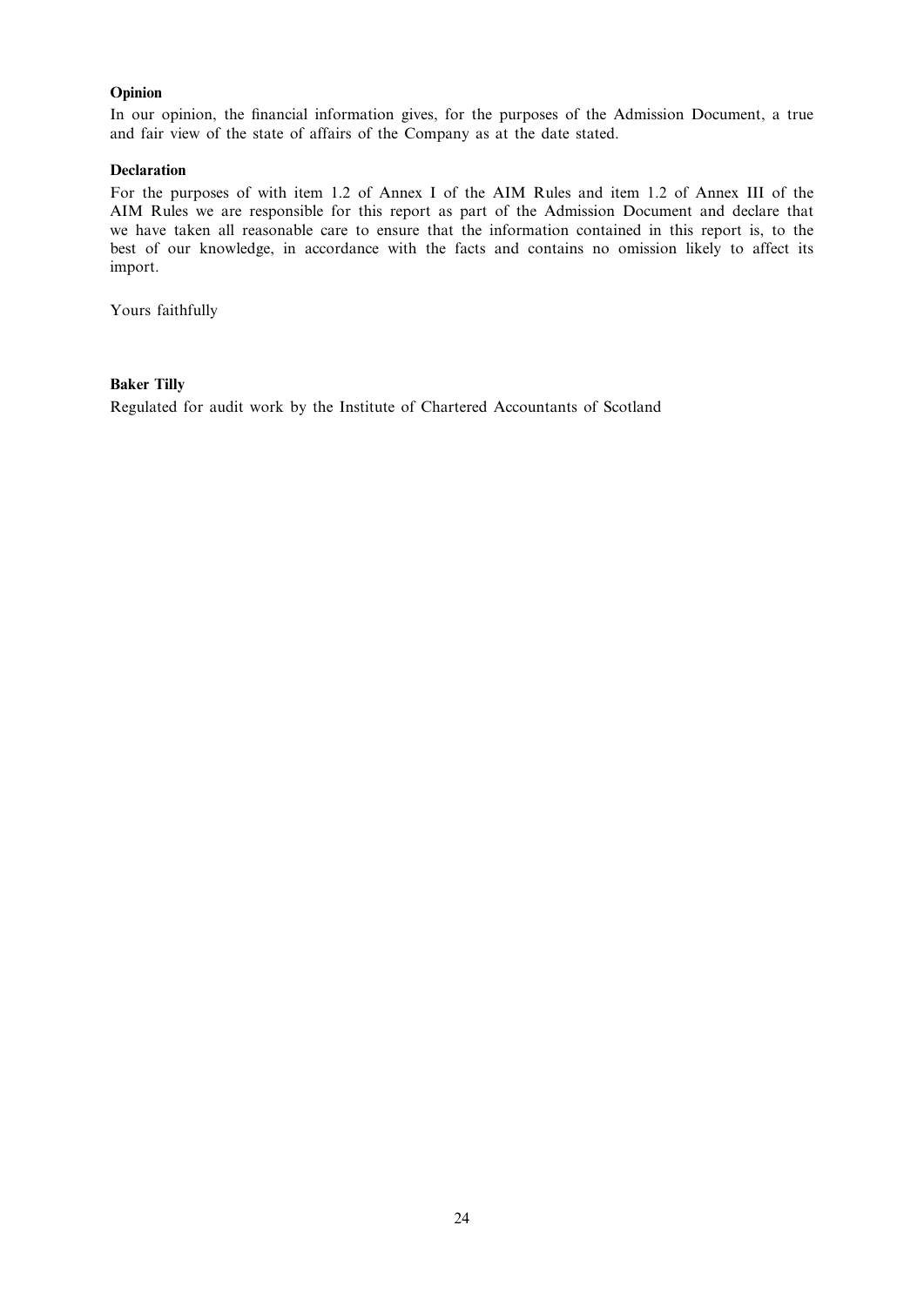**Opinion**

In our opinion, the financial information gives, for the purposes of the Admission Document, a true and fair view of the state of affairs of the Company as at the date stated.

**Declaration**

For the purposes of with item 1.2 of Annex I of the AIM Rules and item 1.2 of Annex III of the AIM Rules we are responsible for this report as part of the Admission Document and declare that we have taken all reasonable care to ensure that the information contained in this report is, to the best of our knowledge, in accordance with the facts and contains no omission likely to affect its import.

Yours faithfully

**Baker Tilly**

Regulated for audit work by the Institute of Chartered Accountants of Scotland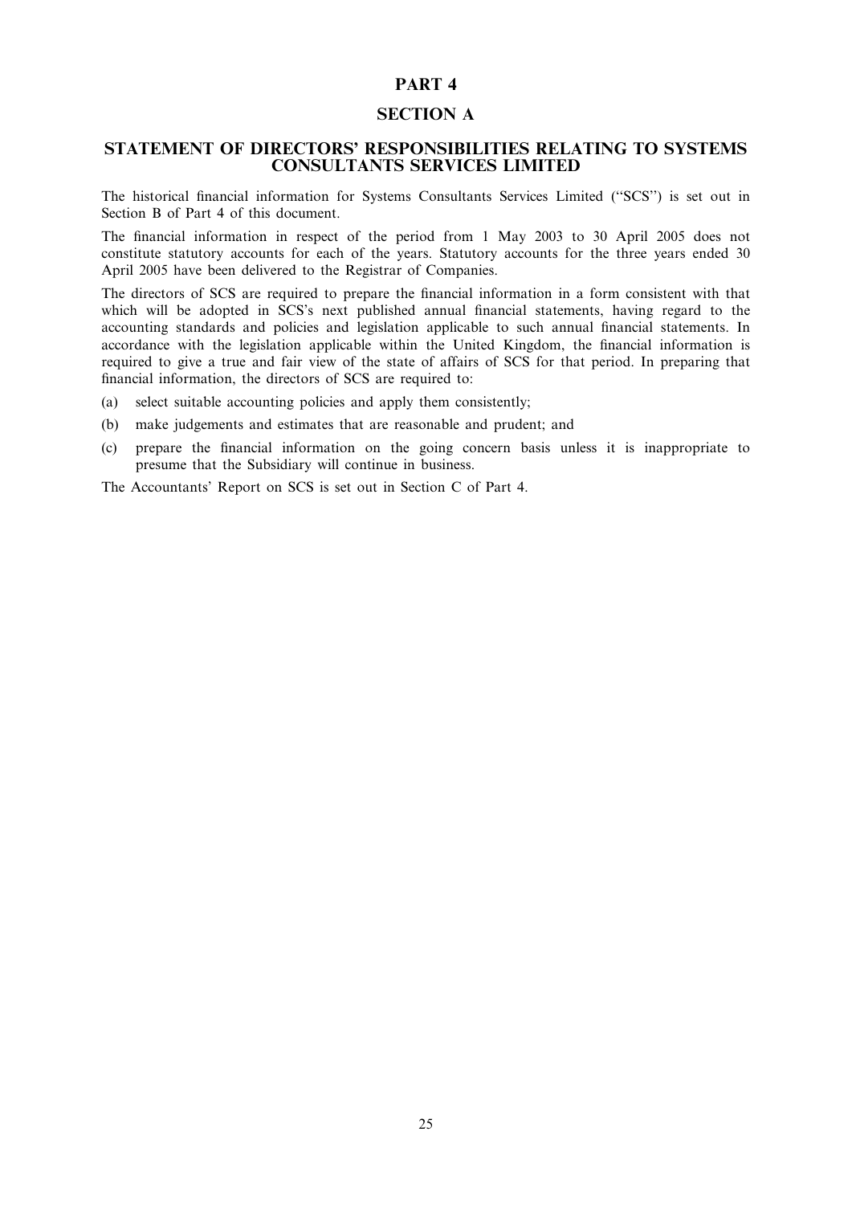# PART 4

## SECTION A

### STATEMENT OF DIRECTORS' RESPONSIBILITIES RELATING TO SYSTEMS CONSULTANTS SERVICES LIMITED

The historical financial information for Systems Consultants Services Limited (''SCS'') is set out in Section B of Part 4 of this document.

The financial information in respect of the period from 1 May 2003 to 30 April 2005 does not constitute statutory accounts for each of the years. Statutory accounts for the three years ended 30 April 2005 have been delivered to the Registrar of Companies.

The directors of SCS are required to prepare the financial information in a form consistent with that which will be adopted in SCS's next published annual financial statements, having regard to the accounting standards and policies and legislation applicable to such annual financial statements. In accordance with the legislation applicable within the United Kingdom, the financial information is required to give a true and fair view of the state of affairs of SCS for that period. In preparing that financial information, the directors of SCS are required to:

(a) select suitable accounting policies and apply them consistently;

(b) make judgements and estimates that are reasonable and prudent; and

(c) prepare the financial information on the going concern basis unless it is inappropriate to presume that the Subsidiary will continue in business.

The Accountants' Report on SCS is set out in Section C of Part 4.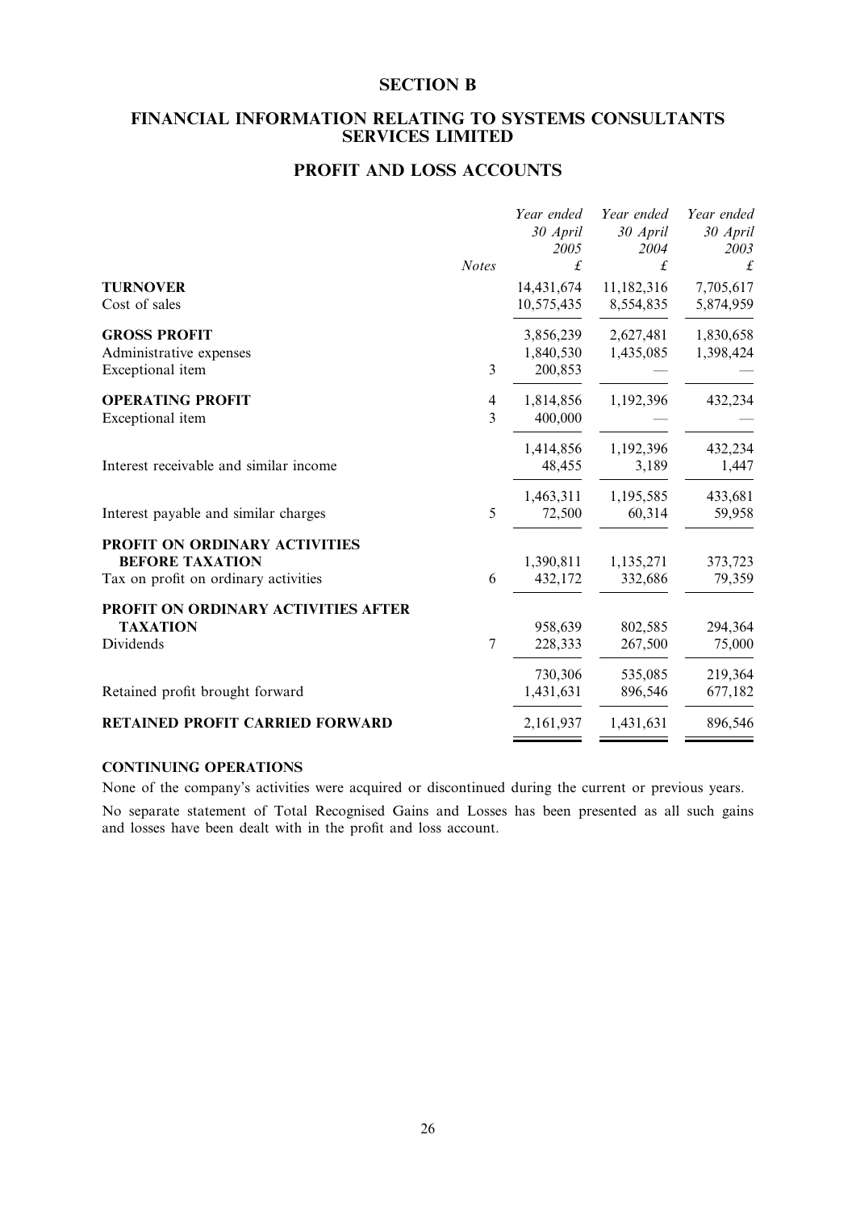## SECTION B

## FINANCIAL INFORMATION RELATING TO SYSTEMS CONSULTANTS SERVICES LIMITED

## PROFIT AND LOSS ACCOUNTS

| | Notes | *Year ended 30 April 2005* £ | *Year ended 30 April 2004* £ | *Year ended 30 April 2003* £ |
|---|---|---|---|---|
| **TURNOVER** | | 14,431,674 | 11,182,316 | 7,705,617 |
| Cost of sales | | 10,575,435 | 8,554,835 | 5,874,959 |
| **GROSS PROFIT** | | 3,856,239 | 2,627,481 | 1,830,658 |
| Administrative expenses | | 1,840,530 | 1,435,085 | 1,398,424 |
| Exceptional item | 3 | 200,853 | — | — |
| **OPERATING PROFIT** | 4 | 1,814,856 | 1,192,396 | 432,234 |
| Exceptional item | 3 | 400,000 | — | — |
| | | 1,414,856 | 1,192,396 | 432,234 |
| Interest receivable and similar income | | 48,455 | 3,189 | 1,447 |
| | | 1,463,311 | 1,195,585 | 433,681 |
| Interest payable and similar charges | 5 | 72,500 | 60,314 | 59,958 |
| **PROFIT ON ORDINARY ACTIVITIES BEFORE TAXATION** | | 1,390,811 | 1,135,271 | 373,723 |
| Tax on profit on ordinary activities | 6 | 432,172 | 332,686 | 79,359 |
| **PROFIT ON ORDINARY ACTIVITIES AFTER TAXATION** | | 958,639 | 802,585 | 294,364 |
| Dividends | 7 | 228,333 | 267,500 | 75,000 |
| | | 730,306 | 535,085 | 219,364 |
| Retained profit brought forward | | 1,431,631 | 896,546 | 677,182 |
| **RETAINED PROFIT CARRIED FORWARD** | | 2,161,937 | 1,431,631 | 896,546 |

**CONTINUING OPERATIONS**

None of the company's activities were acquired or discontinued during the current or previous years.

No separate statement of Total Recognised Gains and Losses has been presented as all such gains and losses have been dealt with in the profit and loss account.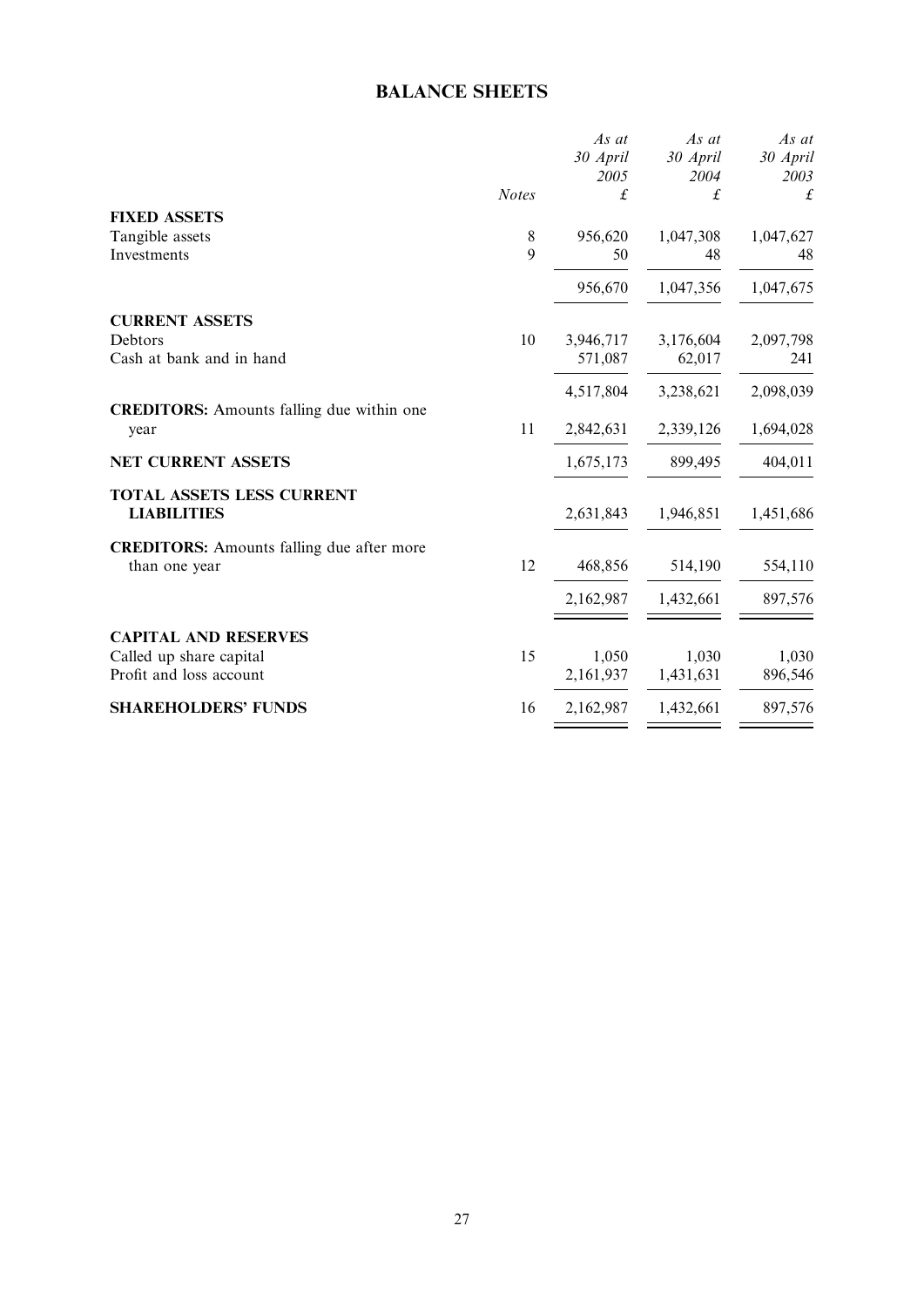# BALANCE SHEETS

| | Notes | *As at 30 April 2005* £ | *As at 30 April 2004* £ | *As at 30 April 2003* £ |
|---|---|---|---|---|
| **FIXED ASSETS** | | | | |
| Tangible assets | 8 | 956,620 | 1,047,308 | 1,047,627 |
| Investments | 9 | 50 | 48 | 48 |
| | | 956,670 | 1,047,356 | 1,047,675 |
| **CURRENT ASSETS** | | | | |
| Debtors | 10 | 3,946,717 | 3,176,604 | 2,097,798 |
| Cash at bank and in hand | | 571,087 | 62,017 | 241 |
| | | 4,517,804 | 3,238,621 | 2,098,039 |
| **CREDITORS:** Amounts falling due within one year | 11 | 2,842,631 | 2,339,126 | 1,694,028 |
| **NET CURRENT ASSETS** | | 1,675,173 | 899,495 | 404,011 |
| **TOTAL ASSETS LESS CURRENT LIABILITIES** | | 2,631,843 | 1,946,851 | 1,451,686 |
| **CREDITORS:** Amounts falling due after more than one year | 12 | 468,856 | 514,190 | 554,110 |
| | | 2,162,987 | 1,432,661 | 897,576 |
| **CAPITAL AND RESERVES** | | | | |
| Called up share capital | 15 | 1,050 | 1,030 | 1,030 |
| Profit and loss account | | 2,161,937 | 1,431,631 | 896,546 |
| **SHAREHOLDERS' FUNDS** | 16 | 2,162,987 | 1,432,661 | 897,576 |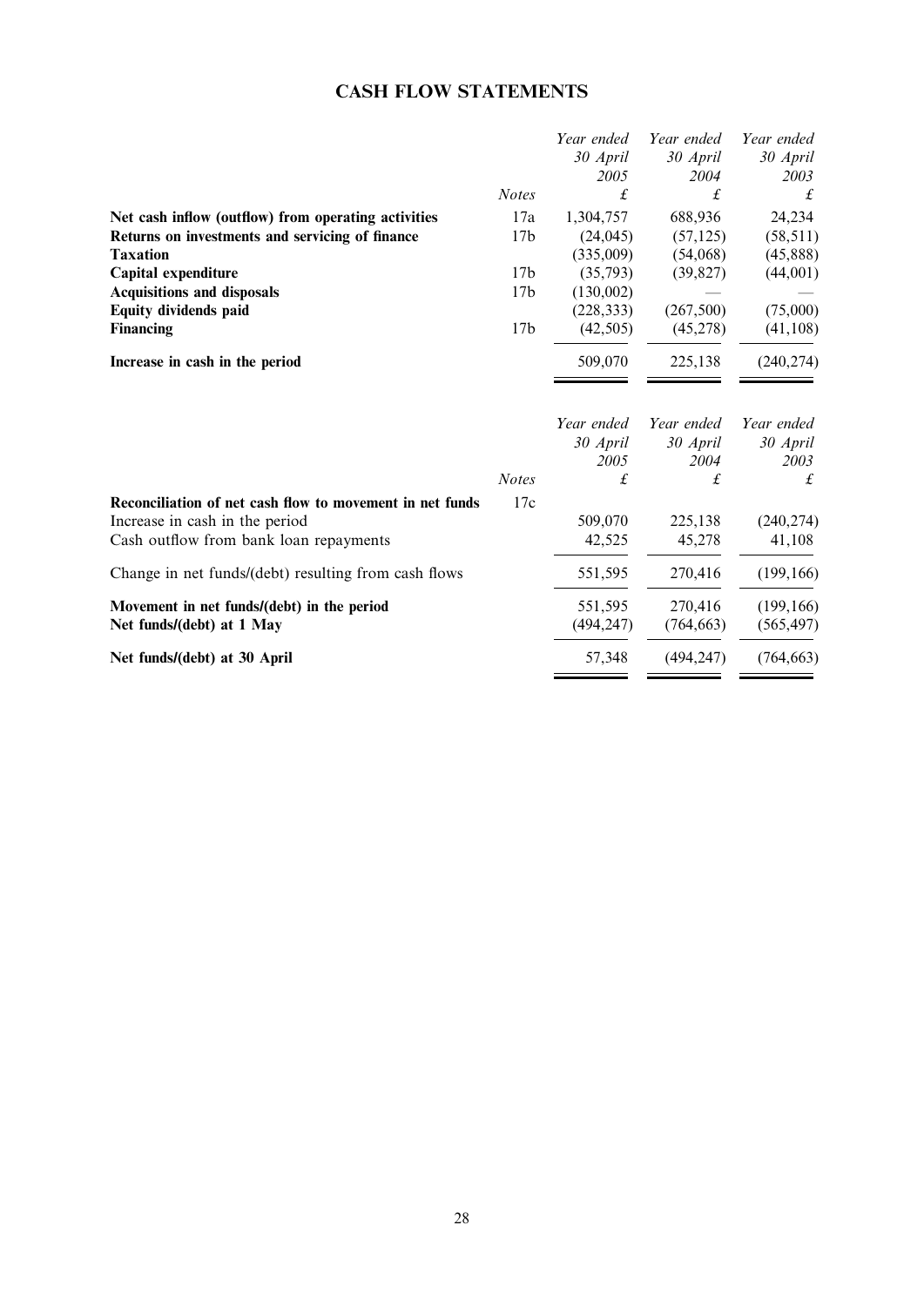# CASH FLOW STATEMENTS

| | Notes | Year ended 30 April 2005 £ | Year ended 30 April 2004 £ | Year ended 30 April 2003 £ |
|---|---|---|---|---|
| **Net cash inflow (outflow) from operating activities** | 17a | 1,304,757 | 688,936 | 24,234 |
| **Returns on investments and servicing of finance** | 17b | (24,045) | (57,125) | (58,511) |
| **Taxation** | | (335,009) | (54,068) | (45,888) |
| **Capital expenditure** | 17b | (35,793) | (39,827) | (44,001) |
| **Acquisitions and disposals** | 17b | (130,002) | — | — |
| **Equity dividends paid** | | (228,333) | (267,500) | (75,000) |
| **Financing** | 17b | (42,505) | (45,278) | (41,108) |
| **Increase in cash in the period** | | 509,070 | 225,138 | (240,274) |

| | Notes | Year ended 30 April 2005 £ | Year ended 30 April 2004 £ | Year ended 30 April 2003 £ |
|---|---|---|---|---|
| **Reconciliation of net cash flow to movement in net funds** | 17c | | | |
| Increase in cash in the period | | 509,070 | 225,138 | (240,274) |
| Cash outflow from bank loan repayments | | 42,525 | 45,278 | 41,108 |
| Change in net funds/(debt) resulting from cash flows | | 551,595 | 270,416 | (199,166) |
| **Movement in net funds/(debt) in the period** | | 551,595 | 270,416 | (199,166) |
| **Net funds/(debt) at 1 May** | | (494,247) | (764,663) | (565,497) |
| **Net funds/(debt) at 30 April** | | 57,348 | (494,247) | (764,663) |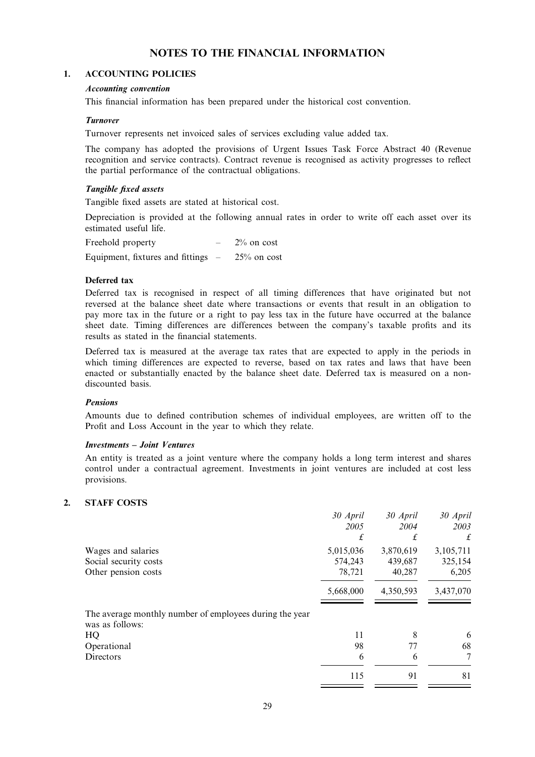# NOTES TO THE FINANCIAL INFORMATION

## 1. ACCOUNTING POLICIES

***Accounting convention***

This financial information has been prepared under the historical cost convention.

***Turnover***

Turnover represents net invoiced sales of services excluding value added tax.

The company has adopted the provisions of Urgent Issues Task Force Abstract 40 (Revenue recognition and service contracts). Contract revenue is recognised as activity progresses to reflect the partial performance of the contractual obligations.

***Tangible fixed assets***

Tangible fixed assets are stated at historical cost.

Depreciation is provided at the following annual rates in order to write off each asset over its estimated useful life.

| | | |
|---|---|---|
| Freehold property | – | 2% on cost |
| Equipment, fixtures and fittings | – | 25% on cost |

**Deferred tax**

Deferred tax is recognised in respect of all timing differences that have originated but not reversed at the balance sheet date where transactions or events that result in an obligation to pay more tax in the future or a right to pay less tax in the future have occurred at the balance sheet date. Timing differences are differences between the company's taxable profits and its results as stated in the financial statements.

Deferred tax is measured at the average tax rates that are expected to apply in the periods in which timing differences are expected to reverse, based on tax rates and laws that have been enacted or substantially enacted by the balance sheet date. Deferred tax is measured on a non-discounted basis.

***Pensions***

Amounts due to defined contribution schemes of individual employees, are written off to the Profit and Loss Account in the year to which they relate.

***Investments – Joint Ventures***

An entity is treated as a joint venture where the company holds a long term interest and shares control under a contractual agreement. Investments in joint ventures are included at cost less provisions.

## 2. STAFF COSTS

| | *30 April 2005* £ | *30 April 2004* £ | *30 April 2003* £ |
|---|---|---|---|
| Wages and salaries | 5,015,036 | 3,870,619 | 3,105,711 |
| Social security costs | 574,243 | 439,687 | 325,154 |
| Other pension costs | 78,721 | 40,287 | 6,205 |
| | 5,668,000 | 4,350,593 | 3,437,070 |
| The average monthly number of employees during the year was as follows: | | | |
| HQ | 11 | 8 | 6 |
| Operational | 98 | 77 | 68 |
| Directors | 6 | 6 | 7 |
| | 115 | 91 | 81 |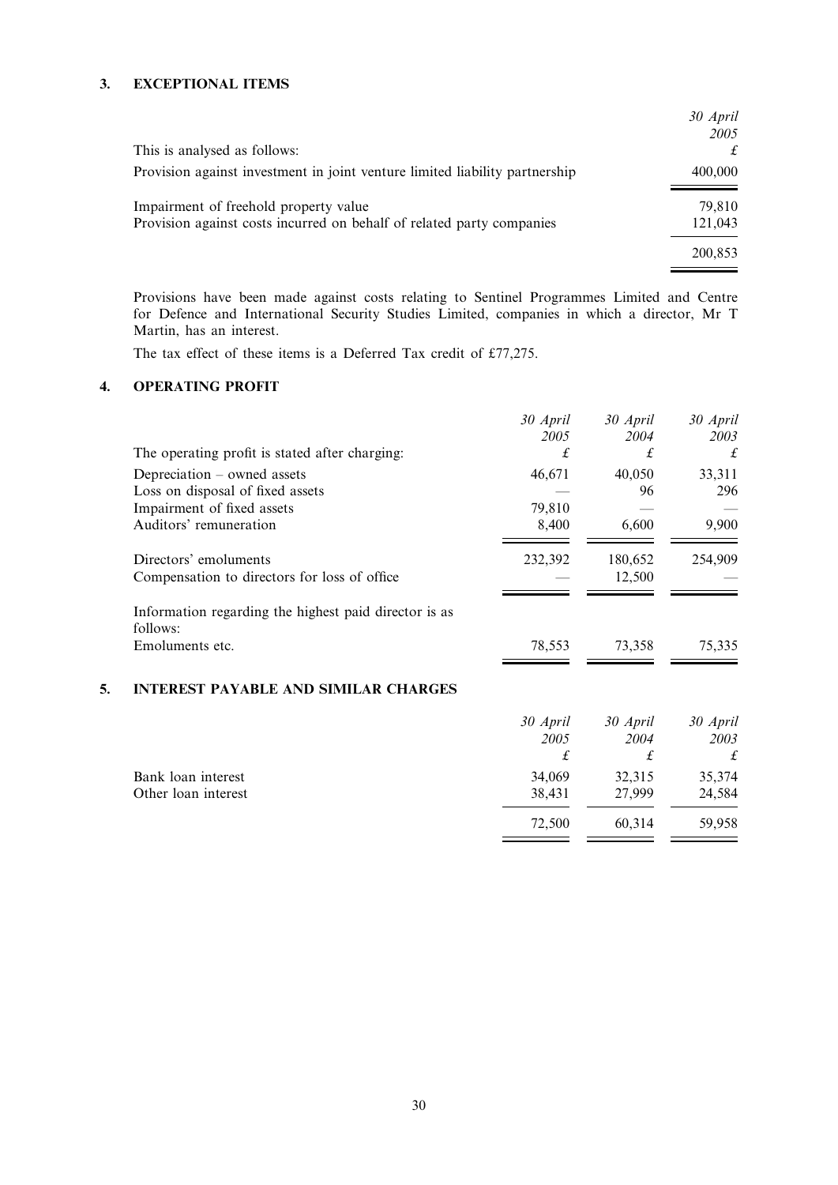### 3. EXCEPTIONAL ITEMS

| | 30 April 2005 £ |
|---|---|
| This is analysed as follows: | |
| Provision against investment in joint venture limited liability partnership | 400,000 |
| Impairment of freehold property value | 79,810 |
| Provision against costs incurred on behalf of related party companies | 121,043 |
| | 200,853 |

Provisions have been made against costs relating to Sentinel Programmes Limited and Centre for Defence and International Security Studies Limited, companies in which a director, Mr T Martin, has an interest.

The tax effect of these items is a Deferred Tax credit of £77,275.

### 4. OPERATING PROFIT

| | 30 April 2005 £ | 30 April 2004 £ | 30 April 2003 £ |
|---|---|---|---|
| The operating profit is stated after charging: | | | |
| Depreciation – owned assets | 46,671 | 40,050 | 33,311 |
| Loss on disposal of fixed assets | — | 96 | 296 |
| Impairment of fixed assets | 79,810 | — | — |
| Auditors' remuneration | 8,400 | 6,600 | 9,900 |
| Directors' emoluments | 232,392 | 180,652 | 254,909 |
| Compensation to directors for loss of office | — | 12,500 | — |
| Information regarding the highest paid director is as follows: | | | |
| Emoluments etc. | 78,553 | 73,358 | 75,335 |

### 5. INTEREST PAYABLE AND SIMILAR CHARGES

| | 30 April 2005 £ | 30 April 2004 £ | 30 April 2003 £ |
|---|---|---|---|
| Bank loan interest | 34,069 | 32,315 | 35,374 |
| Other loan interest | 38,431 | 27,999 | 24,584 |
| | 72,500 | 60,314 | 59,958 |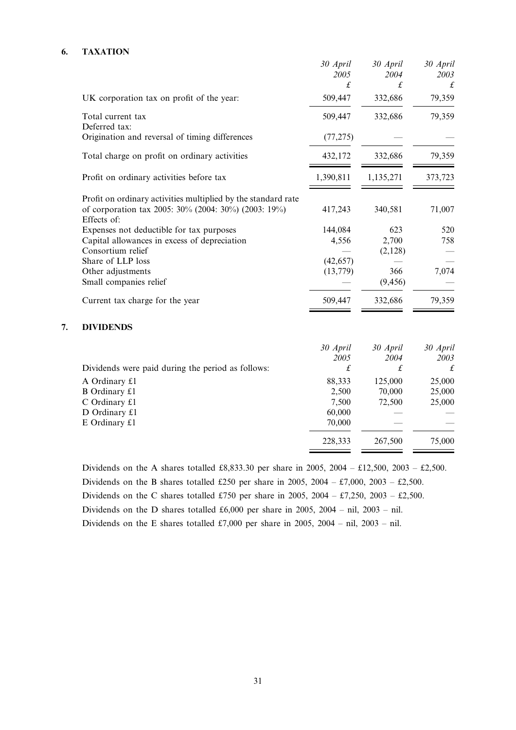## 6. TAXATION

| | 30 April 2005 £ | 30 April 2004 £ | 30 April 2003 £ |
|---|---|---|---|
| UK corporation tax on profit of the year: | 509,447 | 332,686 | 79,359 |
| Total current tax | 509,447 | 332,686 | 79,359 |
| Deferred tax: | | | |
| Origination and reversal of timing differences | (77,275) | — | — |
| Total charge on profit on ordinary activities | 432,172 | 332,686 | 79,359 |
| Profit on ordinary activities before tax | 1,390,811 | 1,135,271 | 373,723 |
| Profit on ordinary activities multiplied by the standard rate of corporation tax 2005: 30% (2004: 30%) (2003: 19%) | 417,243 | 340,581 | 71,007 |
| Effects of: | | | |
| Expenses not deductible for tax purposes | 144,084 | 623 | 520 |
| Capital allowances in excess of depreciation | 4,556 | 2,700 | 758 |
| Consortium relief | — | (2,128) | — |
| Share of LLP loss | (42,657) | — | — |
| Other adjustments | (13,779) | 366 | 7,074 |
| Small companies relief | — | (9,456) | — |
| Current tax charge for the year | 509,447 | 332,686 | 79,359 |

## 7. DIVIDENDS

| Dividends were paid during the period as follows: | 30 April 2005 £ | 30 April 2004 £ | 30 April 2003 £ |
|---|---|---|---|
| A Ordinary £1 | 88,333 | 125,000 | 25,000 |
| B Ordinary £1 | 2,500 | 70,000 | 25,000 |
| C Ordinary £1 | 7,500 | 72,500 | 25,000 |
| D Ordinary £1 | 60,000 | — | — |
| E Ordinary £1 | 70,000 | — | — |
| | 228,333 | 267,500 | 75,000 |

Dividends on the A shares totalled £8,833.30 per share in 2005, 2004 – £12,500, 2003 – £2,500.

Dividends on the B shares totalled £250 per share in 2005, 2004 – £7,000, 2003 – £2,500.

Dividends on the C shares totalled £750 per share in 2005, 2004 – £7,250, 2003 – £2,500.

Dividends on the D shares totalled £6,000 per share in 2005, 2004 – nil, 2003 – nil.

Dividends on the E shares totalled £7,000 per share in 2005, 2004 – nil, 2003 – nil.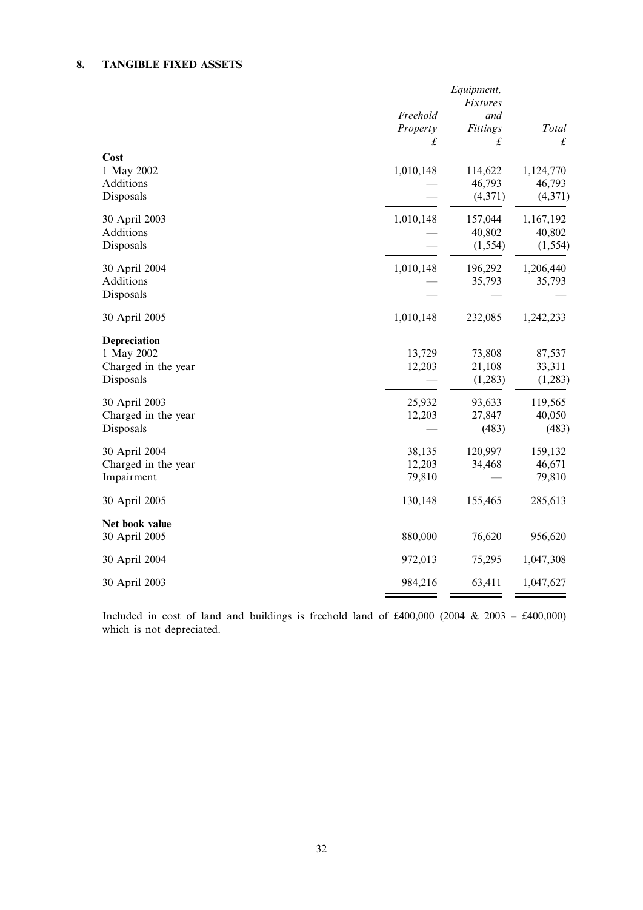## 8. TANGIBLE FIXED ASSETS

| | *Freehold Property* £ | *Equipment, Fixtures and Fittings* £ | *Total* £ |
|---|---|---|---|
| **Cost** | | | |
| 1 May 2002 | 1,010,148 | 114,622 | 1,124,770 |
| Additions | — | 46,793 | 46,793 |
| Disposals | — | (4,371) | (4,371) |
| 30 April 2003 | 1,010,148 | 157,044 | 1,167,192 |
| Additions | — | 40,802 | 40,802 |
| Disposals | — | (1,554) | (1,554) |
| 30 April 2004 | 1,010,148 | 196,292 | 1,206,440 |
| Additions | — | 35,793 | 35,793 |
| Disposals | — | — | — |
| 30 April 2005 | 1,010,148 | 232,085 | 1,242,233 |
| **Depreciation** | | | |
| 1 May 2002 | 13,729 | 73,808 | 87,537 |
| Charged in the year | 12,203 | 21,108 | 33,311 |
| Disposals | — | (1,283) | (1,283) |
| 30 April 2003 | 25,932 | 93,633 | 119,565 |
| Charged in the year | 12,203 | 27,847 | 40,050 |
| Disposals | — | (483) | (483) |
| 30 April 2004 | 38,135 | 120,997 | 159,132 |
| Charged in the year | 12,203 | 34,468 | 46,671 |
| Impairment | 79,810 | — | 79,810 |
| 30 April 2005 | 130,148 | 155,465 | 285,613 |
| **Net book value** | | | |
| 30 April 2005 | 880,000 | 76,620 | 956,620 |
| 30 April 2004 | 972,013 | 75,295 | 1,047,308 |
| 30 April 2003 | 984,216 | 63,411 | 1,047,627 |

Included in cost of land and buildings is freehold land of £400,000 (2004 & 2003 – £400,000) which is not depreciated.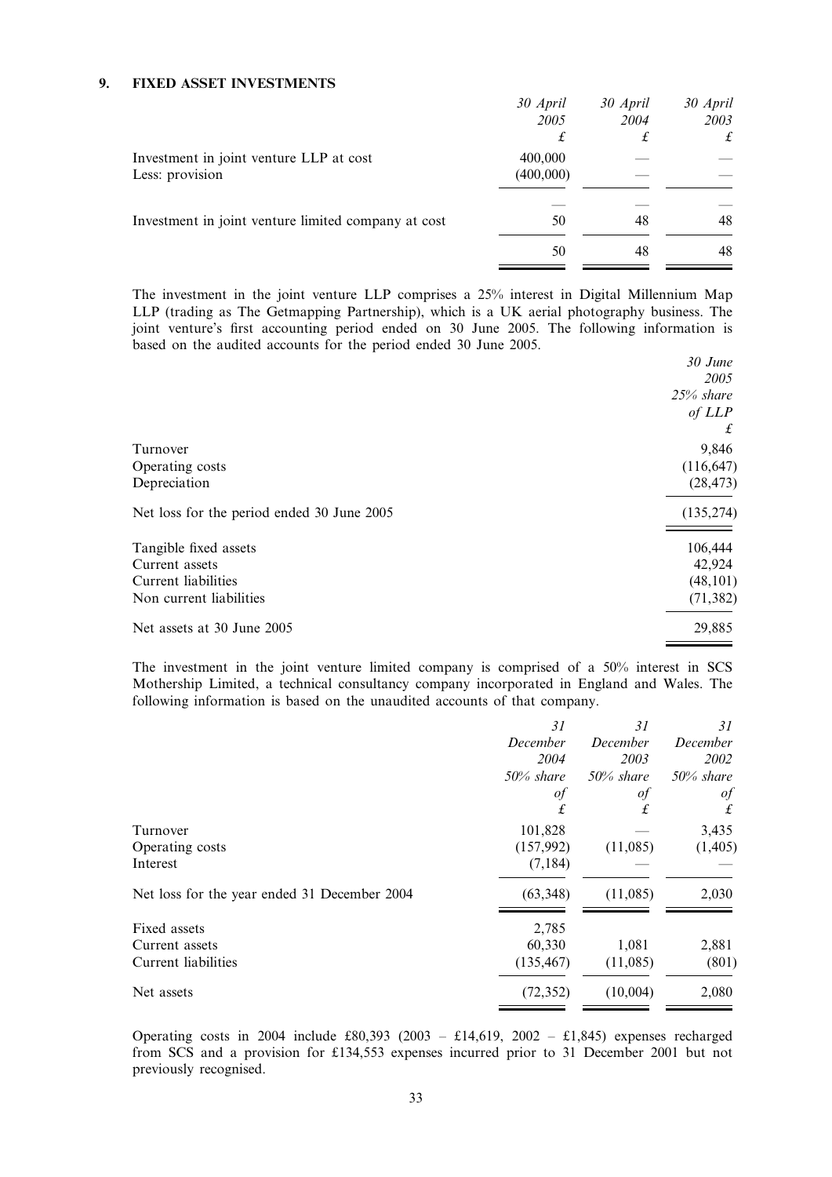## 9. FIXED ASSET INVESTMENTS

| | 30 April 2005 £ | 30 April 2004 £ | 30 April 2003 £ |
|---|---|---|---|
| Investment in joint venture LLP at cost | 400,000 | — | — |
| Less: provision | (400,000) | — | — |
| | — | — | — |
| Investment in joint venture limited company at cost | 50 | 48 | 48 |
| | 50 | 48 | 48 |

The investment in the joint venture LLP comprises a 25% interest in Digital Millennium Map LLP (trading as The Getmapping Partnership), which is a UK aerial photography business. The joint venture's first accounting period ended on 30 June 2005. The following information is based on the audited accounts for the period ended 30 June 2005.

| | 30 June 2005 25% share of LLP £ |
|---|---|
| Turnover | 9,846 |
| Operating costs | (116,647) |
| Depreciation | (28,473) |
| Net loss for the period ended 30 June 2005 | (135,274) |
| Tangible fixed assets | 106,444 |
| Current assets | 42,924 |
| Current liabilities | (48,101) |
| Non current liabilities | (71,382) |
| Net assets at 30 June 2005 | 29,885 |

The investment in the joint venture limited company is comprised of a 50% interest in SCS Mothership Limited, a technical consultancy company incorporated in England and Wales. The following information is based on the unaudited accounts of that company.

| | 31 December 2004 50% share of £ | 31 December 2003 50% share of £ | 31 December 2002 50% share of £ |
|---|---|---|---|
| Turnover | 101,828 | — | 3,435 |
| Operating costs | (157,992) | (11,085) | (1,405) |
| Interest | (7,184) | — | — |
| Net loss for the year ended 31 December 2004 | (63,348) | (11,085) | 2,030 |
| Fixed assets | 2,785 | | |
| Current assets | 60,330 | 1,081 | 2,881 |
| Current liabilities | (135,467) | (11,085) | (801) |
| Net assets | (72,352) | (10,004) | 2,080 |

Operating costs in 2004 include £80,393 (2003 – £14,619, 2002 – £1,845) expenses recharged from SCS and a provision for £134,553 expenses incurred prior to 31 December 2001 but not previously recognised.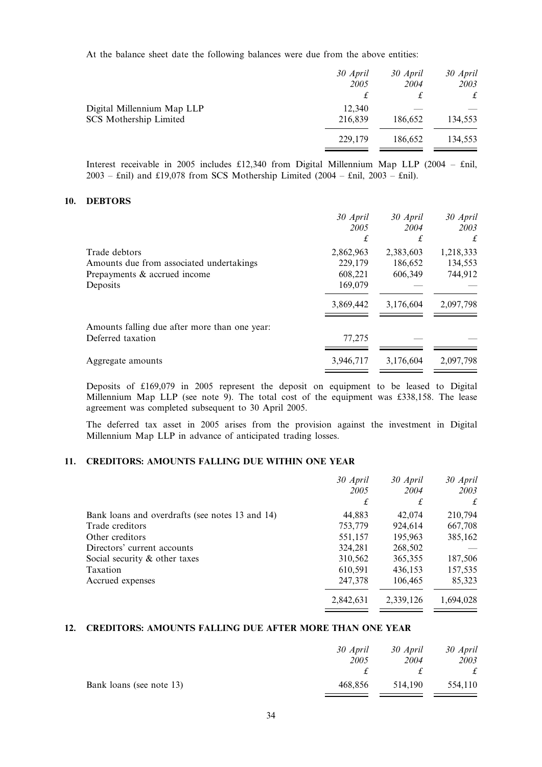At the balance sheet date the following balances were due from the above entities:

| | 30 April 2005 £ | 30 April 2004 £ | 30 April 2003 £ |
|---|---|---|---|
| Digital Millennium Map LLP | 12,340 | — | — |
| SCS Mothership Limited | 216,839 | 186,652 | 134,553 |
| | 229,179 | 186,652 | 134,553 |

Interest receivable in 2005 includes £12,340 from Digital Millennium Map LLP (2004 – £nil, 2003 – £nil) and £19,078 from SCS Mothership Limited (2004 – £nil, 2003 – £nil).

## 10. DEBTORS

| | 30 April 2005 £ | 30 April 2004 £ | 30 April 2003 £ |
|---|---|---|---|
| Trade debtors | 2,862,963 | 2,383,603 | 1,218,333 |
| Amounts due from associated undertakings | 229,179 | 186,652 | 134,553 |
| Prepayments & accrued income | 608,221 | 606,349 | 744,912 |
| Deposits | 169,079 | — | — |
| | 3,869,442 | 3,176,604 | 2,097,798 |
| Amounts falling due after more than one year: | | | |
| Deferred taxation | 77,275 | — | — |
| Aggregate amounts | 3,946,717 | 3,176,604 | 2,097,798 |

Deposits of £169,079 in 2005 represent the deposit on equipment to be leased to Digital Millennium Map LLP (see note 9). The total cost of the equipment was £338,158. The lease agreement was completed subsequent to 30 April 2005.

The deferred tax asset in 2005 arises from the provision against the investment in Digital Millennium Map LLP in advance of anticipated trading losses.

## 11. CREDITORS: AMOUNTS FALLING DUE WITHIN ONE YEAR

| | 30 April 2005 £ | 30 April 2004 £ | 30 April 2003 £ |
|---|---|---|---|
| Bank loans and overdrafts (see notes 13 and 14) | 44,883 | 42,074 | 210,794 |
| Trade creditors | 753,779 | 924,614 | 667,708 |
| Other creditors | 551,157 | 195,963 | 385,162 |
| Directors' current accounts | 324,281 | 268,502 | — |
| Social security & other taxes | 310,562 | 365,355 | 187,506 |
| Taxation | 610,591 | 436,153 | 157,535 |
| Accrued expenses | 247,378 | 106,465 | 85,323 |
| | 2,842,631 | 2,339,126 | 1,694,028 |

## 12. CREDITORS: AMOUNTS FALLING DUE AFTER MORE THAN ONE YEAR

| | 30 April 2005 £ | 30 April 2004 £ | 30 April 2003 £ |
|---|---|---|---|
| Bank loans (see note 13) | 468,856 | 514,190 | 554,110 |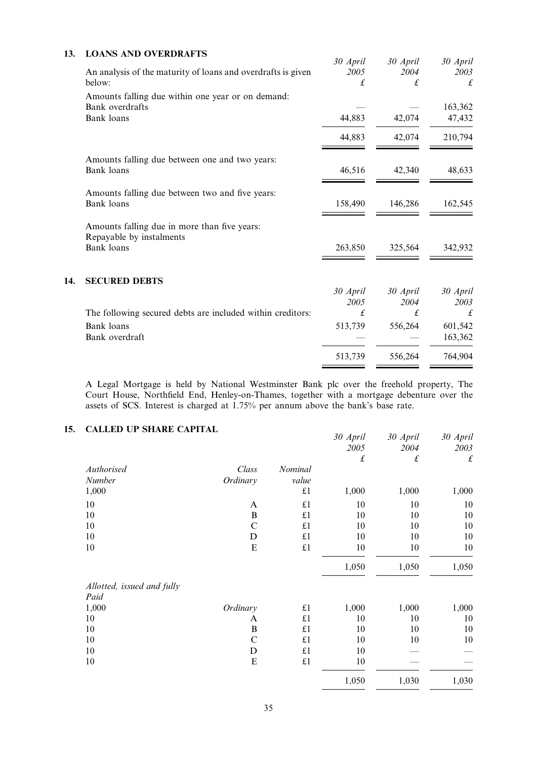## 13. LOANS AND OVERDRAFTS

| An analysis of the maturity of loans and overdrafts is given below: | *30 April 2005* £ | *30 April 2004* £ | *30 April 2003* £ |
|---|---|---|---|
| Amounts falling due within one year or on demand: | | | |
| Bank overdrafts | — | — | 163,362 |
| Bank loans | 44,883 | 42,074 | 47,432 |
| | 44,883 | 42,074 | 210,794 |
| Amounts falling due between one and two years: | | | |
| Bank loans | 46,516 | 42,340 | 48,633 |
| Amounts falling due between two and five years: | | | |
| Bank loans | 158,490 | 146,286 | 162,545 |
| Amounts falling due in more than five years: | | | |
| Repayable by instalments | | | |
| Bank loans | 263,850 | 325,564 | 342,932 |

## 14. SECURED DEBTS

| The following secured debts are included within creditors: | *30 April 2005* £ | *30 April 2004* £ | *30 April 2003* £ |
|---|---|---|---|
| Bank loans | 513,739 | 556,264 | 601,542 |
| Bank overdraft | — | — | 163,362 |
| | 513,739 | 556,264 | 764,904 |

A Legal Mortgage is held by National Westminster Bank plc over the freehold property, The Court House, Northfield End, Henley-on-Thames, together with a mortgage debenture over the assets of SCS. Interest is charged at 1.75% per annum above the bank's base rate.

## 15. CALLED UP SHARE CAPITAL

| | | | *30 April 2005* £ | *30 April 2004* £ | *30 April 2003* £ |
|---|---|---|---|---|---|
| *Authorised* | | | | | |
| *Number* | *Class* | *Nominal value* | | | |
| 1,000 | *Ordinary* | £1 | 1,000 | 1,000 | 1,000 |
| 10 | A | £1 | 10 | 10 | 10 |
| 10 | B | £1 | 10 | 10 | 10 |
| 10 | C | £1 | 10 | 10 | 10 |
| 10 | D | £1 | 10 | 10 | 10 |
| 10 | E | £1 | 10 | 10 | 10 |
| | | | 1,050 | 1,050 | 1,050 |
| *Allotted, issued and fully Paid* | | | | | |
| 1,000 | *Ordinary* | £1 | 1,000 | 1,000 | 1,000 |
| 10 | A | £1 | 10 | 10 | 10 |
| 10 | B | £1 | 10 | 10 | 10 |
| 10 | C | £1 | 10 | 10 | 10 |
| 10 | D | £1 | 10 | — | — |
| 10 | E | £1 | 10 | — | — |
| | | | 1,050 | 1,030 | 1,030 |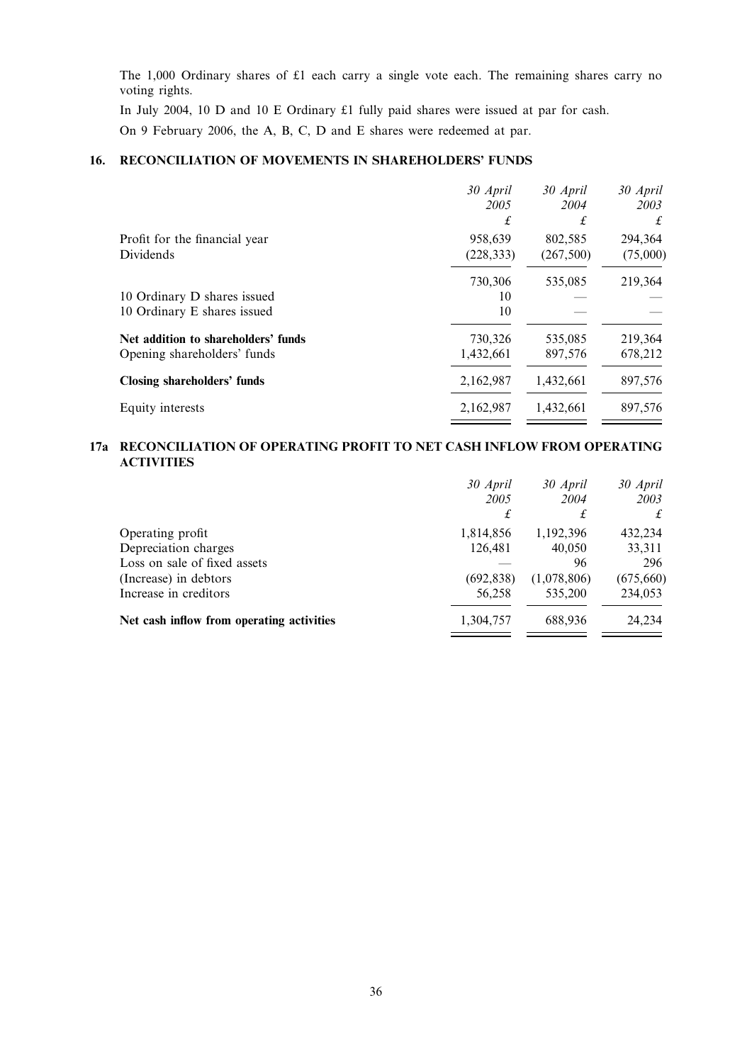The 1,000 Ordinary shares of £1 each carry a single vote each. The remaining shares carry no voting rights.

In July 2004, 10 D and 10 E Ordinary £1 fully paid shares were issued at par for cash.

On 9 February 2006, the A, B, C, D and E shares were redeemed at par.

## 16. RECONCILIATION OF MOVEMENTS IN SHAREHOLDERS' FUNDS

| | *30 April 2005* £ | *30 April 2004* £ | *30 April 2003* £ |
|---|---|---|---|
| Profit for the financial year | 958,639 | 802,585 | 294,364 |
| Dividends | (228,333) | (267,500) | (75,000) |
| | 730,306 | 535,085 | 219,364 |
| 10 Ordinary D shares issued | 10 | — | — |
| 10 Ordinary E shares issued | 10 | — | — |
| **Net addition to shareholders' funds** | 730,326 | 535,085 | 219,364 |
| Opening shareholders' funds | 1,432,661 | 897,576 | 678,212 |
| **Closing shareholders' funds** | 2,162,987 | 1,432,661 | 897,576 |
| Equity interests | 2,162,987 | 1,432,661 | 897,576 |

## 17a RECONCILIATION OF OPERATING PROFIT TO NET CASH INFLOW FROM OPERATING ACTIVITIES

| | *30 April 2005* £ | *30 April 2004* £ | *30 April 2003* £ |
|---|---|---|---|
| Operating profit | 1,814,856 | 1,192,396 | 432,234 |
| Depreciation charges | 126,481 | 40,050 | 33,311 |
| Loss on sale of fixed assets | — | 96 | 296 |
| (Increase) in debtors | (692,838) | (1,078,806) | (675,660) |
| Increase in creditors | 56,258 | 535,200 | 234,053 |
| **Net cash inflow from operating activities** | 1,304,757 | 688,936 | 24,234 |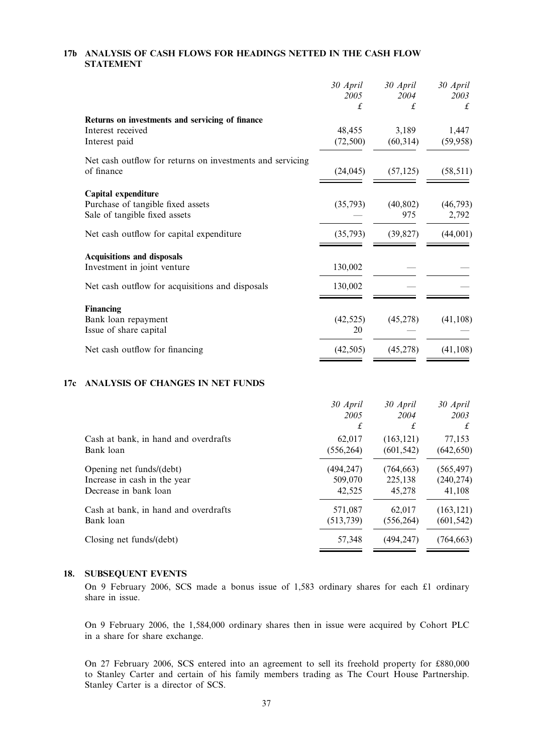## 17b ANALYSIS OF CASH FLOWS FOR HEADINGS NETTED IN THE CASH FLOW STATEMENT

| | 30 April 2005 £ | 30 April 2004 £ | 30 April 2003 £ |
|---|---|---|---|
| **Returns on investments and servicing of finance** | | | |
| Interest received | 48,455 | 3,189 | 1,447 |
| Interest paid | (72,500) | (60,314) | (59,958) |
| Net cash outflow for returns on investments and servicing of finance | (24,045) | (57,125) | (58,511) |
| **Capital expenditure** | | | |
| Purchase of tangible fixed assets | (35,793) | (40,802) | (46,793) |
| Sale of tangible fixed assets | — | 975 | 2,792 |
| Net cash outflow for capital expenditure | (35,793) | (39,827) | (44,001) |
| **Acquisitions and disposals** | | | |
| Investment in joint venture | 130,002 | — | — |
| Net cash outflow for acquisitions and disposals | 130,002 | — | — |
| **Financing** | | | |
| Bank loan repayment | (42,525) | (45,278) | (41,108) |
| Issue of share capital | 20 | — | — |
| Net cash outflow for financing | (42,505) | (45,278) | (41,108) |

## 17c ANALYSIS OF CHANGES IN NET FUNDS

| | 30 April 2005 £ | 30 April 2004 £ | 30 April 2003 £ |
|---|---|---|---|
| Cash at bank, in hand and overdrafts | 62,017 | (163,121) | 77,153 |
| Bank loan | (556,264) | (601,542) | (642,650) |
| Opening net funds/(debt) | (494,247) | (764,663) | (565,497) |
| Increase in cash in the year | 509,070 | 225,138 | (240,274) |
| Decrease in bank loan | 42,525 | 45,278 | 41,108 |
| Cash at bank, in hand and overdrafts | 571,087 | 62,017 | (163,121) |
| Bank loan | (513,739) | (556,264) | (601,542) |
| Closing net funds/(debt) | 57,348 | (494,247) | (764,663) |

## 18. SUBSEQUENT EVENTS

On 9 February 2006, SCS made a bonus issue of 1,583 ordinary shares for each £1 ordinary share in issue.

On 9 February 2006, the 1,584,000 ordinary shares then in issue were acquired by Cohort PLC in a share for share exchange.

On 27 February 2006, SCS entered into an agreement to sell its freehold property for £880,000 to Stanley Carter and certain of his family members trading as The Court House Partnership. Stanley Carter is a director of SCS.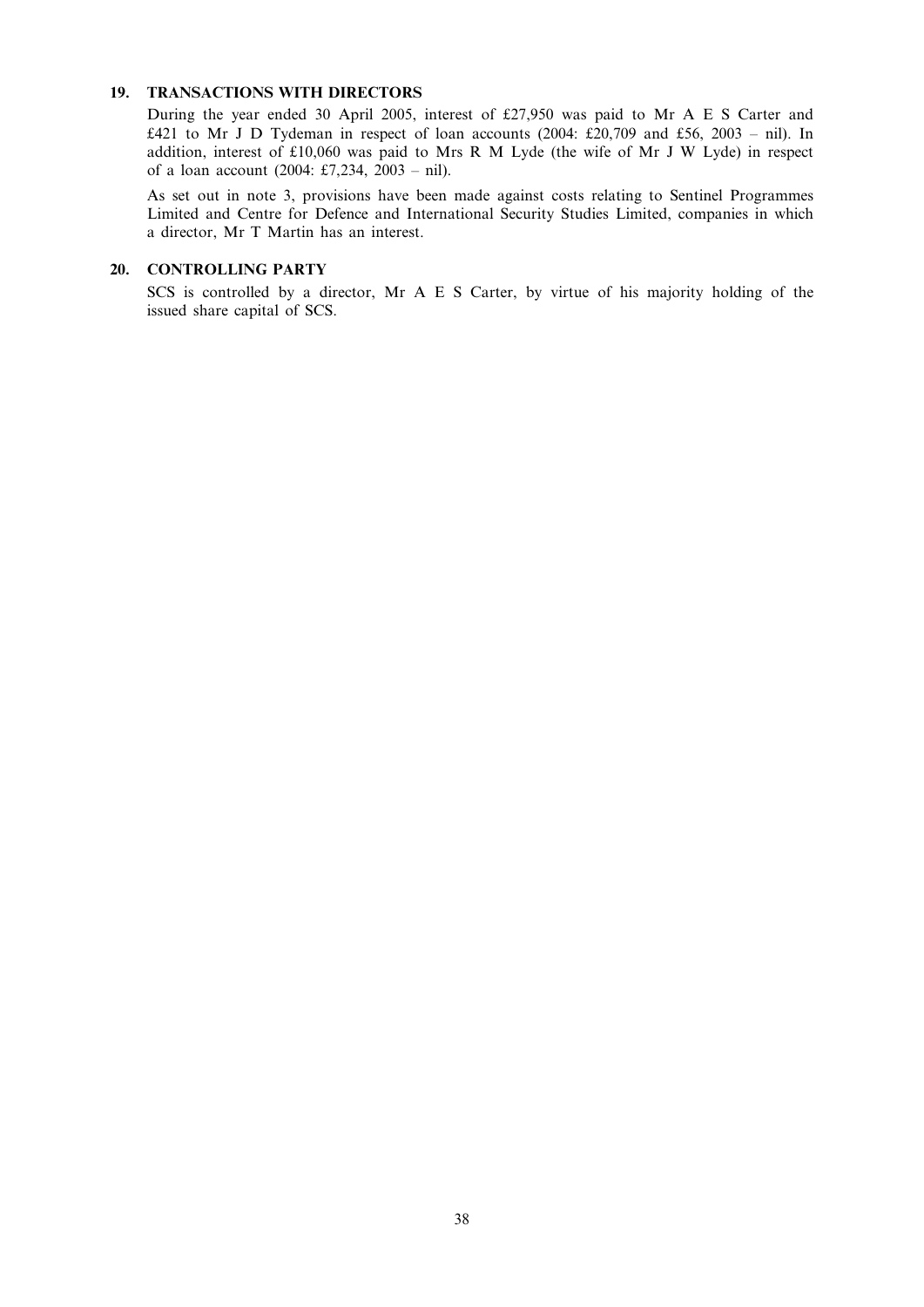## 19. TRANSACTIONS WITH DIRECTORS

During the year ended 30 April 2005, interest of £27,950 was paid to Mr A E S Carter and £421 to Mr J D Tydeman in respect of loan accounts (2004: £20,709 and £56, 2003 – nil). In addition, interest of £10,060 was paid to Mrs R M Lyde (the wife of Mr J W Lyde) in respect of a loan account (2004: £7,234, 2003 – nil).

As set out in note 3, provisions have been made against costs relating to Sentinel Programmes Limited and Centre for Defence and International Security Studies Limited, companies in which a director, Mr T Martin has an interest.

## 20. CONTROLLING PARTY

SCS is controlled by a director, Mr A E S Carter, by virtue of his majority holding of the issued share capital of SCS.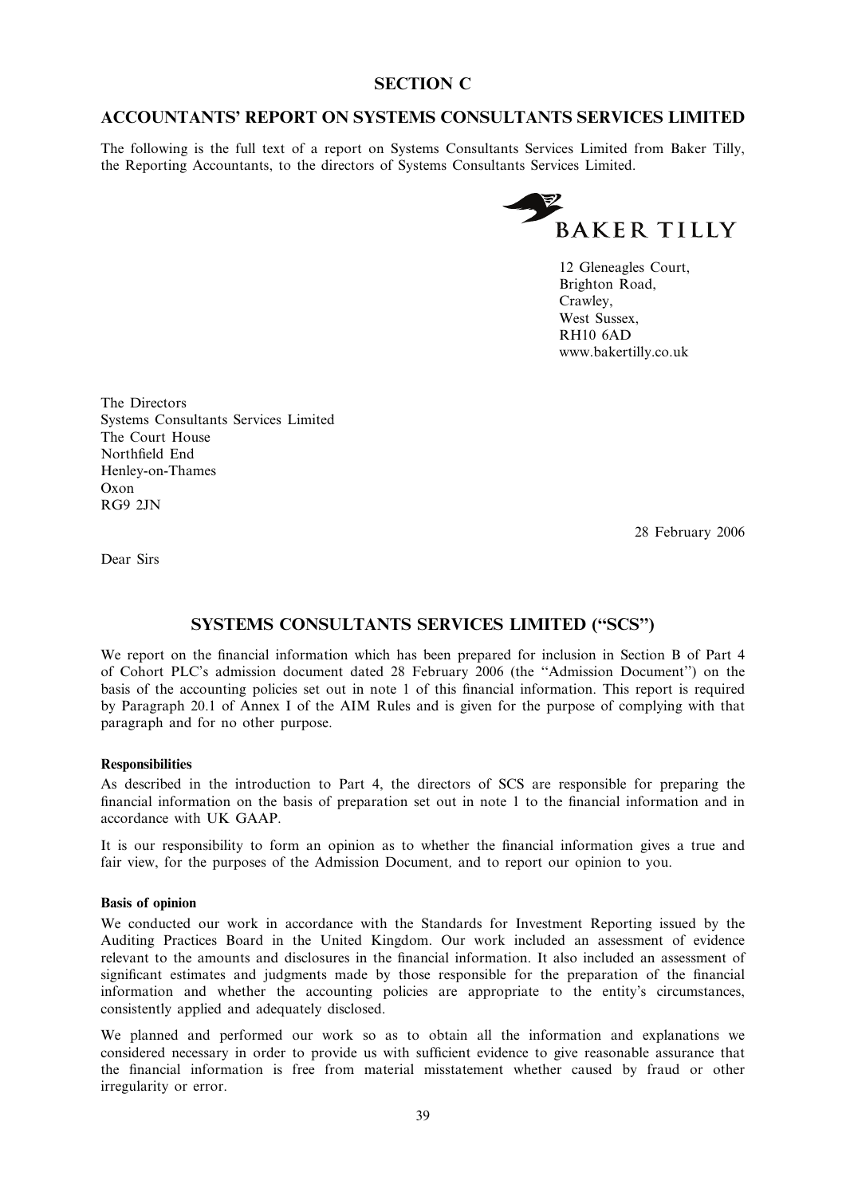## SECTION C

## ACCOUNTANTS' REPORT ON SYSTEMS CONSULTANTS SERVICES LIMITED

The following is the full text of a report on Systems Consultants Services Limited from Baker Tilly, the Reporting Accountants, to the directors of Systems Consultants Services Limited.

BAKER TILLY

12 Gleneagles Court,
Brighton Road,
Crawley,
West Sussex,
RH10 6AD
www.bakertilly.co.uk

The Directors
Systems Consultants Services Limited
The Court House
Northfield End
Henley-on-Thames
Oxon
RG9 2JN

28 February 2006

Dear Sirs

## SYSTEMS CONSULTANTS SERVICES LIMITED ("SCS")

We report on the financial information which has been prepared for inclusion in Section B of Part 4 of Cohort PLC's admission document dated 28 February 2006 (the "Admission Document") on the basis of the accounting policies set out in note 1 of this financial information. This report is required by Paragraph 20.1 of Annex I of the AIM Rules and is given for the purpose of complying with that paragraph and for no other purpose.

**Responsibilities**

As described in the introduction to Part 4, the directors of SCS are responsible for preparing the financial information on the basis of preparation set out in note 1 to the financial information and in accordance with UK GAAP.

It is our responsibility to form an opinion as to whether the financial information gives a true and fair view, for the purposes of the Admission Document, and to report our opinion to you.

**Basis of opinion**

We conducted our work in accordance with the Standards for Investment Reporting issued by the Auditing Practices Board in the United Kingdom. Our work included an assessment of evidence relevant to the amounts and disclosures in the financial information. It also included an assessment of significant estimates and judgments made by those responsible for the preparation of the financial information and whether the accounting policies are appropriate to the entity's circumstances, consistently applied and adequately disclosed.

We planned and performed our work so as to obtain all the information and explanations we considered necessary in order to provide us with sufficient evidence to give reasonable assurance that the financial information is free from material misstatement whether caused by fraud or other irregularity or error.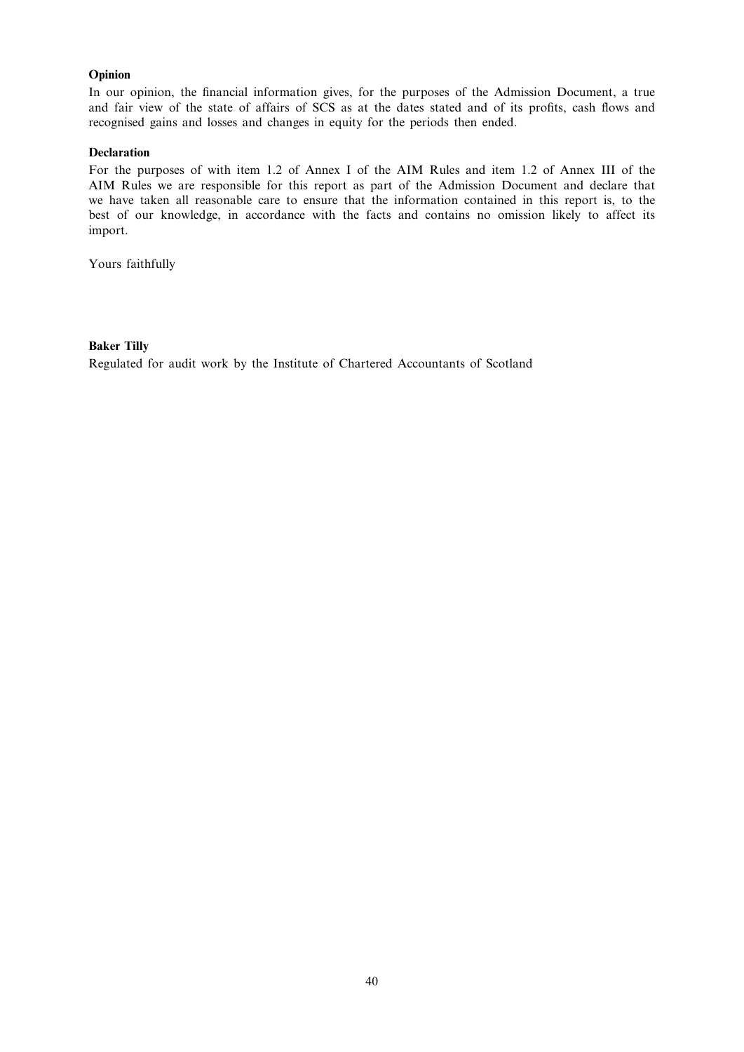**Opinion**

In our opinion, the financial information gives, for the purposes of the Admission Document, a true and fair view of the state of affairs of SCS as at the dates stated and of its profits, cash flows and recognised gains and losses and changes in equity for the periods then ended.

**Declaration**

For the purposes of with item 1.2 of Annex I of the AIM Rules and item 1.2 of Annex III of the AIM Rules we are responsible for this report as part of the Admission Document and declare that we have taken all reasonable care to ensure that the information contained in this report is, to the best of our knowledge, in accordance with the facts and contains no omission likely to affect its import.

Yours faithfully

**Baker Tilly**

Regulated for audit work by the Institute of Chartered Accountants of Scotland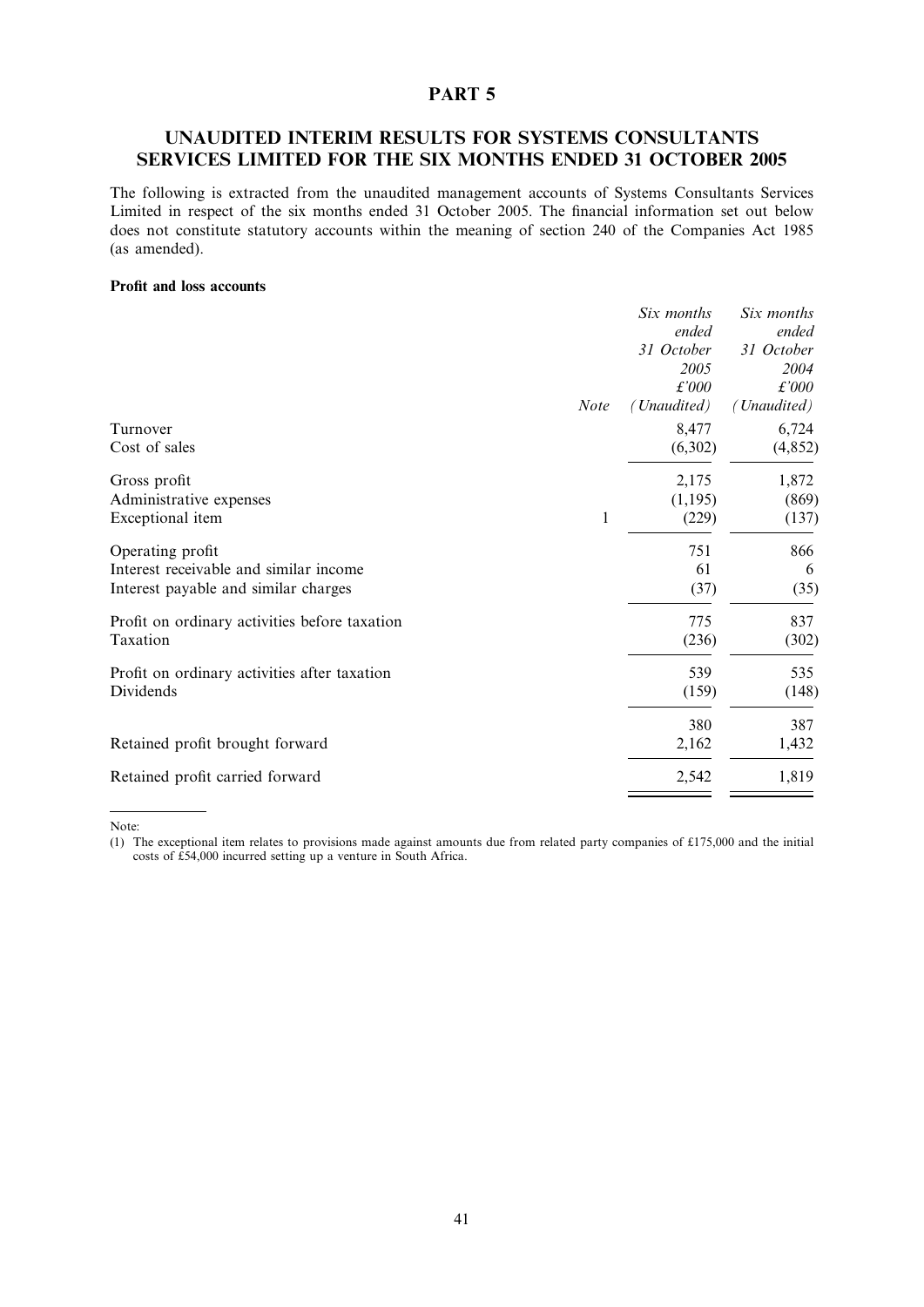# PART 5

## UNAUDITED INTERIM RESULTS FOR SYSTEMS CONSULTANTS SERVICES LIMITED FOR THE SIX MONTHS ENDED 31 OCTOBER 2005

The following is extracted from the unaudited management accounts of Systems Consultants Services Limited in respect of the six months ended 31 October 2005. The financial information set out below does not constitute statutory accounts within the meaning of section 240 of the Companies Act 1985 (as amended).

**Profit and loss accounts**

| | *Note* | *Six months ended 31 October 2005 £'000 (Unaudited)* | *Six months ended 31 October 2004 £'000 (Unaudited)* |
|---|---|---|---|
| Turnover | | 8,477 | 6,724 |
| Cost of sales | | (6,302) | (4,852) |
| Gross profit | | 2,175 | 1,872 |
| Administrative expenses | | (1,195) | (869) |
| Exceptional item | 1 | (229) | (137) |
| Operating profit | | 751 | 866 |
| Interest receivable and similar income | | 61 | 6 |
| Interest payable and similar charges | | (37) | (35) |
| Profit on ordinary activities before taxation | | 775 | 837 |
| Taxation | | (236) | (302) |
| Profit on ordinary activities after taxation | | 539 | 535 |
| Dividends | | (159) | (148) |
| | | 380 | 387 |
| Retained profit brought forward | | 2,162 | 1,432 |
| Retained profit carried forward | | 2,542 | 1,819 |

Note:

(1) The exceptional item relates to provisions made against amounts due from related party companies of £175,000 and the initial costs of £54,000 incurred setting up a venture in South Africa.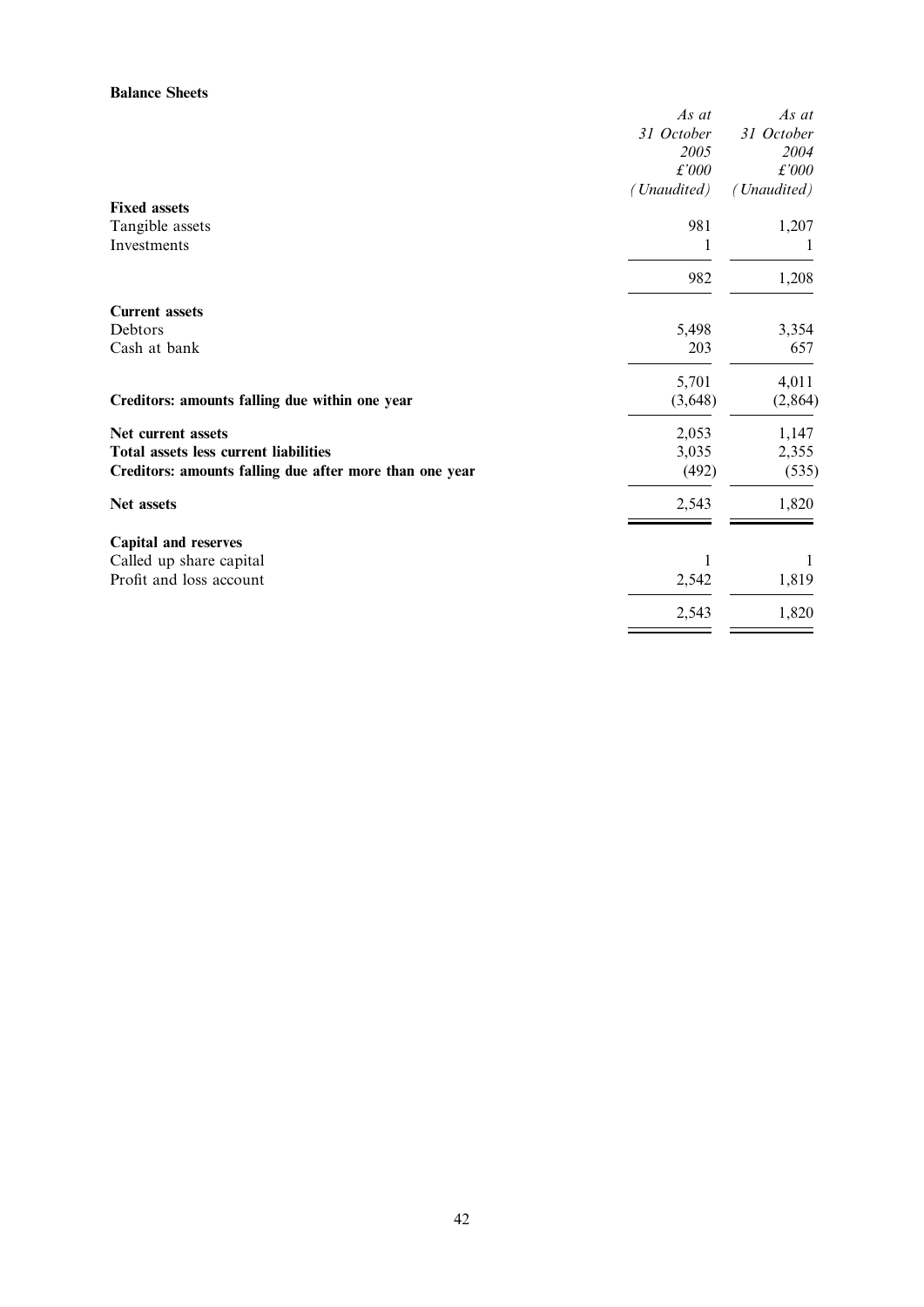**Balance Sheets**

| | As at 31 October 2005 £'000 (Unaudited) | As at 31 October 2004 £'000 (Unaudited) |
|---|---|---|
| **Fixed assets** | | |
| Tangible assets | 981 | 1,207 |
| Investments | 1 | 1 |
| | 982 | 1,208 |
| **Current assets** | | |
| Debtors | 5,498 | 3,354 |
| Cash at bank | 203 | 657 |
| | 5,701 | 4,011 |
| **Creditors: amounts falling due within one year** | (3,648) | (2,864) |
| **Net current assets** | 2,053 | 1,147 |
| **Total assets less current liabilities** | 3,035 | 2,355 |
| **Creditors: amounts falling due after more than one year** | (492) | (535) |
| **Net assets** | 2,543 | 1,820 |
| **Capital and reserves** | | |
| Called up share capital | 1 | 1 |
| Profit and loss account | 2,542 | 1,819 |
| | 2,543 | 1,820 |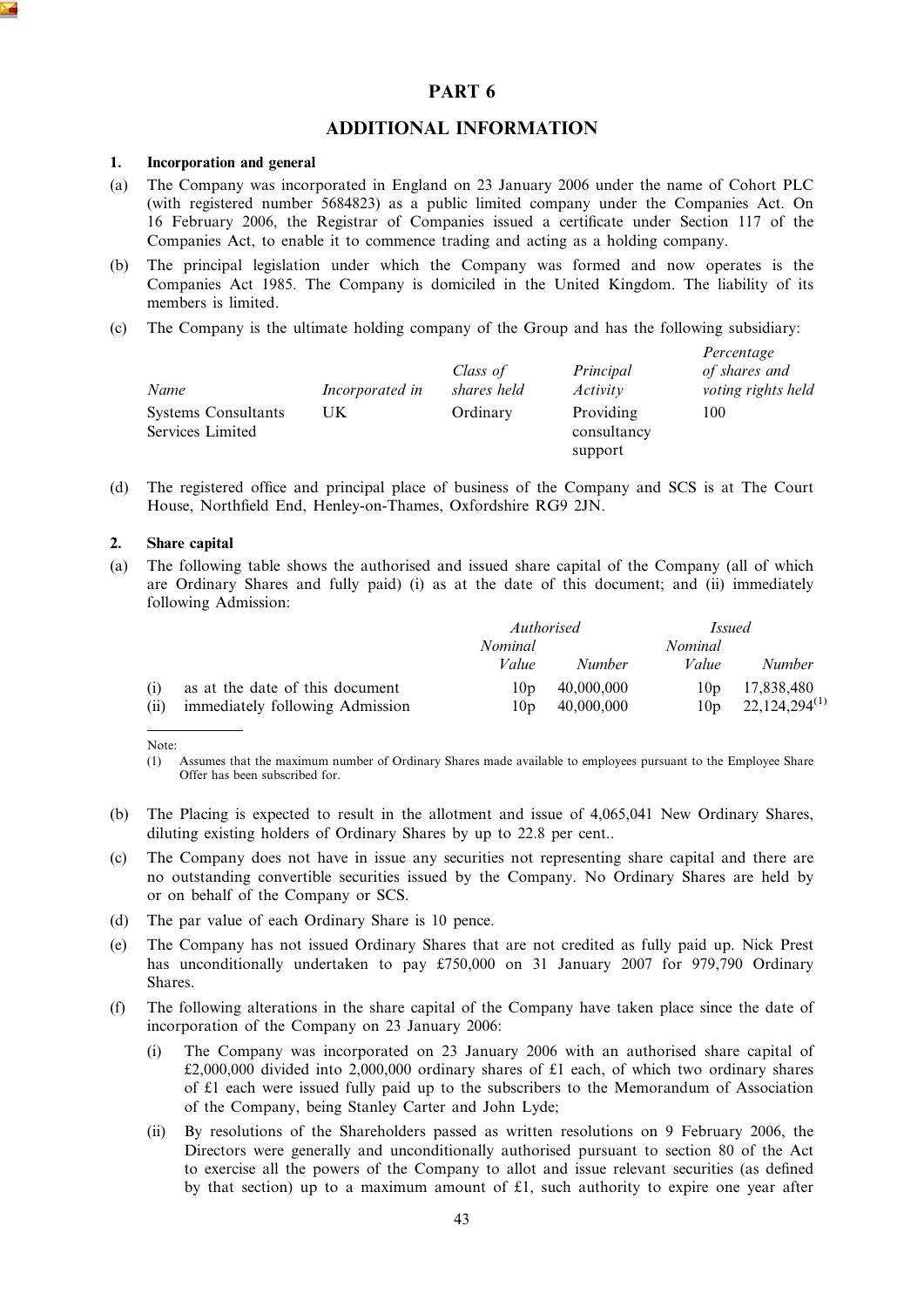# PART 6

# ADDITIONAL INFORMATION

**1. Incorporation and general**

(a) The Company was incorporated in England on 23 January 2006 under the name of Cohort PLC (with registered number 5684823) as a public limited company under the Companies Act. On 16 February 2006, the Registrar of Companies issued a certificate under Section 117 of the Companies Act, to enable it to commence trading and acting as a holding company.

(b) The principal legislation under which the Company was formed and now operates is the Companies Act 1985. The Company is domiciled in the United Kingdom. The liability of its members is limited.

(c) The Company is the ultimate holding company of the Group and has the following subsidiary:

| *Name* | *Incorporated in* | *Class of shares held* | *Principal Activity* | *Percentage of shares and voting rights held* |
|---|---|---|---|---|
| Systems Consultants Services Limited | UK | Ordinary | Providing consultancy support | 100 |

(d) The registered office and principal place of business of the Company and SCS is at The Court House, Northfield End, Henley-on-Thames, Oxfordshire RG9 2JN.

**2. Share capital**

(a) The following table shows the authorised and issued share capital of the Company (all of which are Ordinary Shares and fully paid) (i) as at the date of this document; and (ii) immediately following Admission:

| | *Authorised* | | *Issued* | |
|---|---|---|---|---|
| | *Nominal Value* | *Number* | *Nominal Value* | *Number* |
| (i) as at the date of this document | 10p | 40,000,000 | 10p | 17,838,480 |
| (ii) immediately following Admission | 10p | 40,000,000 | 10p | 22,124,294[(1)] |

Note:

(1) Assumes that the maximum number of Ordinary Shares made available to employees pursuant to the Employee Share Offer has been subscribed for.

(b) The Placing is expected to result in the allotment and issue of 4,065,041 New Ordinary Shares, diluting existing holders of Ordinary Shares by up to 22.8 per cent..

(c) The Company does not have in issue any securities not representing share capital and there are no outstanding convertible securities issued by the Company. No Ordinary Shares are held by or on behalf of the Company or SCS.

(d) The par value of each Ordinary Share is 10 pence.

(e) The Company has not issued Ordinary Shares that are not credited as fully paid up. Nick Prest has unconditionally undertaken to pay £750,000 on 31 January 2007 for 979,790 Ordinary Shares.

(f) The following alterations in the share capital of the Company have taken place since the date of incorporation of the Company on 23 January 2006:

(i) The Company was incorporated on 23 January 2006 with an authorised share capital of £2,000,000 divided into 2,000,000 ordinary shares of £1 each, of which two ordinary shares of £1 each were issued fully paid up to the subscribers to the Memorandum of Association of the Company, being Stanley Carter and John Lyde;

(ii) By resolutions of the Shareholders passed as written resolutions on 9 February 2006, the Directors were generally and unconditionally authorised pursuant to section 80 of the Act to exercise all the powers of the Company to allot and issue relevant securities (as defined by that section) up to a maximum amount of £1, such authority to expire one year after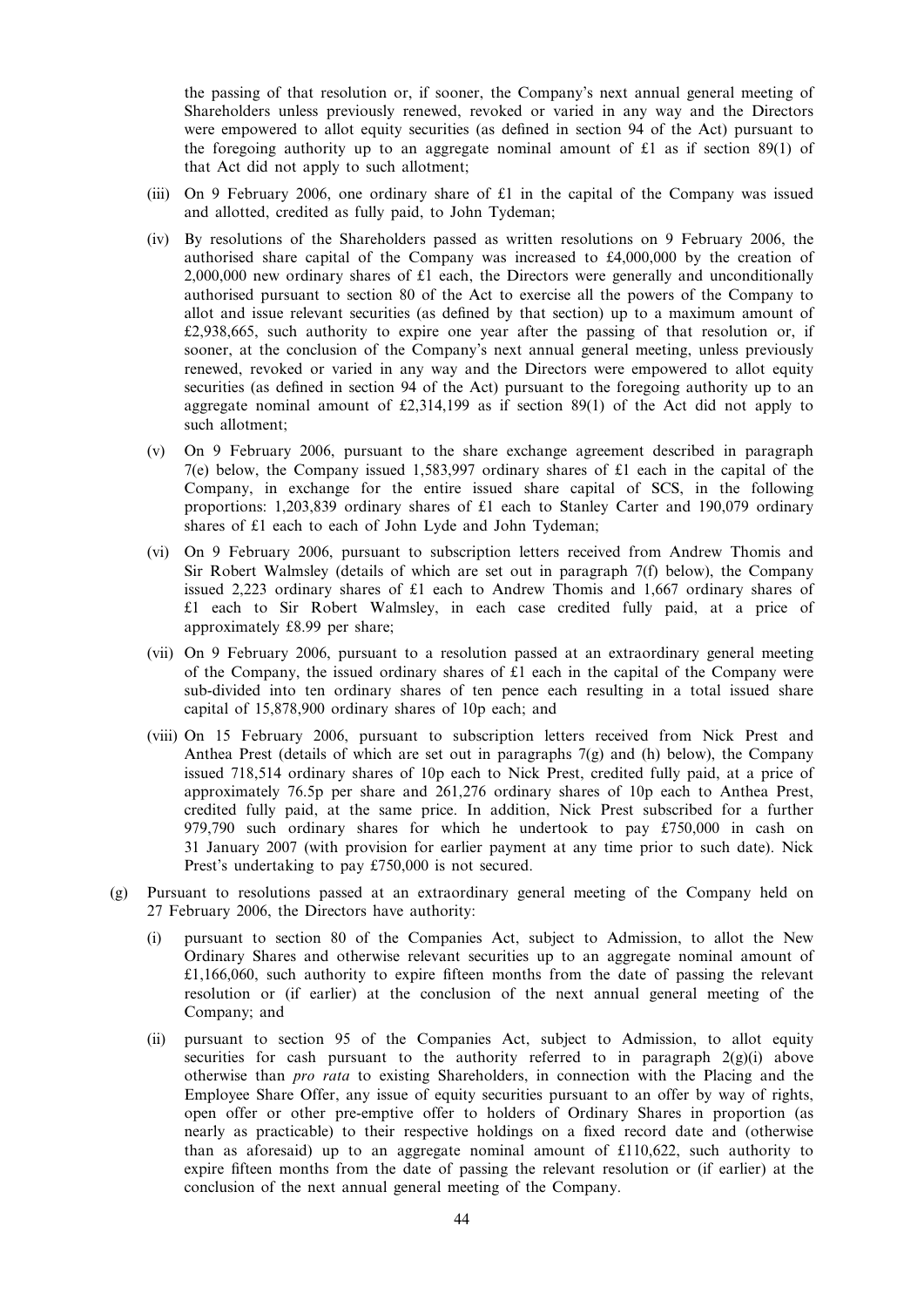the passing of that resolution or, if sooner, the Company's next annual general meeting of Shareholders unless previously renewed, revoked or varied in any way and the Directors were empowered to allot equity securities (as defined in section 94 of the Act) pursuant to the foregoing authority up to an aggregate nominal amount of £1 as if section 89(1) of that Act did not apply to such allotment;

(iii) On 9 February 2006, one ordinary share of £1 in the capital of the Company was issued and allotted, credited as fully paid, to John Tydeman;

(iv) By resolutions of the Shareholders passed as written resolutions on 9 February 2006, the authorised share capital of the Company was increased to £4,000,000 by the creation of 2,000,000 new ordinary shares of £1 each, the Directors were generally and unconditionally authorised pursuant to section 80 of the Act to exercise all the powers of the Company to allot and issue relevant securities (as defined by that section) up to a maximum amount of £2,938,665, such authority to expire one year after the passing of that resolution or, if sooner, at the conclusion of the Company's next annual general meeting, unless previously renewed, revoked or varied in any way and the Directors were empowered to allot equity securities (as defined in section 94 of the Act) pursuant to the foregoing authority up to an aggregate nominal amount of £2,314,199 as if section 89(1) of the Act did not apply to such allotment;

(v) On 9 February 2006, pursuant to the share exchange agreement described in paragraph 7(e) below, the Company issued 1,583,997 ordinary shares of £1 each in the capital of the Company, in exchange for the entire issued share capital of SCS, in the following proportions: 1,203,839 ordinary shares of £1 each to Stanley Carter and 190,079 ordinary shares of £1 each to each of John Lyde and John Tydeman;

(vi) On 9 February 2006, pursuant to subscription letters received from Andrew Thomis and Sir Robert Walmsley (details of which are set out in paragraph 7(f) below), the Company issued 2,223 ordinary shares of £1 each to Andrew Thomis and 1,667 ordinary shares of £1 each to Sir Robert Walmsley, in each case credited fully paid, at a price of approximately £8.99 per share;

(vii) On 9 February 2006, pursuant to a resolution passed at an extraordinary general meeting of the Company, the issued ordinary shares of £1 each in the capital of the Company were sub-divided into ten ordinary shares of ten pence each resulting in a total issued share capital of 15,878,900 ordinary shares of 10p each; and

(viii) On 15 February 2006, pursuant to subscription letters received from Nick Prest and Anthea Prest (details of which are set out in paragraphs 7(g) and (h) below), the Company issued 718,514 ordinary shares of 10p each to Nick Prest, credited fully paid, at a price of approximately 76.5p per share and 261,276 ordinary shares of 10p each to Anthea Prest, credited fully paid, at the same price. In addition, Nick Prest subscribed for a further 979,790 such ordinary shares for which he undertook to pay £750,000 in cash on 31 January 2007 (with provision for earlier payment at any time prior to such date). Nick Prest's undertaking to pay £750,000 is not secured.

(g) Pursuant to resolutions passed at an extraordinary general meeting of the Company held on 27 February 2006, the Directors have authority:

(i) pursuant to section 80 of the Companies Act, subject to Admission, to allot the New Ordinary Shares and otherwise relevant securities up to an aggregate nominal amount of £1,166,060, such authority to expire fifteen months from the date of passing the relevant resolution or (if earlier) at the conclusion of the next annual general meeting of the Company; and

(ii) pursuant to section 95 of the Companies Act, subject to Admission, to allot equity securities for cash pursuant to the authority referred to in paragraph 2(g)(i) above otherwise than *pro rata* to existing Shareholders, in connection with the Placing and the Employee Share Offer, any issue of equity securities pursuant to an offer by way of rights, open offer or other pre-emptive offer to holders of Ordinary Shares in proportion (as nearly as practicable) to their respective holdings on a fixed record date and (otherwise than as aforesaid) up to an aggregate nominal amount of £110,622, such authority to expire fifteen months from the date of passing the relevant resolution or (if earlier) at the conclusion of the next annual general meeting of the Company.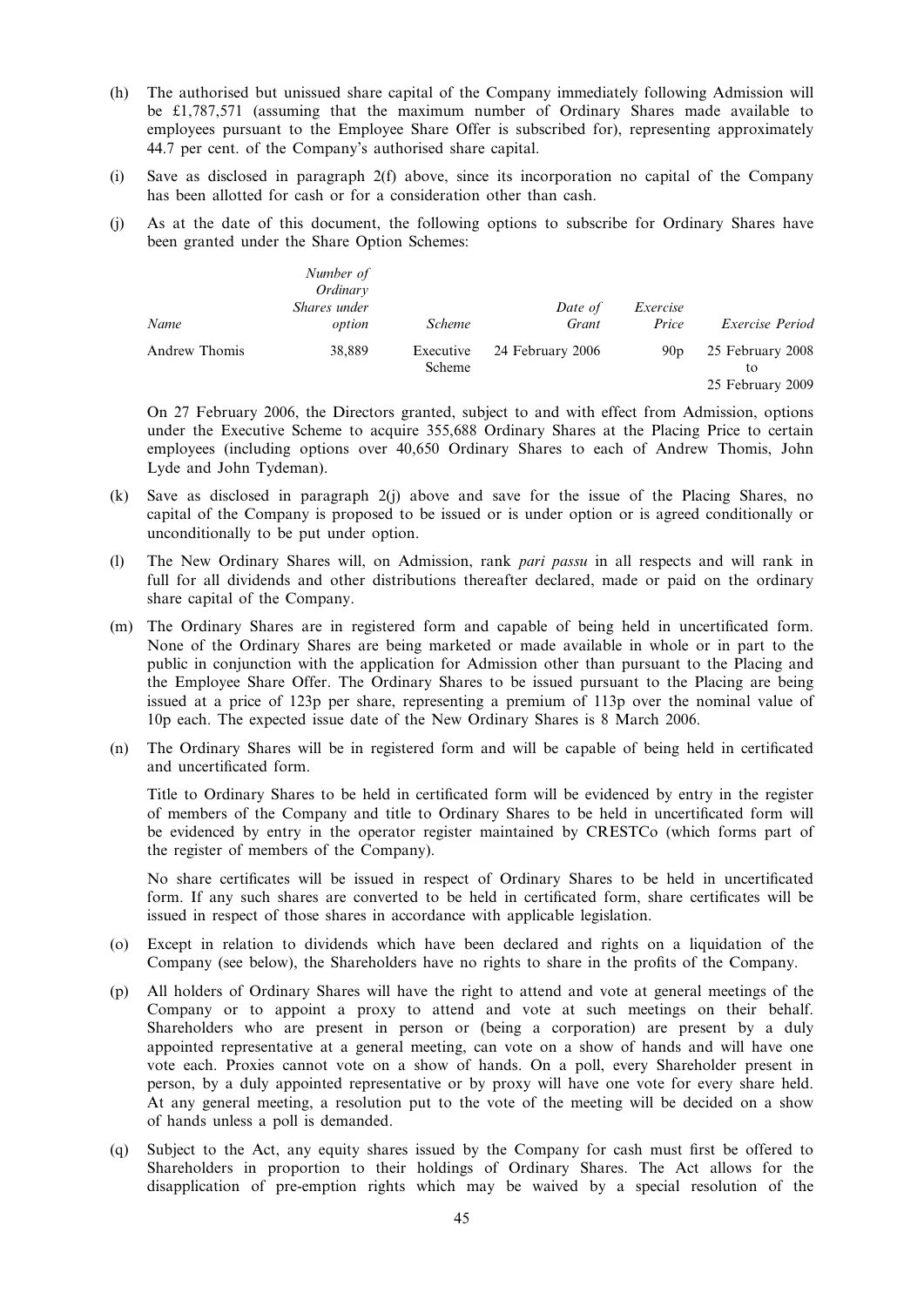(h) The authorised but unissued share capital of the Company immediately following Admission will be £1,787,571 (assuming that the maximum number of Ordinary Shares made available to employees pursuant to the Employee Share Offer is subscribed for), representing approximately 44.7 per cent. of the Company's authorised share capital.

(i) Save as disclosed in paragraph 2(f) above, since its incorporation no capital of the Company has been allotted for cash or for a consideration other than cash.

(j) As at the date of this document, the following options to subscribe for Ordinary Shares have been granted under the Share Option Schemes:

| *Name* | *Number of Ordinary Shares under option* | *Scheme* | *Date of Grant* | *Exercise Price* | *Exercise Period* |
|---|---|---|---|---|---|
| Andrew Thomis | 38,889 | Executive Scheme | 24 February 2006 | 90p | 25 February 2008 to 25 February 2009 |

On 27 February 2006, the Directors granted, subject to and with effect from Admission, options under the Executive Scheme to acquire 355,688 Ordinary Shares at the Placing Price to certain employees (including options over 40,650 Ordinary Shares to each of Andrew Thomis, John Lyde and John Tydeman).

(k) Save as disclosed in paragraph 2(j) above and save for the issue of the Placing Shares, no capital of the Company is proposed to be issued or is under option or is agreed conditionally or unconditionally to be put under option.

(l) The New Ordinary Shares will, on Admission, rank *pari passu* in all respects and will rank in full for all dividends and other distributions thereafter declared, made or paid on the ordinary share capital of the Company.

(m) The Ordinary Shares are in registered form and capable of being held in uncertificated form. None of the Ordinary Shares are being marketed or made available in whole or in part to the public in conjunction with the application for Admission other than pursuant to the Placing and the Employee Share Offer. The Ordinary Shares to be issued pursuant to the Placing are being issued at a price of 123p per share, representing a premium of 113p over the nominal value of 10p each. The expected issue date of the New Ordinary Shares is 8 March 2006.

(n) The Ordinary Shares will be in registered form and will be capable of being held in certificated and uncertificated form.

Title to Ordinary Shares to be held in certificated form will be evidenced by entry in the register of members of the Company and title to Ordinary Shares to be held in uncertificated form will be evidenced by entry in the operator register maintained by CRESTCo (which forms part of the register of members of the Company).

No share certificates will be issued in respect of Ordinary Shares to be held in uncertificated form. If any such shares are converted to be held in certificated form, share certificates will be issued in respect of those shares in accordance with applicable legislation.

(o) Except in relation to dividends which have been declared and rights on a liquidation of the Company (see below), the Shareholders have no rights to share in the profits of the Company.

(p) All holders of Ordinary Shares will have the right to attend and vote at general meetings of the Company or to appoint a proxy to attend and vote at such meetings on their behalf. Shareholders who are present in person or (being a corporation) are present by a duly appointed representative at a general meeting, can vote on a show of hands and will have one vote each. Proxies cannot vote on a show of hands. On a poll, every Shareholder present in person, by a duly appointed representative or by proxy will have one vote for every share held. At any general meeting, a resolution put to the vote of the meeting will be decided on a show of hands unless a poll is demanded.

(q) Subject to the Act, any equity shares issued by the Company for cash must first be offered to Shareholders in proportion to their holdings of Ordinary Shares. The Act allows for the disapplication of pre-emption rights which may be waived by a special resolution of the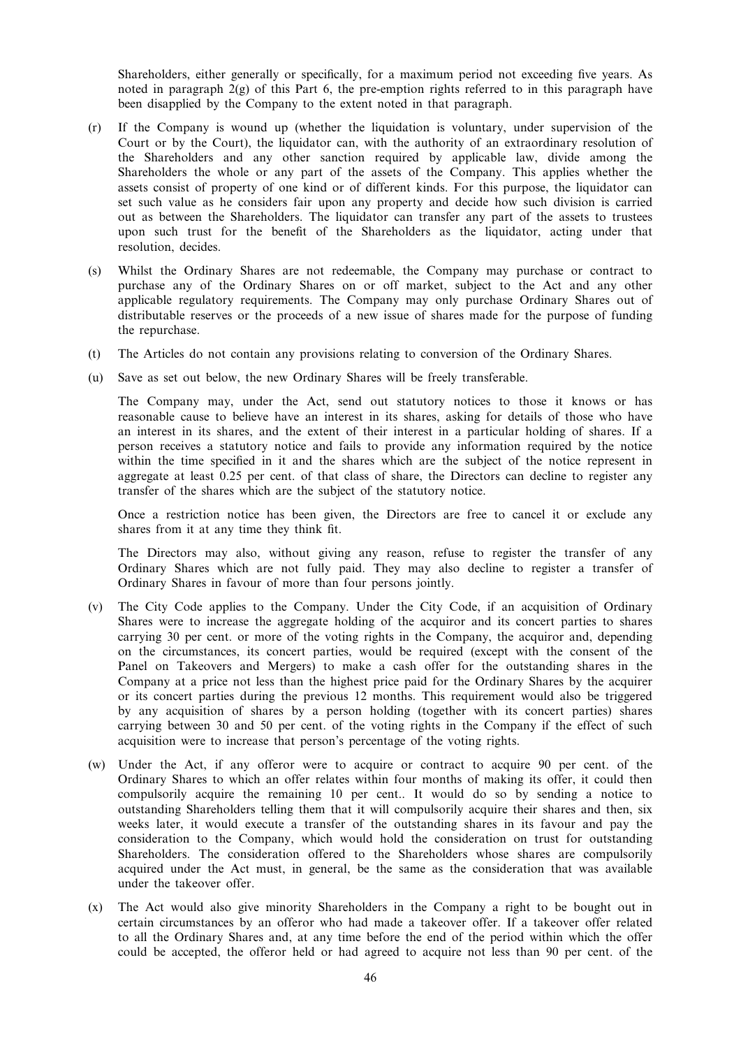Shareholders, either generally or specifically, for a maximum period not exceeding five years. As noted in paragraph 2(g) of this Part 6, the pre-emption rights referred to in this paragraph have been disapplied by the Company to the extent noted in that paragraph.

(r) If the Company is wound up (whether the liquidation is voluntary, under supervision of the Court or by the Court), the liquidator can, with the authority of an extraordinary resolution of the Shareholders and any other sanction required by applicable law, divide among the Shareholders the whole or any part of the assets of the Company. This applies whether the assets consist of property of one kind or of different kinds. For this purpose, the liquidator can set such value as he considers fair upon any property and decide how such division is carried out as between the Shareholders. The liquidator can transfer any part of the assets to trustees upon such trust for the benefit of the Shareholders as the liquidator, acting under that resolution, decides.

(s) Whilst the Ordinary Shares are not redeemable, the Company may purchase or contract to purchase any of the Ordinary Shares on or off market, subject to the Act and any other applicable regulatory requirements. The Company may only purchase Ordinary Shares out of distributable reserves or the proceeds of a new issue of shares made for the purpose of funding the repurchase.

(t) The Articles do not contain any provisions relating to conversion of the Ordinary Shares.

(u) Save as set out below, the new Ordinary Shares will be freely transferable.

The Company may, under the Act, send out statutory notices to those it knows or has reasonable cause to believe have an interest in its shares, asking for details of those who have an interest in its shares, and the extent of their interest in a particular holding of shares. If a person receives a statutory notice and fails to provide any information required by the notice within the time specified in it and the shares which are the subject of the notice represent in aggregate at least 0.25 per cent. of that class of share, the Directors can decline to register any transfer of the shares which are the subject of the statutory notice.

Once a restriction notice has been given, the Directors are free to cancel it or exclude any shares from it at any time they think fit.

The Directors may also, without giving any reason, refuse to register the transfer of any Ordinary Shares which are not fully paid. They may also decline to register a transfer of Ordinary Shares in favour of more than four persons jointly.

(v) The City Code applies to the Company. Under the City Code, if an acquisition of Ordinary Shares were to increase the aggregate holding of the acquiror and its concert parties to shares carrying 30 per cent. or more of the voting rights in the Company, the acquiror and, depending on the circumstances, its concert parties, would be required (except with the consent of the Panel on Takeovers and Mergers) to make a cash offer for the outstanding shares in the Company at a price not less than the highest price paid for the Ordinary Shares by the acquirer or its concert parties during the previous 12 months. This requirement would also be triggered by any acquisition of shares by a person holding (together with its concert parties) shares carrying between 30 and 50 per cent. of the voting rights in the Company if the effect of such acquisition were to increase that person's percentage of the voting rights.

(w) Under the Act, if any offeror were to acquire or contract to acquire 90 per cent. of the Ordinary Shares to which an offer relates within four months of making its offer, it could then compulsorily acquire the remaining 10 per cent.. It would do so by sending a notice to outstanding Shareholders telling them that it will compulsorily acquire their shares and then, six weeks later, it would execute a transfer of the outstanding shares in its favour and pay the consideration to the Company, which would hold the consideration on trust for outstanding Shareholders. The consideration offered to the Shareholders whose shares are compulsorily acquired under the Act must, in general, be the same as the consideration that was available under the takeover offer.

(x) The Act would also give minority Shareholders in the Company a right to be bought out in certain circumstances by an offeror who had made a takeover offer. If a takeover offer related to all the Ordinary Shares and, at any time before the end of the period within which the offer could be accepted, the offeror held or had agreed to acquire not less than 90 per cent. of the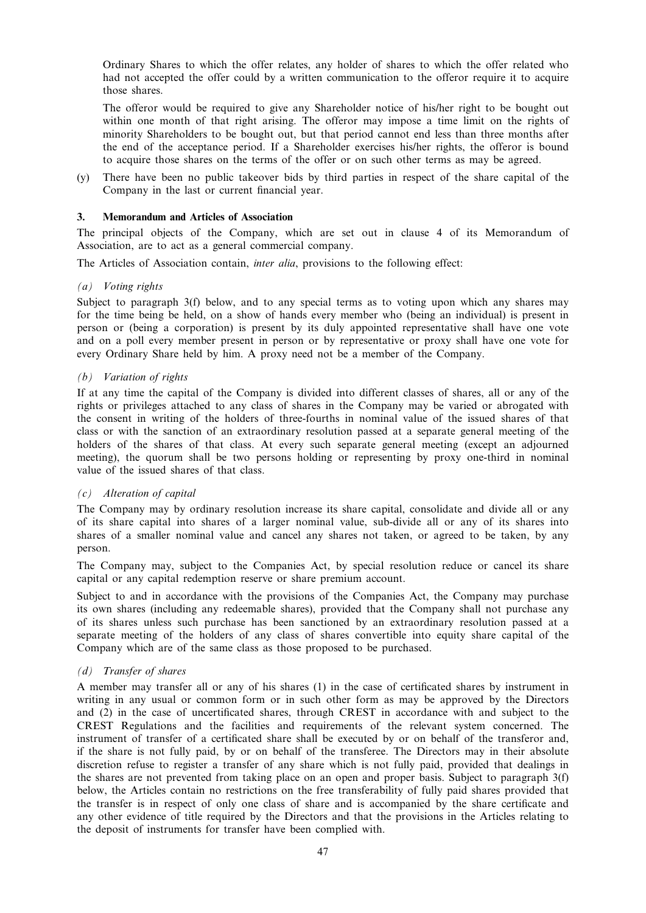Ordinary Shares to which the offer relates, any holder of shares to which the offer related who had not accepted the offer could by a written communication to the offeror require it to acquire those shares.

The offeror would be required to give any Shareholder notice of his/her right to be bought out within one month of that right arising. The offeror may impose a time limit on the rights of minority Shareholders to be bought out, but that period cannot end less than three months after the end of the acceptance period. If a Shareholder exercises his/her rights, the offeror is bound to acquire those shares on the terms of the offer or on such other terms as may be agreed.

(y) There have been no public takeover bids by third parties in respect of the share capital of the Company in the last or current financial year.

## 3. Memorandum and Articles of Association

The principal objects of the Company, which are set out in clause 4 of its Memorandum of Association, are to act as a general commercial company.

The Articles of Association contain, *inter alia*, provisions to the following effect:

### *(a) Voting rights*

Subject to paragraph 3(f) below, and to any special terms as to voting upon which any shares may for the time being be held, on a show of hands every member who (being an individual) is present in person or (being a corporation) is present by its duly appointed representative shall have one vote and on a poll every member present in person or by representative or proxy shall have one vote for every Ordinary Share held by him. A proxy need not be a member of the Company.

### *(b) Variation of rights*

If at any time the capital of the Company is divided into different classes of shares, all or any of the rights or privileges attached to any class of shares in the Company may be varied or abrogated with the consent in writing of the holders of three-fourths in nominal value of the issued shares of that class or with the sanction of an extraordinary resolution passed at a separate general meeting of the holders of the shares of that class. At every such separate general meeting (except an adjourned meeting), the quorum shall be two persons holding or representing by proxy one-third in nominal value of the issued shares of that class.

### *(c) Alteration of capital*

The Company may by ordinary resolution increase its share capital, consolidate and divide all or any of its share capital into shares of a larger nominal value, sub-divide all or any of its shares into shares of a smaller nominal value and cancel any shares not taken, or agreed to be taken, by any person.

The Company may, subject to the Companies Act, by special resolution reduce or cancel its share capital or any capital redemption reserve or share premium account.

Subject to and in accordance with the provisions of the Companies Act, the Company may purchase its own shares (including any redeemable shares), provided that the Company shall not purchase any of its shares unless such purchase has been sanctioned by an extraordinary resolution passed at a separate meeting of the holders of any class of shares convertible into equity share capital of the Company which are of the same class as those proposed to be purchased.

### *(d) Transfer of shares*

A member may transfer all or any of his shares (1) in the case of certificated shares by instrument in writing in any usual or common form or in such other form as may be approved by the Directors and (2) in the case of uncertificated shares, through CREST in accordance with and subject to the CREST Regulations and the facilities and requirements of the relevant system concerned. The instrument of transfer of a certificated share shall be executed by or on behalf of the transferor and, if the share is not fully paid, by or on behalf of the transferee. The Directors may in their absolute discretion refuse to register a transfer of any share which is not fully paid, provided that dealings in the shares are not prevented from taking place on an open and proper basis. Subject to paragraph 3(f) below, the Articles contain no restrictions on the free transferability of fully paid shares provided that the transfer is in respect of only one class of share and is accompanied by the share certificate and any other evidence of title required by the Directors and that the provisions in the Articles relating to the deposit of instruments for transfer have been complied with.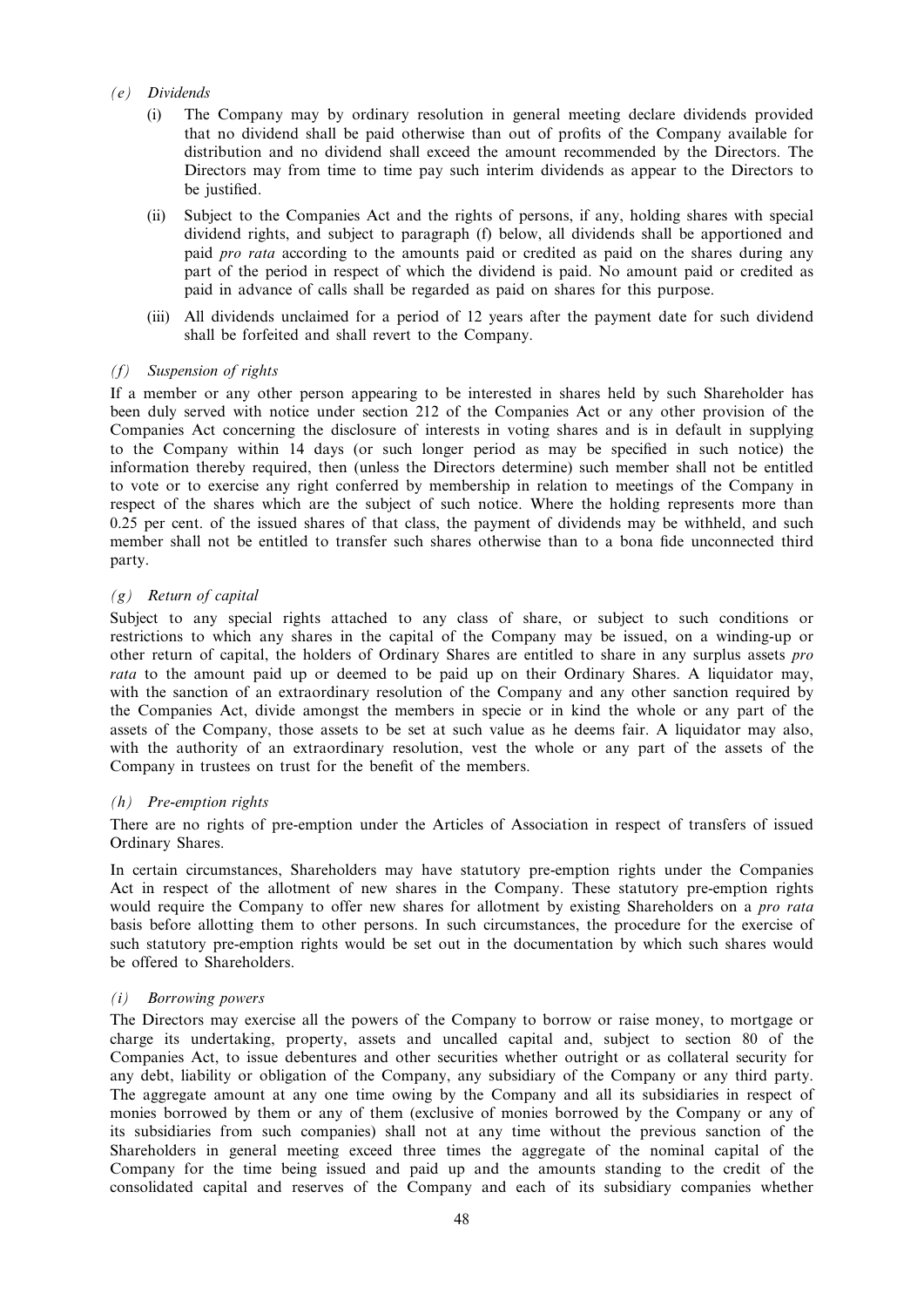*(e) Dividends*

(i) The Company may by ordinary resolution in general meeting declare dividends provided that no dividend shall be paid otherwise than out of profits of the Company available for distribution and no dividend shall exceed the amount recommended by the Directors. The Directors may from time to time pay such interim dividends as appear to the Directors to be justified.

(ii) Subject to the Companies Act and the rights of persons, if any, holding shares with special dividend rights, and subject to paragraph (f) below, all dividends shall be apportioned and paid *pro rata* according to the amounts paid or credited as paid on the shares during any part of the period in respect of which the dividend is paid. No amount paid or credited as paid in advance of calls shall be regarded as paid on shares for this purpose.

(iii) All dividends unclaimed for a period of 12 years after the payment date for such dividend shall be forfeited and shall revert to the Company.

*(f) Suspension of rights*

If a member or any other person appearing to be interested in shares held by such Shareholder has been duly served with notice under section 212 of the Companies Act or any other provision of the Companies Act concerning the disclosure of interests in voting shares and is in default in supplying to the Company within 14 days (or such longer period as may be specified in such notice) the information thereby required, then (unless the Directors determine) such member shall not be entitled to vote or to exercise any right conferred by membership in relation to meetings of the Company in respect of the shares which are the subject of such notice. Where the holding represents more than 0.25 per cent. of the issued shares of that class, the payment of dividends may be withheld, and such member shall not be entitled to transfer such shares otherwise than to a bona fide unconnected third party.

*(g) Return of capital*

Subject to any special rights attached to any class of share, or subject to such conditions or restrictions to which any shares in the capital of the Company may be issued, on a winding-up or other return of capital, the holders of Ordinary Shares are entitled to share in any surplus assets *pro rata* to the amount paid up or deemed to be paid up on their Ordinary Shares. A liquidator may, with the sanction of an extraordinary resolution of the Company and any other sanction required by the Companies Act, divide amongst the members in specie or in kind the whole or any part of the assets of the Company, those assets to be set at such value as he deems fair. A liquidator may also, with the authority of an extraordinary resolution, vest the whole or any part of the assets of the Company in trustees on trust for the benefit of the members.

*(h) Pre-emption rights*

There are no rights of pre-emption under the Articles of Association in respect of transfers of issued Ordinary Shares.

In certain circumstances, Shareholders may have statutory pre-emption rights under the Companies Act in respect of the allotment of new shares in the Company. These statutory pre-emption rights would require the Company to offer new shares for allotment by existing Shareholders on a *pro rata* basis before allotting them to other persons. In such circumstances, the procedure for the exercise of such statutory pre-emption rights would be set out in the documentation by which such shares would be offered to Shareholders.

*(i) Borrowing powers*

The Directors may exercise all the powers of the Company to borrow or raise money, to mortgage or charge its undertaking, property, assets and uncalled capital and, subject to section 80 of the Companies Act, to issue debentures and other securities whether outright or as collateral security for any debt, liability or obligation of the Company, any subsidiary of the Company or any third party. The aggregate amount at any one time owing by the Company and all its subsidiaries in respect of monies borrowed by them or any of them (exclusive of monies borrowed by the Company or any of its subsidiaries from such companies) shall not at any time without the previous sanction of the Shareholders in general meeting exceed three times the aggregate of the nominal capital of the Company for the time being issued and paid up and the amounts standing to the credit of the consolidated capital and reserves of the Company and each of its subsidiary companies whether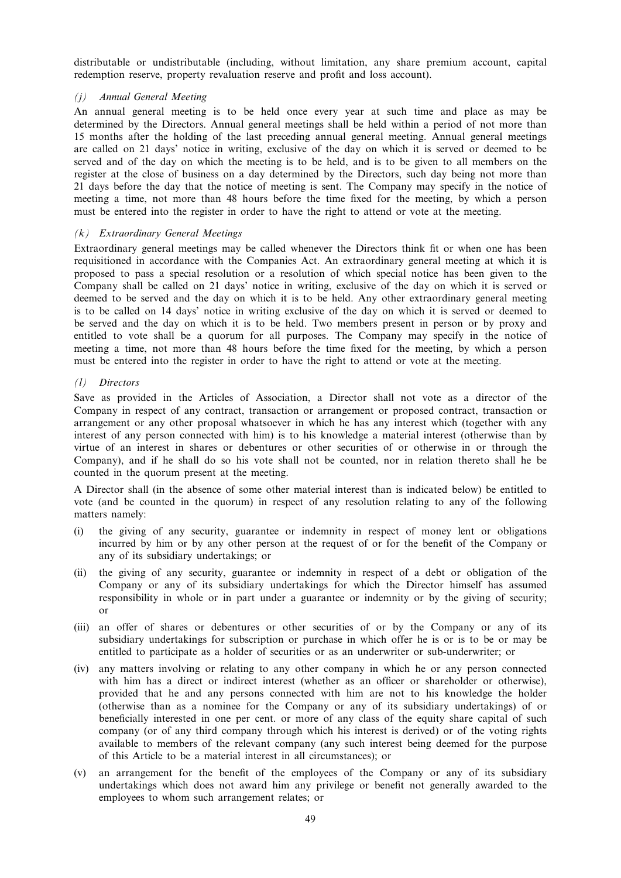distributable or undistributable (including, without limitation, any share premium account, capital redemption reserve, property revaluation reserve and profit and loss account).

*(j) Annual General Meeting*

An annual general meeting is to be held once every year at such time and place as may be determined by the Directors. Annual general meetings shall be held within a period of not more than 15 months after the holding of the last preceding annual general meeting. Annual general meetings are called on 21 days' notice in writing, exclusive of the day on which it is served or deemed to be served and of the day on which the meeting is to be held, and is to be given to all members on the register at the close of business on a day determined by the Directors, such day being not more than 21 days before the day that the notice of meeting is sent. The Company may specify in the notice of meeting a time, not more than 48 hours before the time fixed for the meeting, by which a person must be entered into the register in order to have the right to attend or vote at the meeting.

*(k) Extraordinary General Meetings*

Extraordinary general meetings may be called whenever the Directors think fit or when one has been requisitioned in accordance with the Companies Act. An extraordinary general meeting at which it is proposed to pass a special resolution or a resolution of which special notice has been given to the Company shall be called on 21 days' notice in writing, exclusive of the day on which it is served or deemed to be served and the day on which it is to be held. Any other extraordinary general meeting is to be called on 14 days' notice in writing exclusive of the day on which it is served or deemed to be served and the day on which it is to be held. Two members present in person or by proxy and entitled to vote shall be a quorum for all purposes. The Company may specify in the notice of meeting a time, not more than 48 hours before the time fixed for the meeting, by which a person must be entered into the register in order to have the right to attend or vote at the meeting.

*(l) Directors*

Save as provided in the Articles of Association, a Director shall not vote as a director of the Company in respect of any contract, transaction or arrangement or proposed contract, transaction or arrangement or any other proposal whatsoever in which he has any interest which (together with any interest of any person connected with him) is to his knowledge a material interest (otherwise than by virtue of an interest in shares or debentures or other securities of or otherwise in or through the Company), and if he shall do so his vote shall not be counted, nor in relation thereto shall he be counted in the quorum present at the meeting.

A Director shall (in the absence of some other material interest than is indicated below) be entitled to vote (and be counted in the quorum) in respect of any resolution relating to any of the following matters namely:

(i) the giving of any security, guarantee or indemnity in respect of money lent or obligations incurred by him or by any other person at the request of or for the benefit of the Company or any of its subsidiary undertakings; or

(ii) the giving of any security, guarantee or indemnity in respect of a debt or obligation of the Company or any of its subsidiary undertakings for which the Director himself has assumed responsibility in whole or in part under a guarantee or indemnity or by the giving of security; or

(iii) an offer of shares or debentures or other securities of or by the Company or any of its subsidiary undertakings for subscription or purchase in which offer he is or is to be or may be entitled to participate as a holder of securities or as an underwriter or sub-underwriter; or

(iv) any matters involving or relating to any other company in which he or any person connected with him has a direct or indirect interest (whether as an officer or shareholder or otherwise), provided that he and any persons connected with him are not to his knowledge the holder (otherwise than as a nominee for the Company or any of its subsidiary undertakings) of or beneficially interested in one per cent. or more of any class of the equity share capital of such company (or of any third company through which his interest is derived) or of the voting rights available to members of the relevant company (any such interest being deemed for the purpose of this Article to be a material interest in all circumstances); or

(v) an arrangement for the benefit of the employees of the Company or any of its subsidiary undertakings which does not award him any privilege or benefit not generally awarded to the employees to whom such arrangement relates; or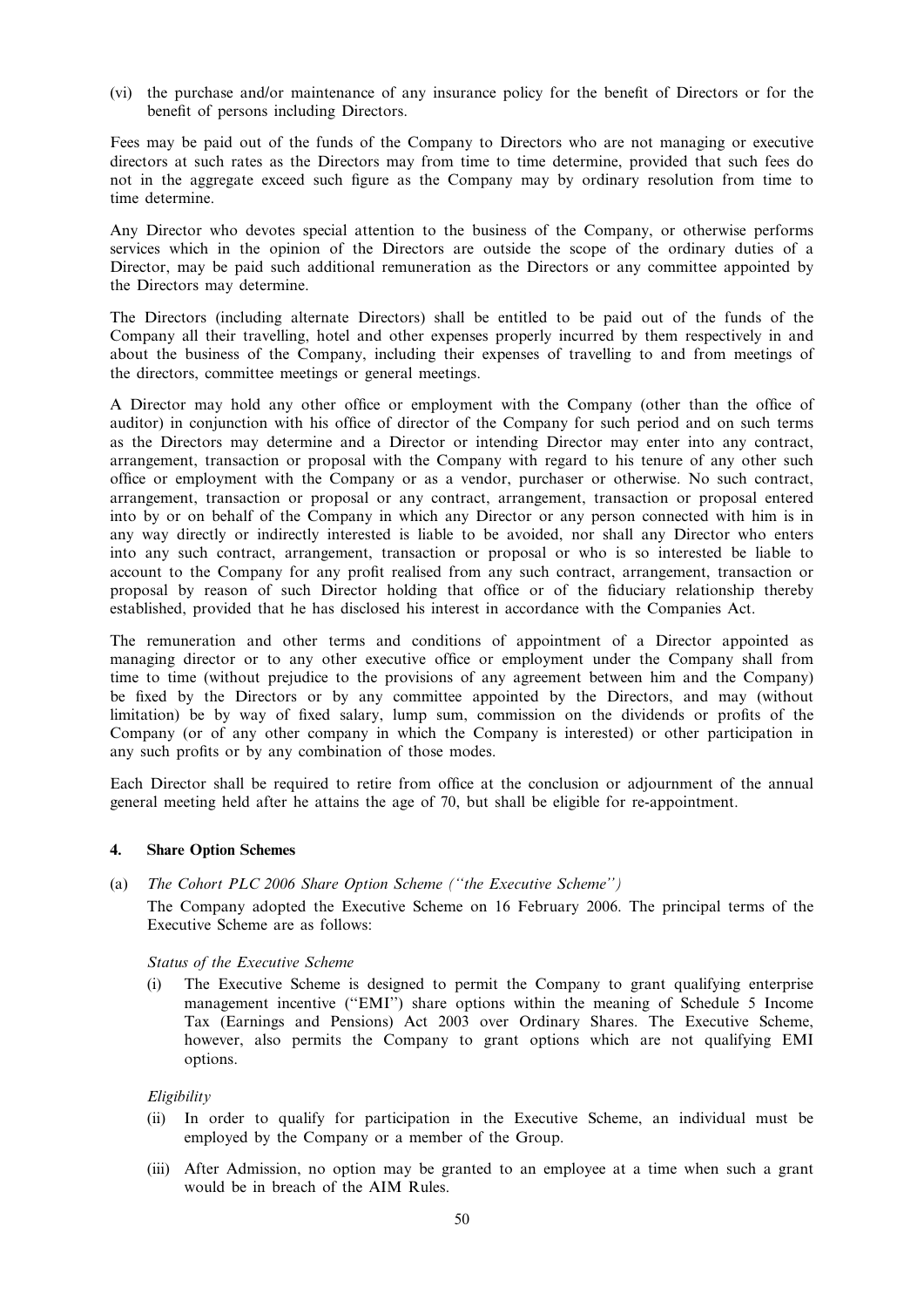(vi) the purchase and/or maintenance of any insurance policy for the benefit of Directors or for the benefit of persons including Directors.

Fees may be paid out of the funds of the Company to Directors who are not managing or executive directors at such rates as the Directors may from time to time determine, provided that such fees do not in the aggregate exceed such figure as the Company may by ordinary resolution from time to time determine.

Any Director who devotes special attention to the business of the Company, or otherwise performs services which in the opinion of the Directors are outside the scope of the ordinary duties of a Director, may be paid such additional remuneration as the Directors or any committee appointed by the Directors may determine.

The Directors (including alternate Directors) shall be entitled to be paid out of the funds of the Company all their travelling, hotel and other expenses properly incurred by them respectively in and about the business of the Company, including their expenses of travelling to and from meetings of the directors, committee meetings or general meetings.

A Director may hold any other office or employment with the Company (other than the office of auditor) in conjunction with his office of director of the Company for such period and on such terms as the Directors may determine and a Director or intending Director may enter into any contract, arrangement, transaction or proposal with the Company with regard to his tenure of any other such office or employment with the Company or as a vendor, purchaser or otherwise. No such contract, arrangement, transaction or proposal or any contract, arrangement, transaction or proposal entered into by or on behalf of the Company in which any Director or any person connected with him is in any way directly or indirectly interested is liable to be avoided, nor shall any Director who enters into any such contract, arrangement, transaction or proposal or who is so interested be liable to account to the Company for any profit realised from any such contract, arrangement, transaction or proposal by reason of such Director holding that office or of the fiduciary relationship thereby established, provided that he has disclosed his interest in accordance with the Companies Act.

The remuneration and other terms and conditions of appointment of a Director appointed as managing director or to any other executive office or employment under the Company shall from time to time (without prejudice to the provisions of any agreement between him and the Company) be fixed by the Directors or by any committee appointed by the Directors, and may (without limitation) be by way of fixed salary, lump sum, commission on the dividends or profits of the Company (or of any other company in which the Company is interested) or other participation in any such profits or by any combination of those modes.

Each Director shall be required to retire from office at the conclusion or adjournment of the annual general meeting held after he attains the age of 70, but shall be eligible for re-appointment.

#### 4. Share Option Schemes

(a) *The Cohort PLC 2006 Share Option Scheme ("the Executive Scheme")*

The Company adopted the Executive Scheme on 16 February 2006. The principal terms of the Executive Scheme are as follows:

*Status of the Executive Scheme*

(i) The Executive Scheme is designed to permit the Company to grant qualifying enterprise management incentive ("EMI") share options within the meaning of Schedule 5 Income Tax (Earnings and Pensions) Act 2003 over Ordinary Shares. The Executive Scheme, however, also permits the Company to grant options which are not qualifying EMI options.

*Eligibility*

(ii) In order to qualify for participation in the Executive Scheme, an individual must be employed by the Company or a member of the Group.

(iii) After Admission, no option may be granted to an employee at a time when such a grant would be in breach of the AIM Rules.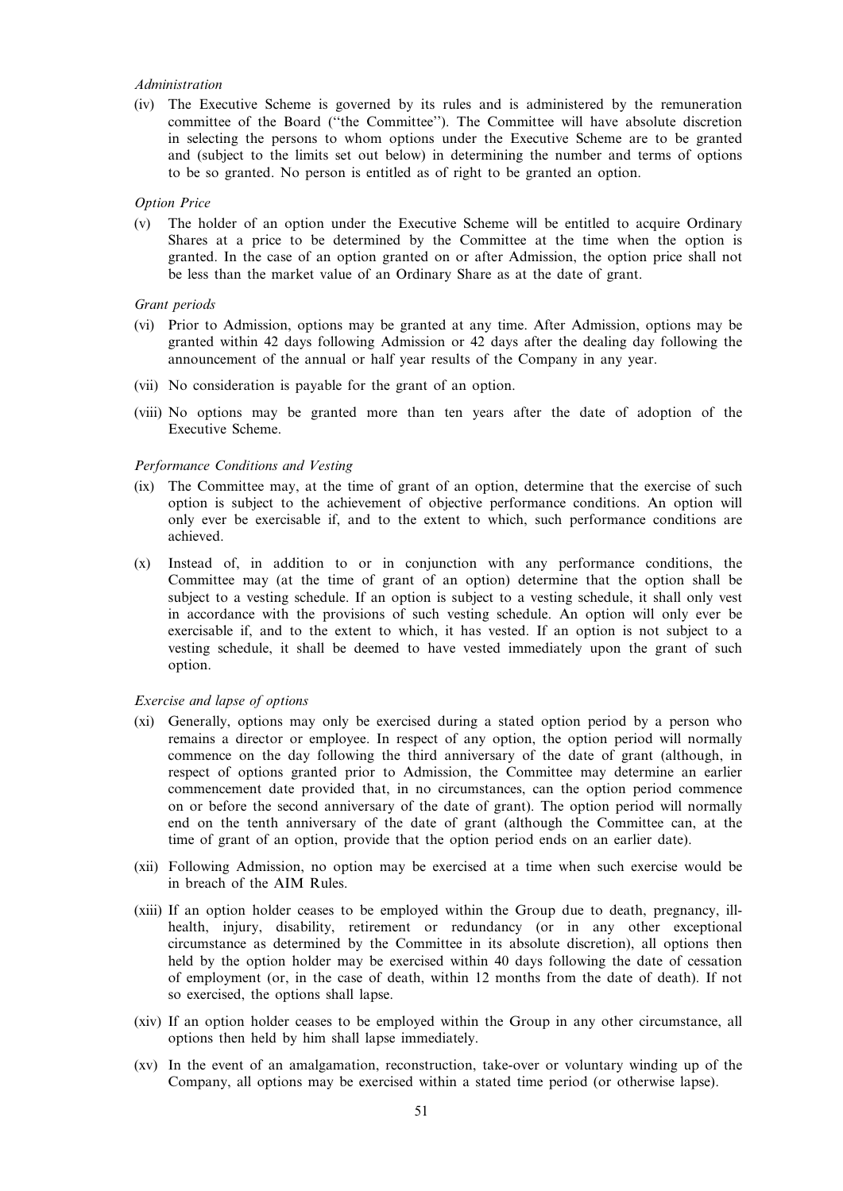*Administration*

(iv) The Executive Scheme is governed by its rules and is administered by the remuneration committee of the Board ("the Committee"). The Committee will have absolute discretion in selecting the persons to whom options under the Executive Scheme are to be granted and (subject to the limits set out below) in determining the number and terms of options to be so granted. No person is entitled as of right to be granted an option.

*Option Price*

(v) The holder of an option under the Executive Scheme will be entitled to acquire Ordinary Shares at a price to be determined by the Committee at the time when the option is granted. In the case of an option granted on or after Admission, the option price shall not be less than the market value of an Ordinary Share as at the date of grant.

*Grant periods*

(vi) Prior to Admission, options may be granted at any time. After Admission, options may be granted within 42 days following Admission or 42 days after the dealing day following the announcement of the annual or half year results of the Company in any year.

(vii) No consideration is payable for the grant of an option.

(viii) No options may be granted more than ten years after the date of adoption of the Executive Scheme.

*Performance Conditions and Vesting*

(ix) The Committee may, at the time of grant of an option, determine that the exercise of such option is subject to the achievement of objective performance conditions. An option will only ever be exercisable if, and to the extent to which, such performance conditions are achieved.

(x) Instead of, in addition to or in conjunction with any performance conditions, the Committee may (at the time of grant of an option) determine that the option shall be subject to a vesting schedule. If an option is subject to a vesting schedule, it shall only vest in accordance with the provisions of such vesting schedule. An option will only ever be exercisable if, and to the extent to which, it has vested. If an option is not subject to a vesting schedule, it shall be deemed to have vested immediately upon the grant of such option.

*Exercise and lapse of options*

(xi) Generally, options may only be exercised during a stated option period by a person who remains a director or employee. In respect of any option, the option period will normally commence on the day following the third anniversary of the date of grant (although, in respect of options granted prior to Admission, the Committee may determine an earlier commencement date provided that, in no circumstances, can the option period commence on or before the second anniversary of the date of grant). The option period will normally end on the tenth anniversary of the date of grant (although the Committee can, at the time of grant of an option, provide that the option period ends on an earlier date).

(xii) Following Admission, no option may be exercised at a time when such exercise would be in breach of the AIM Rules.

(xiii) If an option holder ceases to be employed within the Group due to death, pregnancy, ill-health, injury, disability, retirement or redundancy (or in any other exceptional circumstance as determined by the Committee in its absolute discretion), all options then held by the option holder may be exercised within 40 days following the date of cessation of employment (or, in the case of death, within 12 months from the date of death). If not so exercised, the options shall lapse.

(xiv) If an option holder ceases to be employed within the Group in any other circumstance, all options then held by him shall lapse immediately.

(xv) In the event of an amalgamation, reconstruction, take-over or voluntary winding up of the Company, all options may be exercised within a stated time period (or otherwise lapse).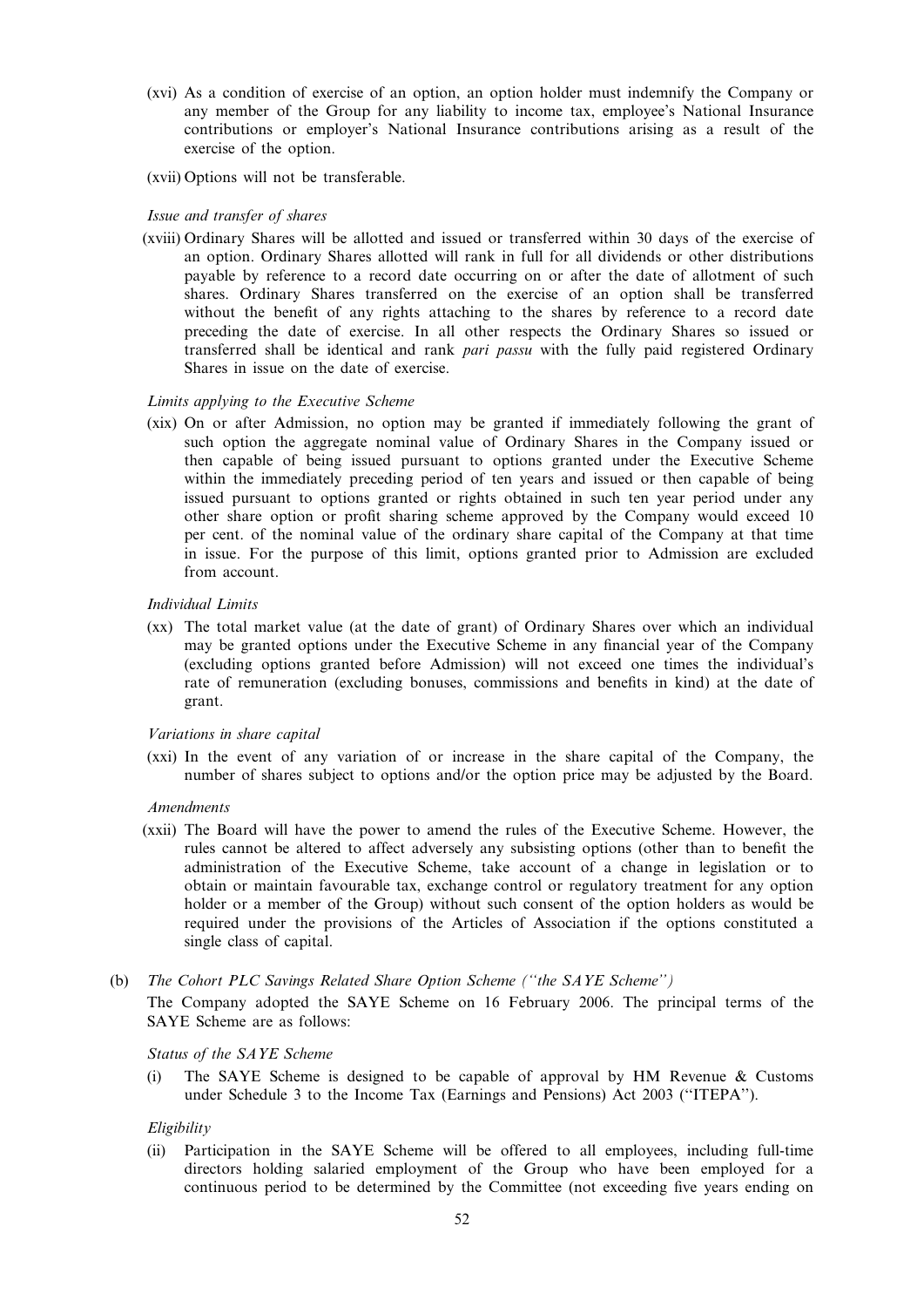(xvi) As a condition of exercise of an option, an option holder must indemnify the Company or any member of the Group for any liability to income tax, employee's National Insurance contributions or employer's National Insurance contributions arising as a result of the exercise of the option.

(xvii) Options will not be transferable.

*Issue and transfer of shares*

(xviii) Ordinary Shares will be allotted and issued or transferred within 30 days of the exercise of an option. Ordinary Shares allotted will rank in full for all dividends or other distributions payable by reference to a record date occurring on or after the date of allotment of such shares. Ordinary Shares transferred on the exercise of an option shall be transferred without the benefit of any rights attaching to the shares by reference to a record date preceding the date of exercise. In all other respects the Ordinary Shares so issued or transferred shall be identical and rank *pari passu* with the fully paid registered Ordinary Shares in issue on the date of exercise.

*Limits applying to the Executive Scheme*

(xix) On or after Admission, no option may be granted if immediately following the grant of such option the aggregate nominal value of Ordinary Shares in the Company issued or then capable of being issued pursuant to options granted under the Executive Scheme within the immediately preceding period of ten years and issued or then capable of being issued pursuant to options granted or rights obtained in such ten year period under any other share option or profit sharing scheme approved by the Company would exceed 10 per cent. of the nominal value of the ordinary share capital of the Company at that time in issue. For the purpose of this limit, options granted prior to Admission are excluded from account.

*Individual Limits*

(xx) The total market value (at the date of grant) of Ordinary Shares over which an individual may be granted options under the Executive Scheme in any financial year of the Company (excluding options granted before Admission) will not exceed one times the individual's rate of remuneration (excluding bonuses, commissions and benefits in kind) at the date of grant.

*Variations in share capital*

(xxi) In the event of any variation of or increase in the share capital of the Company, the number of shares subject to options and/or the option price may be adjusted by the Board.

*Amendments*

(xxii) The Board will have the power to amend the rules of the Executive Scheme. However, the rules cannot be altered to affect adversely any subsisting options (other than to benefit the administration of the Executive Scheme, take account of a change in legislation or to obtain or maintain favourable tax, exchange control or regulatory treatment for any option holder or a member of the Group) without such consent of the option holders as would be required under the provisions of the Articles of Association if the options constituted a single class of capital.

(b) *The Cohort PLC Savings Related Share Option Scheme ("the SAYE Scheme")*

The Company adopted the SAYE Scheme on 16 February 2006. The principal terms of the SAYE Scheme are as follows:

*Status of the SAYE Scheme*

(i) The SAYE Scheme is designed to be capable of approval by HM Revenue & Customs under Schedule 3 to the Income Tax (Earnings and Pensions) Act 2003 ("ITEPA").

*Eligibility*

(ii) Participation in the SAYE Scheme will be offered to all employees, including full-time directors holding salaried employment of the Group who have been employed for a continuous period to be determined by the Committee (not exceeding five years ending on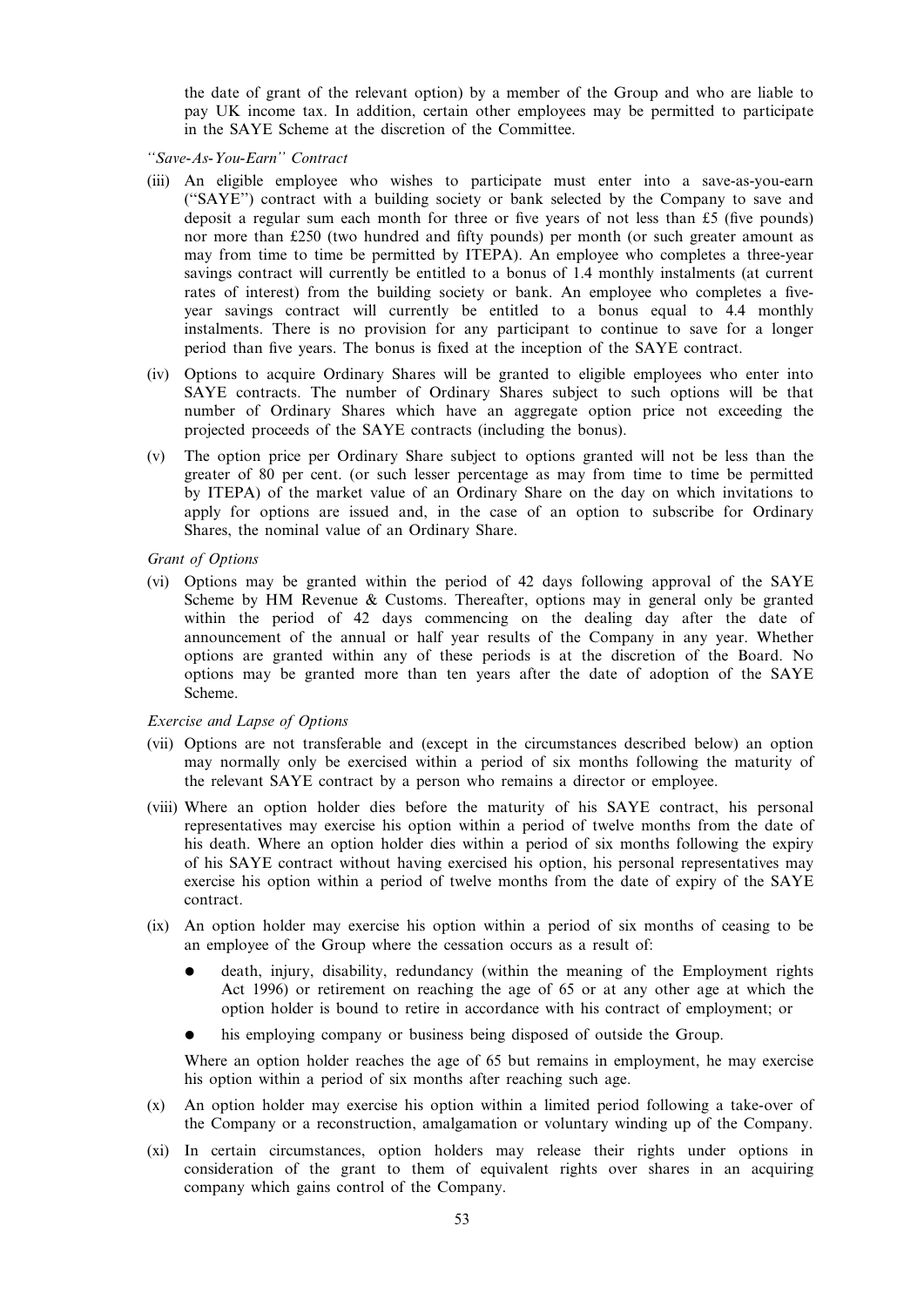the date of grant of the relevant option) by a member of the Group and who are liable to pay UK income tax. In addition, certain other employees may be permitted to participate in the SAYE Scheme at the discretion of the Committee.

*"Save-As-You-Earn" Contract*

(iii) An eligible employee who wishes to participate must enter into a save-as-you-earn ("SAYE") contract with a building society or bank selected by the Company to save and deposit a regular sum each month for three or five years of not less than £5 (five pounds) nor more than £250 (two hundred and fifty pounds) per month (or such greater amount as may from time to time be permitted by ITEPA). An employee who completes a three-year savings contract will currently be entitled to a bonus of 1.4 monthly instalments (at current rates of interest) from the building society or bank. An employee who completes a five-year savings contract will currently be entitled to a bonus equal to 4.4 monthly instalments. There is no provision for any participant to continue to save for a longer period than five years. The bonus is fixed at the inception of the SAYE contract.

(iv) Options to acquire Ordinary Shares will be granted to eligible employees who enter into SAYE contracts. The number of Ordinary Shares subject to such options will be that number of Ordinary Shares which have an aggregate option price not exceeding the projected proceeds of the SAYE contracts (including the bonus).

(v) The option price per Ordinary Share subject to options granted will not be less than the greater of 80 per cent. (or such lesser percentage as may from time to time be permitted by ITEPA) of the market value of an Ordinary Share on the day on which invitations to apply for options are issued and, in the case of an option to subscribe for Ordinary Shares, the nominal value of an Ordinary Share.

*Grant of Options*

(vi) Options may be granted within the period of 42 days following approval of the SAYE Scheme by HM Revenue & Customs. Thereafter, options may in general only be granted within the period of 42 days commencing on the dealing day after the date of announcement of the annual or half year results of the Company in any year. Whether options are granted within any of these periods is at the discretion of the Board. No options may be granted more than ten years after the date of adoption of the SAYE Scheme.

*Exercise and Lapse of Options*

(vii) Options are not transferable and (except in the circumstances described below) an option may normally only be exercised within a period of six months following the maturity of the relevant SAYE contract by a person who remains a director or employee.

(viii) Where an option holder dies before the maturity of his SAYE contract, his personal representatives may exercise his option within a period of twelve months from the date of his death. Where an option holder dies within a period of six months following the expiry of his SAYE contract without having exercised his option, his personal representatives may exercise his option within a period of twelve months from the date of expiry of the SAYE contract.

(ix) An option holder may exercise his option within a period of six months of ceasing to be an employee of the Group where the cessation occurs as a result of:

- death, injury, disability, redundancy (within the meaning of the Employment rights Act 1996) or retirement on reaching the age of 65 or at any other age at which the option holder is bound to retire in accordance with his contract of employment; or
- his employing company or business being disposed of outside the Group.

Where an option holder reaches the age of 65 but remains in employment, he may exercise his option within a period of six months after reaching such age.

(x) An option holder may exercise his option within a limited period following a take-over of the Company or a reconstruction, amalgamation or voluntary winding up of the Company.

(xi) In certain circumstances, option holders may release their rights under options in consideration of the grant to them of equivalent rights over shares in an acquiring company which gains control of the Company.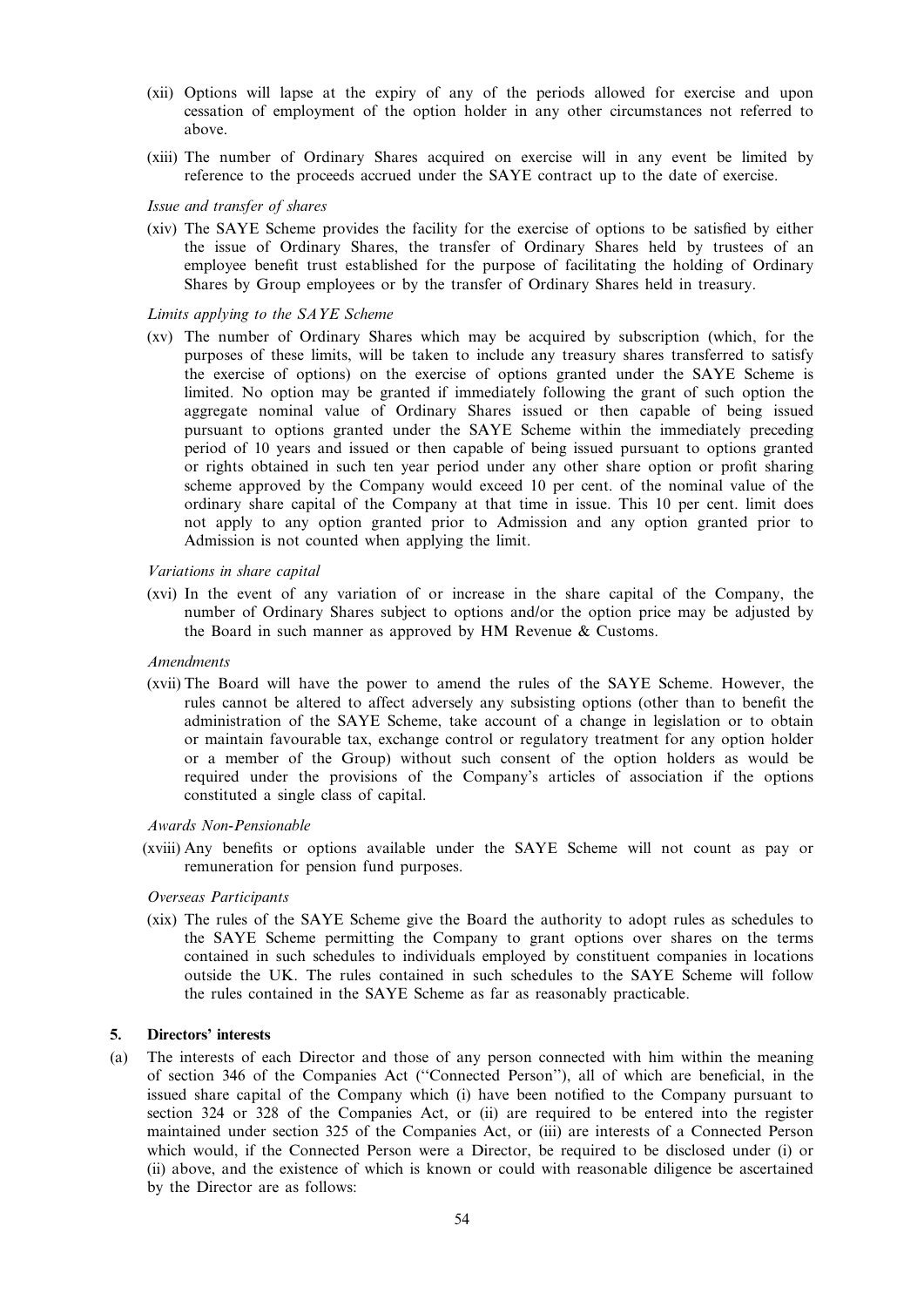(xii) Options will lapse at the expiry of any of the periods allowed for exercise and upon cessation of employment of the option holder in any other circumstances not referred to above.

(xiii) The number of Ordinary Shares acquired on exercise will in any event be limited by reference to the proceeds accrued under the SAYE contract up to the date of exercise.

*Issue and transfer of shares*

(xiv) The SAYE Scheme provides the facility for the exercise of options to be satisfied by either the issue of Ordinary Shares, the transfer of Ordinary Shares held by trustees of an employee benefit trust established for the purpose of facilitating the holding of Ordinary Shares by Group employees or by the transfer of Ordinary Shares held in treasury.

*Limits applying to the SAYE Scheme*

(xv) The number of Ordinary Shares which may be acquired by subscription (which, for the purposes of these limits, will be taken to include any treasury shares transferred to satisfy the exercise of options) on the exercise of options granted under the SAYE Scheme is limited. No option may be granted if immediately following the grant of such option the aggregate nominal value of Ordinary Shares issued or then capable of being issued pursuant to options granted under the SAYE Scheme within the immediately preceding period of 10 years and issued or then capable of being issued pursuant to options granted or rights obtained in such ten year period under any other share option or profit sharing scheme approved by the Company would exceed 10 per cent. of the nominal value of the ordinary share capital of the Company at that time in issue. This 10 per cent. limit does not apply to any option granted prior to Admission and any option granted prior to Admission is not counted when applying the limit.

*Variations in share capital*

(xvi) In the event of any variation of or increase in the share capital of the Company, the number of Ordinary Shares subject to options and/or the option price may be adjusted by the Board in such manner as approved by HM Revenue & Customs.

*Amendments*

(xvii) The Board will have the power to amend the rules of the SAYE Scheme. However, the rules cannot be altered to affect adversely any subsisting options (other than to benefit the administration of the SAYE Scheme, take account of a change in legislation or to obtain or maintain favourable tax, exchange control or regulatory treatment for any option holder or a member of the Group) without such consent of the option holders as would be required under the provisions of the Company's articles of association if the options constituted a single class of capital.

*Awards Non-Pensionable*

(xviii) Any benefits or options available under the SAYE Scheme will not count as pay or remuneration for pension fund purposes.

*Overseas Participants*

(xix) The rules of the SAYE Scheme give the Board the authority to adopt rules as schedules to the SAYE Scheme permitting the Company to grant options over shares on the terms contained in such schedules to individuals employed by constituent companies in locations outside the UK. The rules contained in such schedules to the SAYE Scheme will follow the rules contained in the SAYE Scheme as far as reasonably practicable.

## 5. Directors' interests

(a) The interests of each Director and those of any person connected with him within the meaning of section 346 of the Companies Act ("Connected Person"), all of which are beneficial, in the issued share capital of the Company which (i) have been notified to the Company pursuant to section 324 or 328 of the Companies Act, or (ii) are required to be entered into the register maintained under section 325 of the Companies Act, or (iii) are interests of a Connected Person which would, if the Connected Person were a Director, be required to be disclosed under (i) or (ii) above, and the existence of which is known or could with reasonable diligence be ascertained by the Director are as follows: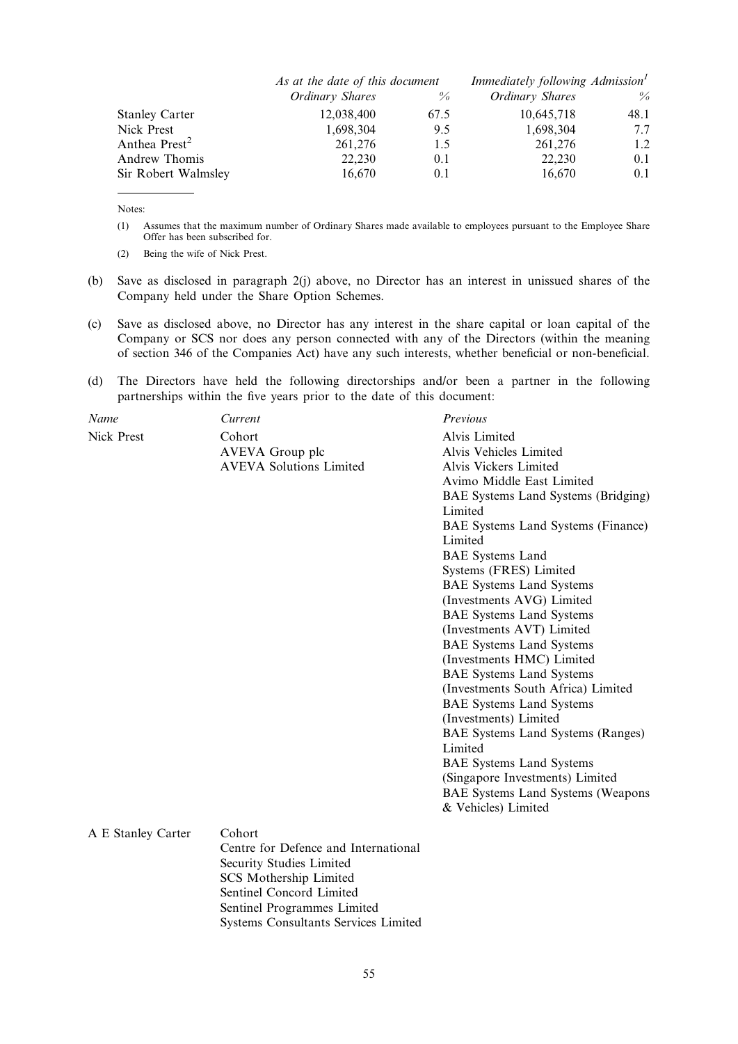| | *As at the date of this document* | | *Immediately following Admission*[1] | |
|---|---|---|---|---|
| | *Ordinary Shares* | *%* | *Ordinary Shares* | *%* |
| Stanley Carter | 12,038,400 | 67.5 | 10,645,718 | 48.1 |
| Nick Prest | 1,698,304 | 9.5 | 1,698,304 | 7.7 |
| Anthea Prest[2] | 261,276 | 1.5 | 261,276 | 1.2 |
| Andrew Thomis | 22,230 | 0.1 | 22,230 | 0.1 |
| Sir Robert Walmsley | 16,670 | 0.1 | 16,670 | 0.1 |

Notes:

(1) Assumes that the maximum number of Ordinary Shares made available to employees pursuant to the Employee Share Offer has been subscribed for.

(2) Being the wife of Nick Prest.

(b) Save as disclosed in paragraph 2(j) above, no Director has an interest in unissued shares of the Company held under the Share Option Schemes.

(c) Save as disclosed above, no Director has any interest in the share capital or loan capital of the Company or SCS nor does any person connected with any of the Directors (within the meaning of section 346 of the Companies Act) have any such interests, whether beneficial or non-beneficial.

(d) The Directors have held the following directorships and/or been a partner in the following partnerships within the five years prior to the date of this document:

| *Name* | *Current* | *Previous* |
|---|---|---|
| Nick Prest | Cohort<br>AVEVA Group plc<br>AVEVA Solutions Limited | Alvis Limited<br>Alvis Vehicles Limited<br>Alvis Vickers Limited<br>Avimo Middle East Limited<br>BAE Systems Land Systems (Bridging) Limited<br>BAE Systems Land Systems (Finance) Limited<br>BAE Systems Land Systems (FRES) Limited<br>BAE Systems Land Systems (Investments AVG) Limited<br>BAE Systems Land Systems (Investments AVT) Limited<br>BAE Systems Land Systems (Investments HMC) Limited<br>BAE Systems Land Systems (Investments South Africa) Limited<br>BAE Systems Land Systems (Investments) Limited<br>BAE Systems Land Systems (Ranges) Limited<br>BAE Systems Land Systems (Singapore Investments) Limited<br>BAE Systems Land Systems (Weapons & Vehicles) Limited |
| A E Stanley Carter | Cohort<br>Centre for Defence and International Security Studies Limited<br>SCS Mothership Limited<br>Sentinel Concord Limited<br>Sentinel Programmes Limited<br>Systems Consultants Services Limited | |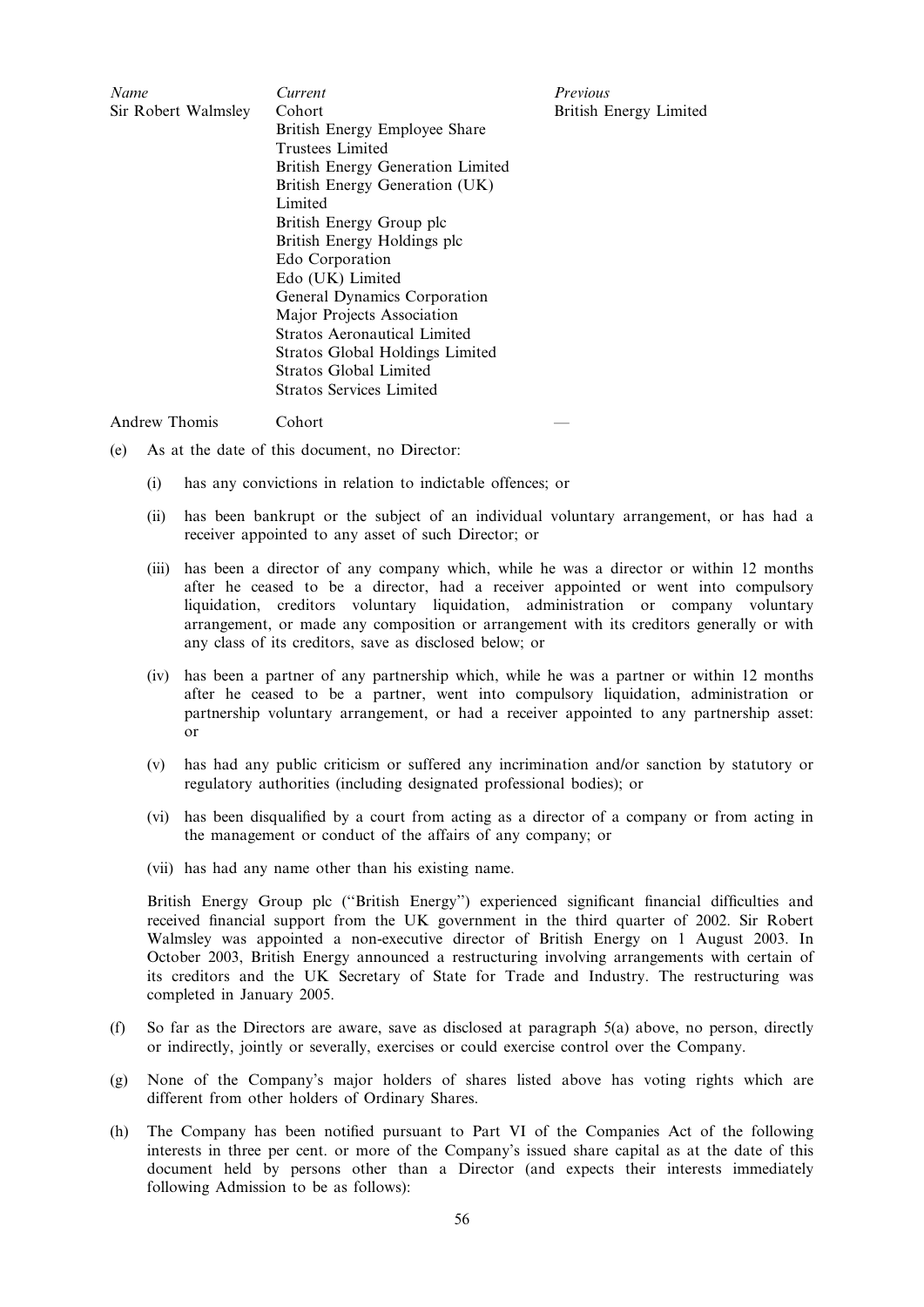| Name | Current | Previous |
| --- | --- | --- |
| Sir Robert Walmsley | Cohort<br>British Energy Employee Share Trustees Limited<br>British Energy Generation Limited<br>British Energy Generation (UK) Limited<br>British Energy Group plc<br>British Energy Holdings plc<br>Edo Corporation<br>Edo (UK) Limited<br>General Dynamics Corporation<br>Major Projects Association<br>Stratos Aeronautical Limited<br>Stratos Global Holdings Limited<br>Stratos Global Limited<br>Stratos Services Limited | British Energy Limited |
| Andrew Thomis | Cohort | — |

(e) As at the date of this document, no Director:

  (i) has any convictions in relation to indictable offences; or

  (ii) has been bankrupt or the subject of an individual voluntary arrangement, or has had a receiver appointed to any asset of such Director; or

  (iii) has been a director of any company which, while he was a director or within 12 months after he ceased to be a director, had a receiver appointed or went into compulsory liquidation, creditors voluntary liquidation, administration or company voluntary arrangement, or made any composition or arrangement with its creditors generally or with any class of its creditors, save as disclosed below; or

  (iv) has been a partner of any partnership which, while he was a partner or within 12 months after he ceased to be a partner, went into compulsory liquidation, administration or partnership voluntary arrangement, or had a receiver appointed to any partnership asset: or

  (v) has had any public criticism or suffered any incrimination and/or sanction by statutory or regulatory authorities (including designated professional bodies); or

  (vi) has been disqualified by a court from acting as a director of a company or from acting in the management or conduct of the affairs of any company; or

  (vii) has had any name other than his existing name.

British Energy Group plc ("British Energy") experienced significant financial difficulties and received financial support from the UK government in the third quarter of 2002. Sir Robert Walmsley was appointed a non-executive director of British Energy on 1 August 2003. In October 2003, British Energy announced a restructuring involving arrangements with certain of its creditors and the UK Secretary of State for Trade and Industry. The restructuring was completed in January 2005.

(f) So far as the Directors are aware, save as disclosed at paragraph 5(a) above, no person, directly or indirectly, jointly or severally, exercises or could exercise control over the Company.

(g) None of the Company's major holders of shares listed above has voting rights which are different from other holders of Ordinary Shares.

(h) The Company has been notified pursuant to Part VI of the Companies Act of the following interests in three per cent. or more of the Company's issued share capital as at the date of this document held by persons other than a Director (and expects their interests immediately following Admission to be as follows):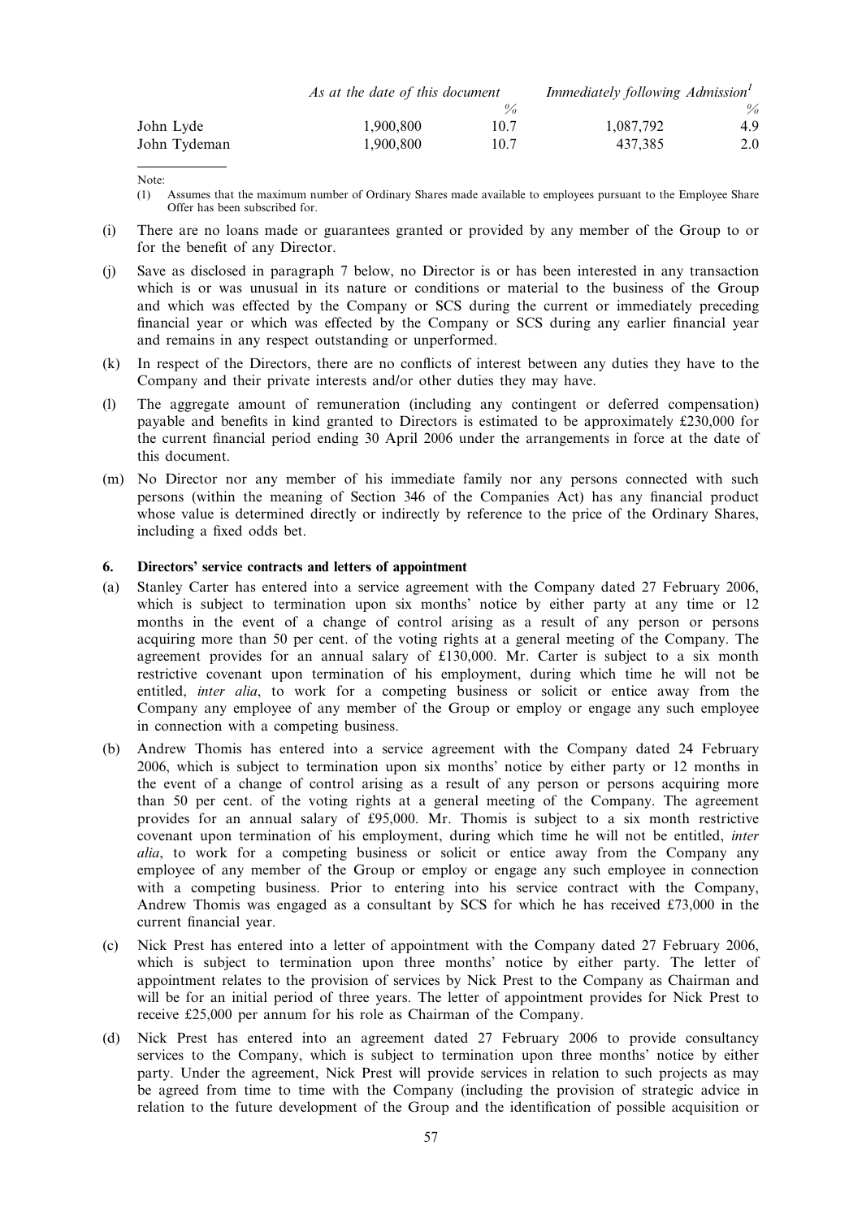| | As at the date of this document | | Immediately following Admission[1] | |
|---|---|---|---|---|
| | | % | | % |
| John Lyde | 1,900,800 | 10.7 | 1,087,792 | 4.9 |
| John Tydeman | 1,900,800 | 10.7 | 437,385 | 2.0 |

Note:

(1) Assumes that the maximum number of Ordinary Shares made available to employees pursuant to the Employee Share Offer has been subscribed for.

(i) There are no loans made or guarantees granted or provided by any member of the Group to or for the benefit of any Director.

(j) Save as disclosed in paragraph 7 below, no Director is or has been interested in any transaction which is or was unusual in its nature or conditions or material to the business of the Group and which was effected by the Company or SCS during the current or immediately preceding financial year or which was effected by the Company or SCS during any earlier financial year and remains in any respect outstanding or unperformed.

(k) In respect of the Directors, there are no conflicts of interest between any duties they have to the Company and their private interests and/or other duties they may have.

(l) The aggregate amount of remuneration (including any contingent or deferred compensation) payable and benefits in kind granted to Directors is estimated to be approximately £230,000 for the current financial period ending 30 April 2006 under the arrangements in force at the date of this document.

(m) No Director nor any member of his immediate family nor any persons connected with such persons (within the meaning of Section 346 of the Companies Act) has any financial product whose value is determined directly or indirectly by reference to the price of the Ordinary Shares, including a fixed odds bet.

**6. Directors' service contracts and letters of appointment**

(a) Stanley Carter has entered into a service agreement with the Company dated 27 February 2006, which is subject to termination upon six months' notice by either party at any time or 12 months in the event of a change of control arising as a result of any person or persons acquiring more than 50 per cent. of the voting rights at a general meeting of the Company. The agreement provides for an annual salary of £130,000. Mr. Carter is subject to a six month restrictive covenant upon termination of his employment, during which time he will not be entitled, *inter alia*, to work for a competing business or solicit or entice away from the Company any employee of any member of the Group or employ or engage any such employee in connection with a competing business.

(b) Andrew Thomis has entered into a service agreement with the Company dated 24 February 2006, which is subject to termination upon six months' notice by either party or 12 months in the event of a change of control arising as a result of any person or persons acquiring more than 50 per cent. of the voting rights at a general meeting of the Company. The agreement provides for an annual salary of £95,000. Mr. Thomis is subject to a six month restrictive covenant upon termination of his employment, during which time he will not be entitled, *inter alia*, to work for a competing business or solicit or entice away from the Company any employee of any member of the Group or employ or engage any such employee in connection with a competing business. Prior to entering into his service contract with the Company, Andrew Thomis was engaged as a consultant by SCS for which he has received £73,000 in the current financial year.

(c) Nick Prest has entered into a letter of appointment with the Company dated 27 February 2006, which is subject to termination upon three months' notice by either party. The letter of appointment relates to the provision of services by Nick Prest to the Company as Chairman and will be for an initial period of three years. The letter of appointment provides for Nick Prest to receive £25,000 per annum for his role as Chairman of the Company.

(d) Nick Prest has entered into an agreement dated 27 February 2006 to provide consultancy services to the Company, which is subject to termination upon three months' notice by either party. Under the agreement, Nick Prest will provide services in relation to such projects as may be agreed from time to time with the Company (including the provision of strategic advice in relation to the future development of the Group and the identification of possible acquisition or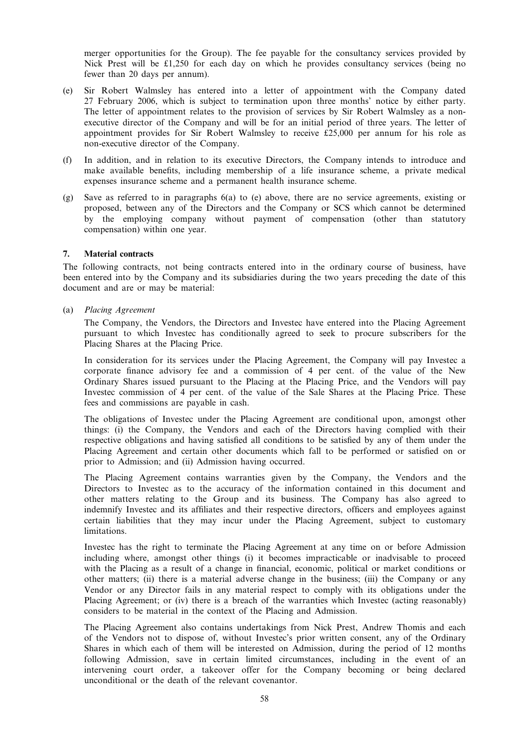merger opportunities for the Group). The fee payable for the consultancy services provided by Nick Prest will be £1,250 for each day on which he provides consultancy services (being no fewer than 20 days per annum).

(e) Sir Robert Walmsley has entered into a letter of appointment with the Company dated 27 February 2006, which is subject to termination upon three months' notice by either party. The letter of appointment relates to the provision of services by Sir Robert Walmsley as a non-executive director of the Company and will be for an initial period of three years. The letter of appointment provides for Sir Robert Walmsley to receive £25,000 per annum for his role as non-executive director of the Company.

(f) In addition, and in relation to its executive Directors, the Company intends to introduce and make available benefits, including membership of a life insurance scheme, a private medical expenses insurance scheme and a permanent health insurance scheme.

(g) Save as referred to in paragraphs 6(a) to (e) above, there are no service agreements, existing or proposed, between any of the Directors and the Company or SCS which cannot be determined by the employing company without payment of compensation (other than statutory compensation) within one year.

## 7. Material contracts

The following contracts, not being contracts entered into in the ordinary course of business, have been entered into by the Company and its subsidiaries during the two years preceding the date of this document and are or may be material:

(a) *Placing Agreement*

The Company, the Vendors, the Directors and Investec have entered into the Placing Agreement pursuant to which Investec has conditionally agreed to seek to procure subscribers for the Placing Shares at the Placing Price.

In consideration for its services under the Placing Agreement, the Company will pay Investec a corporate finance advisory fee and a commission of 4 per cent. of the value of the New Ordinary Shares issued pursuant to the Placing at the Placing Price, and the Vendors will pay Investec commission of 4 per cent. of the value of the Sale Shares at the Placing Price. These fees and commissions are payable in cash.

The obligations of Investec under the Placing Agreement are conditional upon, amongst other things: (i) the Company, the Vendors and each of the Directors having complied with their respective obligations and having satisfied all conditions to be satisfied by any of them under the Placing Agreement and certain other documents which fall to be performed or satisfied on or prior to Admission; and (ii) Admission having occurred.

The Placing Agreement contains warranties given by the Company, the Vendors and the Directors to Investec as to the accuracy of the information contained in this document and other matters relating to the Group and its business. The Company has also agreed to indemnify Investec and its affiliates and their respective directors, officers and employees against certain liabilities that they may incur under the Placing Agreement, subject to customary limitations.

Investec has the right to terminate the Placing Agreement at any time on or before Admission including where, amongst other things (i) it becomes impracticable or inadvisable to proceed with the Placing as a result of a change in financial, economic, political or market conditions or other matters; (ii) there is a material adverse change in the business; (iii) the Company or any Vendor or any Director fails in any material respect to comply with its obligations under the Placing Agreement; or (iv) there is a breach of the warranties which Investec (acting reasonably) considers to be material in the context of the Placing and Admission.

The Placing Agreement also contains undertakings from Nick Prest, Andrew Thomis and each of the Vendors not to dispose of, without Investec's prior written consent, any of the Ordinary Shares in which each of them will be interested on Admission, during the period of 12 months following Admission, save in certain limited circumstances, including in the event of an intervening court order, a takeover offer for the Company becoming or being declared unconditional or the death of the relevant covenantor.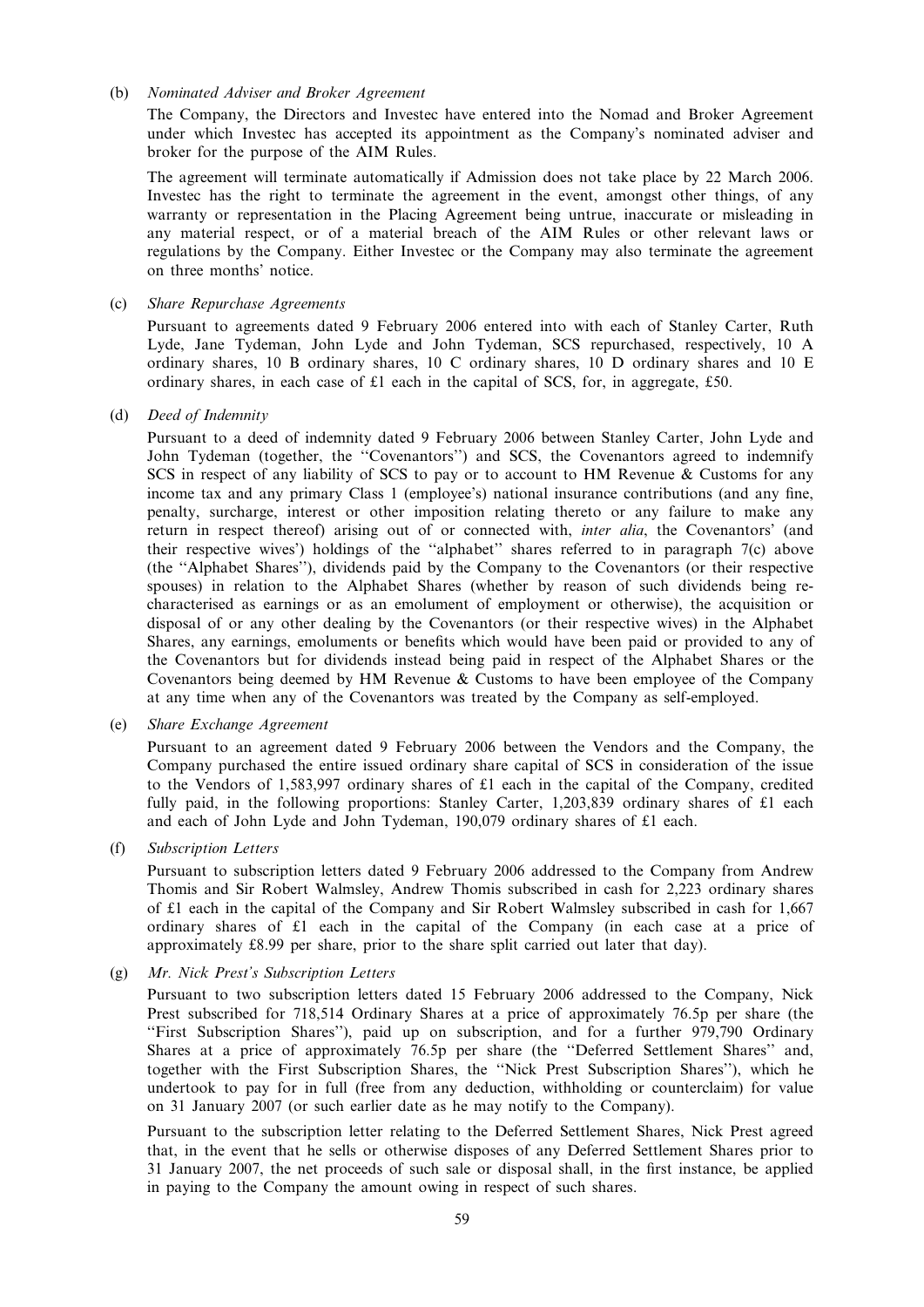(b) *Nominated Adviser and Broker Agreement*

The Company, the Directors and Investec have entered into the Nomad and Broker Agreement under which Investec has accepted its appointment as the Company's nominated adviser and broker for the purpose of the AIM Rules.

The agreement will terminate automatically if Admission does not take place by 22 March 2006. Investec has the right to terminate the agreement in the event, amongst other things, of any warranty or representation in the Placing Agreement being untrue, inaccurate or misleading in any material respect, or of a material breach of the AIM Rules or other relevant laws or regulations by the Company. Either Investec or the Company may also terminate the agreement on three months' notice.

(c) *Share Repurchase Agreements*

Pursuant to agreements dated 9 February 2006 entered into with each of Stanley Carter, Ruth Lyde, Jane Tydeman, John Lyde and John Tydeman, SCS repurchased, respectively, 10 A ordinary shares, 10 B ordinary shares, 10 C ordinary shares, 10 D ordinary shares and 10 E ordinary shares, in each case of £1 each in the capital of SCS, for, in aggregate, £50.

(d) *Deed of Indemnity*

Pursuant to a deed of indemnity dated 9 February 2006 between Stanley Carter, John Lyde and John Tydeman (together, the ''Covenantors'') and SCS, the Covenantors agreed to indemnify SCS in respect of any liability of SCS to pay or to account to HM Revenue & Customs for any income tax and any primary Class 1 (employee's) national insurance contributions (and any fine, penalty, surcharge, interest or other imposition relating thereto or any failure to make any return in respect thereof) arising out of or connected with, *inter alia*, the Covenantors' (and their respective wives') holdings of the ''alphabet'' shares referred to in paragraph 7(c) above (the ''Alphabet Shares''), dividends paid by the Company to the Covenantors (or their respective spouses) in relation to the Alphabet Shares (whether by reason of such dividends being re-characterised as earnings or as an emolument of employment or otherwise), the acquisition or disposal of or any other dealing by the Covenantors (or their respective wives) in the Alphabet Shares, any earnings, emoluments or benefits which would have been paid or provided to any of the Covenantors but for dividends instead being paid in respect of the Alphabet Shares or the Covenantors being deemed by HM Revenue & Customs to have been employee of the Company at any time when any of the Covenantors was treated by the Company as self-employed.

(e) *Share Exchange Agreement*

Pursuant to an agreement dated 9 February 2006 between the Vendors and the Company, the Company purchased the entire issued ordinary share capital of SCS in consideration of the issue to the Vendors of 1,583,997 ordinary shares of £1 each in the capital of the Company, credited fully paid, in the following proportions: Stanley Carter, 1,203,839 ordinary shares of £1 each and each of John Lyde and John Tydeman, 190,079 ordinary shares of £1 each.

(f) *Subscription Letters*

Pursuant to subscription letters dated 9 February 2006 addressed to the Company from Andrew Thomis and Sir Robert Walmsley, Andrew Thomis subscribed in cash for 2,223 ordinary shares of £1 each in the capital of the Company and Sir Robert Walmsley subscribed in cash for 1,667 ordinary shares of £1 each in the capital of the Company (in each case at a price of approximately £8.99 per share, prior to the share split carried out later that day).

(g) *Mr. Nick Prest's Subscription Letters*

Pursuant to two subscription letters dated 15 February 2006 addressed to the Company, Nick Prest subscribed for 718,514 Ordinary Shares at a price of approximately 76.5p per share (the ''First Subscription Shares''), paid up on subscription, and for a further 979,790 Ordinary Shares at a price of approximately 76.5p per share (the ''Deferred Settlement Shares'' and, together with the First Subscription Shares, the ''Nick Prest Subscription Shares''), which he undertook to pay for in full (free from any deduction, withholding or counterclaim) for value on 31 January 2007 (or such earlier date as he may notify to the Company).

Pursuant to the subscription letter relating to the Deferred Settlement Shares, Nick Prest agreed that, in the event that he sells or otherwise disposes of any Deferred Settlement Shares prior to 31 January 2007, the net proceeds of such sale or disposal shall, in the first instance, be applied in paying to the Company the amount owing in respect of such shares.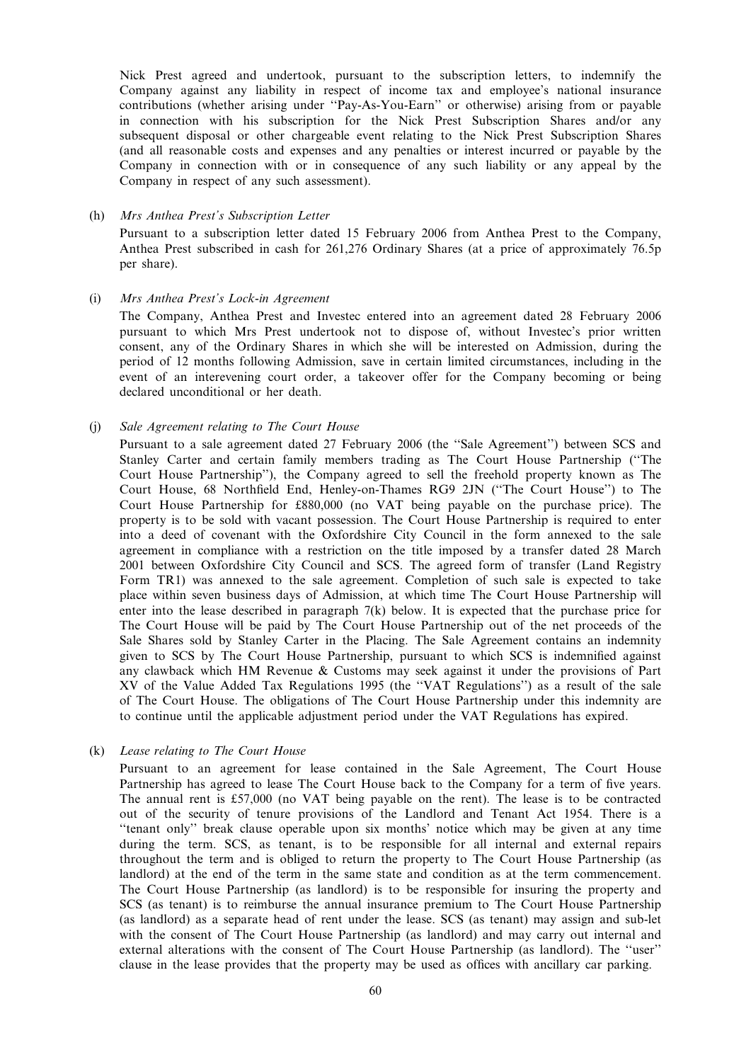Nick Prest agreed and undertook, pursuant to the subscription letters, to indemnify the Company against any liability in respect of income tax and employee's national insurance contributions (whether arising under ''Pay-As-You-Earn'' or otherwise) arising from or payable in connection with his subscription for the Nick Prest Subscription Shares and/or any subsequent disposal or other chargeable event relating to the Nick Prest Subscription Shares (and all reasonable costs and expenses and any penalties or interest incurred or payable by the Company in connection with or in consequence of any such liability or any appeal by the Company in respect of any such assessment).

(h) *Mrs Anthea Prest's Subscription Letter*

Pursuant to a subscription letter dated 15 February 2006 from Anthea Prest to the Company, Anthea Prest subscribed in cash for 261,276 Ordinary Shares (at a price of approximately 76.5p per share).

(i) *Mrs Anthea Prest's Lock-in Agreement*

The Company, Anthea Prest and Investec entered into an agreement dated 28 February 2006 pursuant to which Mrs Prest undertook not to dispose of, without Investec's prior written consent, any of the Ordinary Shares in which she will be interested on Admission, during the period of 12 months following Admission, save in certain limited circumstances, including in the event of an interevening court order, a takeover offer for the Company becoming or being declared unconditional or her death.

(j) *Sale Agreement relating to The Court House*

Pursuant to a sale agreement dated 27 February 2006 (the ''Sale Agreement'') between SCS and Stanley Carter and certain family members trading as The Court House Partnership (''The Court House Partnership''), the Company agreed to sell the freehold property known as The Court House, 68 Northfield End, Henley-on-Thames RG9 2JN (''The Court House'') to The Court House Partnership for £880,000 (no VAT being payable on the purchase price). The property is to be sold with vacant possession. The Court House Partnership is required to enter into a deed of covenant with the Oxfordshire City Council in the form annexed to the sale agreement in compliance with a restriction on the title imposed by a transfer dated 28 March 2001 between Oxfordshire City Council and SCS. The agreed form of transfer (Land Registry Form TR1) was annexed to the sale agreement. Completion of such sale is expected to take place within seven business days of Admission, at which time The Court House Partnership will enter into the lease described in paragraph 7(k) below. It is expected that the purchase price for The Court House will be paid by The Court House Partnership out of the net proceeds of the Sale Shares sold by Stanley Carter in the Placing. The Sale Agreement contains an indemnity given to SCS by The Court House Partnership, pursuant to which SCS is indemnified against any clawback which HM Revenue & Customs may seek against it under the provisions of Part XV of the Value Added Tax Regulations 1995 (the ''VAT Regulations'') as a result of the sale of The Court House. The obligations of The Court House Partnership under this indemnity are to continue until the applicable adjustment period under the VAT Regulations has expired.

(k) *Lease relating to The Court House*

Pursuant to an agreement for lease contained in the Sale Agreement, The Court House Partnership has agreed to lease The Court House back to the Company for a term of five years. The annual rent is £57,000 (no VAT being payable on the rent). The lease is to be contracted out of the security of tenure provisions of the Landlord and Tenant Act 1954. There is a ''tenant only'' break clause operable upon six months' notice which may be given at any time during the term. SCS, as tenant, is to be responsible for all internal and external repairs throughout the term and is obliged to return the property to The Court House Partnership (as landlord) at the end of the term in the same state and condition as at the term commencement. The Court House Partnership (as landlord) is to be responsible for insuring the property and SCS (as tenant) is to reimburse the annual insurance premium to The Court House Partnership (as landlord) as a separate head of rent under the lease. SCS (as tenant) may assign and sub-let with the consent of The Court House Partnership (as landlord) and may carry out internal and external alterations with the consent of The Court House Partnership (as landlord). The ''user'' clause in the lease provides that the property may be used as offices with ancillary car parking.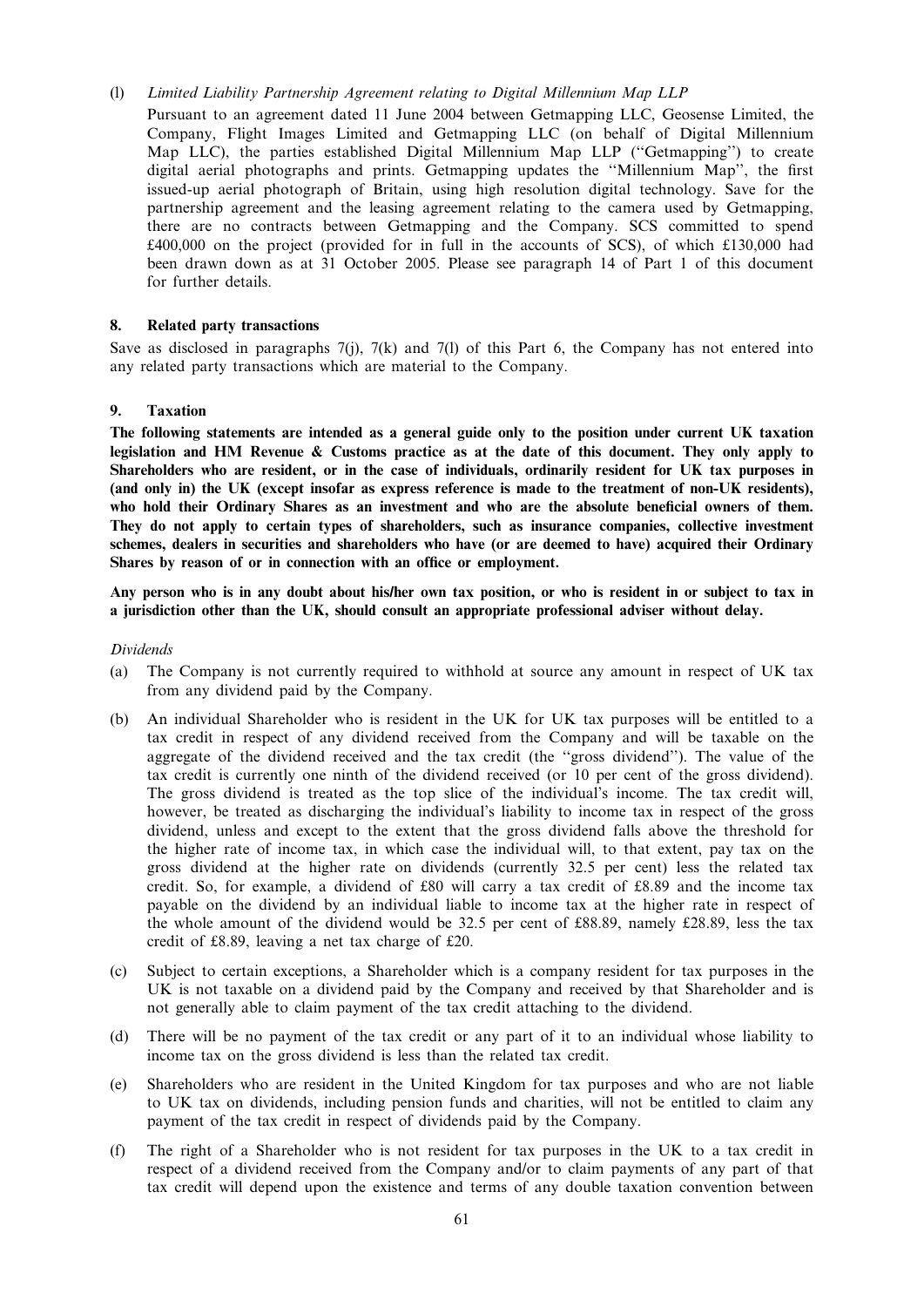(l) *Limited Liability Partnership Agreement relating to Digital Millennium Map LLP*

Pursuant to an agreement dated 11 June 2004 between Getmapping LLC, Geosense Limited, the Company, Flight Images Limited and Getmapping LLC (on behalf of Digital Millennium Map LLC), the parties established Digital Millennium Map LLP (''Getmapping'') to create digital aerial photographs and prints. Getmapping updates the ''Millennium Map'', the first issued-up aerial photograph of Britain, using high resolution digital technology. Save for the partnership agreement and the leasing agreement relating to the camera used by Getmapping, there are no contracts between Getmapping and the Company. SCS committed to spend £400,000 on the project (provided for in full in the accounts of SCS), of which £130,000 had been drawn down as at 31 October 2005. Please see paragraph 14 of Part 1 of this document for further details.

## 8. Related party transactions

Save as disclosed in paragraphs 7(j), 7(k) and 7(l) of this Part 6, the Company has not entered into any related party transactions which are material to the Company.

## 9. Taxation

**The following statements are intended as a general guide only to the position under current UK taxation legislation and HM Revenue & Customs practice as at the date of this document. They only apply to Shareholders who are resident, or in the case of individuals, ordinarily resident for UK tax purposes in (and only in) the UK (except insofar as express reference is made to the treatment of non-UK residents), who hold their Ordinary Shares as an investment and who are the absolute beneficial owners of them. They do not apply to certain types of shareholders, such as insurance companies, collective investment schemes, dealers in securities and shareholders who have (or are deemed to have) acquired their Ordinary Shares by reason of or in connection with an office or employment.**

**Any person who is in any doubt about his/her own tax position, or who is resident in or subject to tax in a jurisdiction other than the UK, should consult an appropriate professional adviser without delay.**

*Dividends*

(a) The Company is not currently required to withhold at source any amount in respect of UK tax from any dividend paid by the Company.

(b) An individual Shareholder who is resident in the UK for UK tax purposes will be entitled to a tax credit in respect of any dividend received from the Company and will be taxable on the aggregate of the dividend received and the tax credit (the ''gross dividend''). The value of the tax credit is currently one ninth of the dividend received (or 10 per cent of the gross dividend). The gross dividend is treated as the top slice of the individual's income. The tax credit will, however, be treated as discharging the individual's liability to income tax in respect of the gross dividend, unless and except to the extent that the gross dividend falls above the threshold for the higher rate of income tax, in which case the individual will, to that extent, pay tax on the gross dividend at the higher rate on dividends (currently 32.5 per cent) less the related tax credit. So, for example, a dividend of £80 will carry a tax credit of £8.89 and the income tax payable on the dividend by an individual liable to income tax at the higher rate in respect of the whole amount of the dividend would be 32.5 per cent of £88.89, namely £28.89, less the tax credit of £8.89, leaving a net tax charge of £20.

(c) Subject to certain exceptions, a Shareholder which is a company resident for tax purposes in the UK is not taxable on a dividend paid by the Company and received by that Shareholder and is not generally able to claim payment of the tax credit attaching to the dividend.

(d) There will be no payment of the tax credit or any part of it to an individual whose liability to income tax on the gross dividend is less than the related tax credit.

(e) Shareholders who are resident in the United Kingdom for tax purposes and who are not liable to UK tax on dividends, including pension funds and charities, will not be entitled to claim any payment of the tax credit in respect of dividends paid by the Company.

(f) The right of a Shareholder who is not resident for tax purposes in the UK to a tax credit in respect of a dividend received from the Company and/or to claim payments of any part of that tax credit will depend upon the existence and terms of any double taxation convention between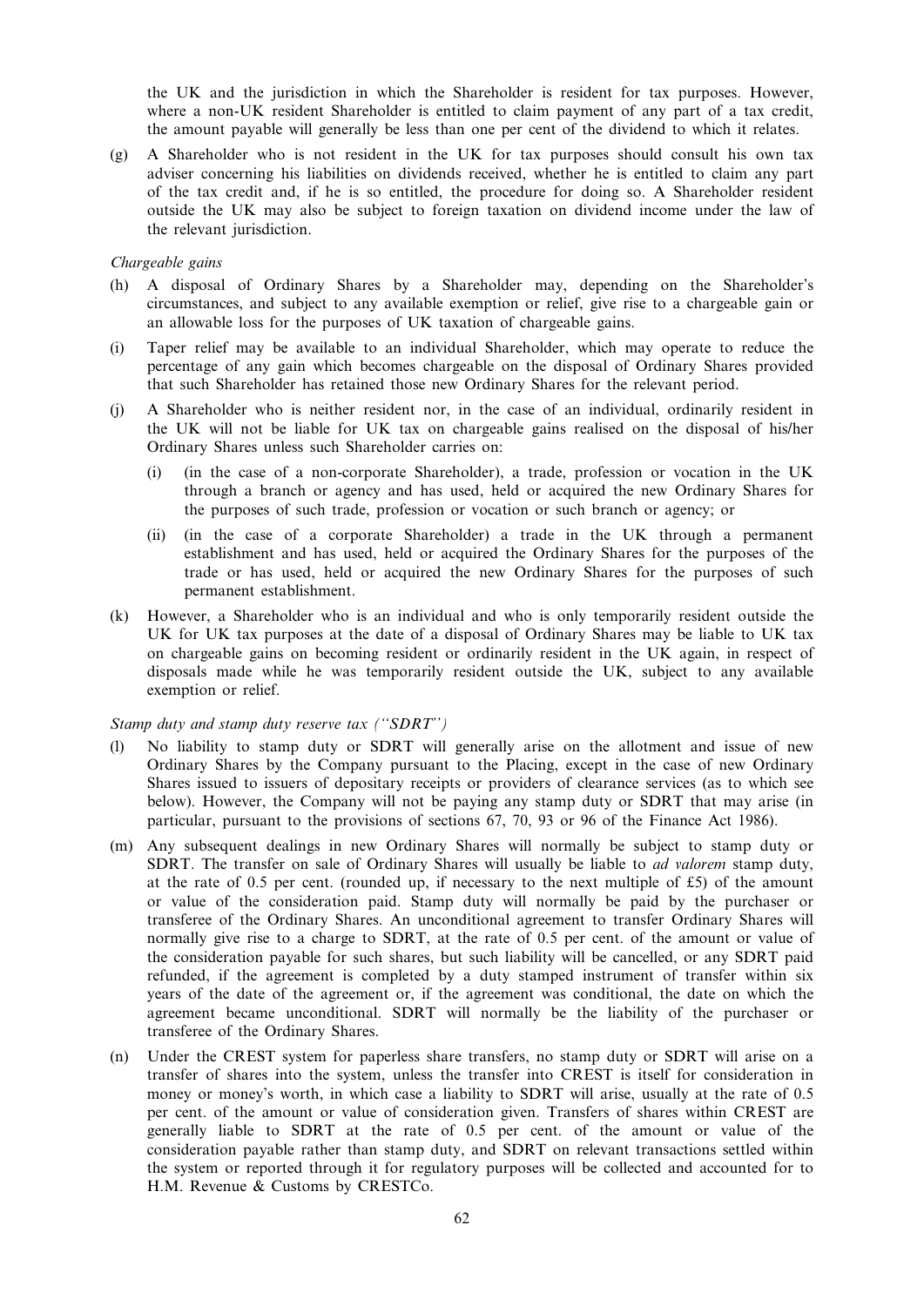the UK and the jurisdiction in which the Shareholder is resident for tax purposes. However, where a non-UK resident Shareholder is entitled to claim payment of any part of a tax credit, the amount payable will generally be less than one per cent of the dividend to which it relates.

(g) A Shareholder who is not resident in the UK for tax purposes should consult his own tax adviser concerning his liabilities on dividends received, whether he is entitled to claim any part of the tax credit and, if he is so entitled, the procedure for doing so. A Shareholder resident outside the UK may also be subject to foreign taxation on dividend income under the law of the relevant jurisdiction.

*Chargeable gains*

(h) A disposal of Ordinary Shares by a Shareholder may, depending on the Shareholder's circumstances, and subject to any available exemption or relief, give rise to a chargeable gain or an allowable loss for the purposes of UK taxation of chargeable gains.

(i) Taper relief may be available to an individual Shareholder, which may operate to reduce the percentage of any gain which becomes chargeable on the disposal of Ordinary Shares provided that such Shareholder has retained those new Ordinary Shares for the relevant period.

(j) A Shareholder who is neither resident nor, in the case of an individual, ordinarily resident in the UK will not be liable for UK tax on chargeable gains realised on the disposal of his/her Ordinary Shares unless such Shareholder carries on:

   (i) (in the case of a non-corporate Shareholder), a trade, profession or vocation in the UK through a branch or agency and has used, held or acquired the new Ordinary Shares for the purposes of such trade, profession or vocation or such branch or agency; or

   (ii) (in the case of a corporate Shareholder) a trade in the UK through a permanent establishment and has used, held or acquired the Ordinary Shares for the purposes of the trade or has used, held or acquired the new Ordinary Shares for the purposes of such permanent establishment.

(k) However, a Shareholder who is an individual and who is only temporarily resident outside the UK for UK tax purposes at the date of a disposal of Ordinary Shares may be liable to UK tax on chargeable gains on becoming resident or ordinarily resident in the UK again, in respect of disposals made while he was temporarily resident outside the UK, subject to any available exemption or relief.

*Stamp duty and stamp duty reserve tax ("SDRT")*

(l) No liability to stamp duty or SDRT will generally arise on the allotment and issue of new Ordinary Shares by the Company pursuant to the Placing, except in the case of new Ordinary Shares issued to issuers of depositary receipts or providers of clearance services (as to which see below). However, the Company will not be paying any stamp duty or SDRT that may arise (in particular, pursuant to the provisions of sections 67, 70, 93 or 96 of the Finance Act 1986).

(m) Any subsequent dealings in new Ordinary Shares will normally be subject to stamp duty or SDRT. The transfer on sale of Ordinary Shares will usually be liable to *ad valorem* stamp duty, at the rate of 0.5 per cent. (rounded up, if necessary to the next multiple of £5) of the amount or value of the consideration paid. Stamp duty will normally be paid by the purchaser or transferee of the Ordinary Shares. An unconditional agreement to transfer Ordinary Shares will normally give rise to a charge to SDRT, at the rate of 0.5 per cent. of the amount or value of the consideration payable for such shares, but such liability will be cancelled, or any SDRT paid refunded, if the agreement is completed by a duty stamped instrument of transfer within six years of the date of the agreement or, if the agreement was conditional, the date on which the agreement became unconditional. SDRT will normally be the liability of the purchaser or transferee of the Ordinary Shares.

(n) Under the CREST system for paperless share transfers, no stamp duty or SDRT will arise on a transfer of shares into the system, unless the transfer into CREST is itself for consideration in money or money's worth, in which case a liability to SDRT will arise, usually at the rate of 0.5 per cent. of the amount or value of consideration given. Transfers of shares within CREST are generally liable to SDRT at the rate of 0.5 per cent. of the amount or value of the consideration payable rather than stamp duty, and SDRT on relevant transactions settled within the system or reported through it for regulatory purposes will be collected and accounted for to H.M. Revenue & Customs by CRESTCo.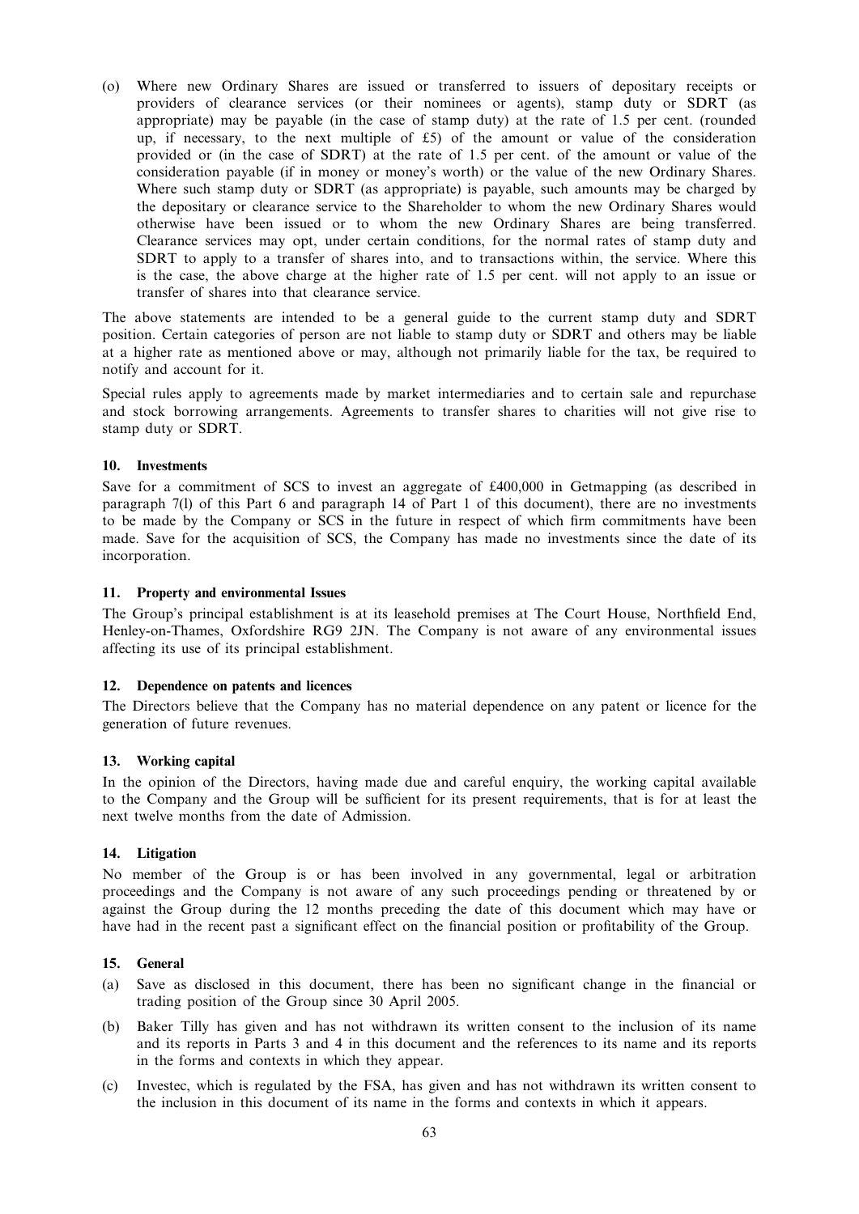(o) Where new Ordinary Shares are issued or transferred to issuers of depositary receipts or providers of clearance services (or their nominees or agents), stamp duty or SDRT (as appropriate) may be payable (in the case of stamp duty) at the rate of 1.5 per cent. (rounded up, if necessary, to the next multiple of £5) of the amount or value of the consideration provided or (in the case of SDRT) at the rate of 1.5 per cent. of the amount or value of the consideration payable (if in money or money's worth) or the value of the new Ordinary Shares. Where such stamp duty or SDRT (as appropriate) is payable, such amounts may be charged by the depositary or clearance service to the Shareholder to whom the new Ordinary Shares would otherwise have been issued or to whom the new Ordinary Shares are being transferred. Clearance services may opt, under certain conditions, for the normal rates of stamp duty and SDRT to apply to a transfer of shares into, and to transactions within, the service. Where this is the case, the above charge at the higher rate of 1.5 per cent. will not apply to an issue or transfer of shares into that clearance service.

The above statements are intended to be a general guide to the current stamp duty and SDRT position. Certain categories of person are not liable to stamp duty or SDRT and others may be liable at a higher rate as mentioned above or may, although not primarily liable for the tax, be required to notify and account for it.

Special rules apply to agreements made by market intermediaries and to certain sale and repurchase and stock borrowing arrangements. Agreements to transfer shares to charities will not give rise to stamp duty or SDRT.

## 10. Investments

Save for a commitment of SCS to invest an aggregate of £400,000 in Getmapping (as described in paragraph 7(l) of this Part 6 and paragraph 14 of Part 1 of this document), there are no investments to be made by the Company or SCS in the future in respect of which firm commitments have been made. Save for the acquisition of SCS, the Company has made no investments since the date of its incorporation.

## 11. Property and environmental Issues

The Group's principal establishment is at its leasehold premises at The Court House, Northfield End, Henley-on-Thames, Oxfordshire RG9 2JN. The Company is not aware of any environmental issues affecting its use of its principal establishment.

## 12. Dependence on patents and licences

The Directors believe that the Company has no material dependence on any patent or licence for the generation of future revenues.

## 13. Working capital

In the opinion of the Directors, having made due and careful enquiry, the working capital available to the Company and the Group will be sufficient for its present requirements, that is for at least the next twelve months from the date of Admission.

## 14. Litigation

No member of the Group is or has been involved in any governmental, legal or arbitration proceedings and the Company is not aware of any such proceedings pending or threatened by or against the Group during the 12 months preceding the date of this document which may have or have had in the recent past a significant effect on the financial position or profitability of the Group.

## 15. General

(a) Save as disclosed in this document, there has been no significant change in the financial or trading position of the Group since 30 April 2005.

(b) Baker Tilly has given and has not withdrawn its written consent to the inclusion of its name and its reports in Parts 3 and 4 in this document and the references to its name and its reports in the forms and contexts in which they appear.

(c) Investec, which is regulated by the FSA, has given and has not withdrawn its written consent to the inclusion in this document of its name in the forms and contexts in which it appears.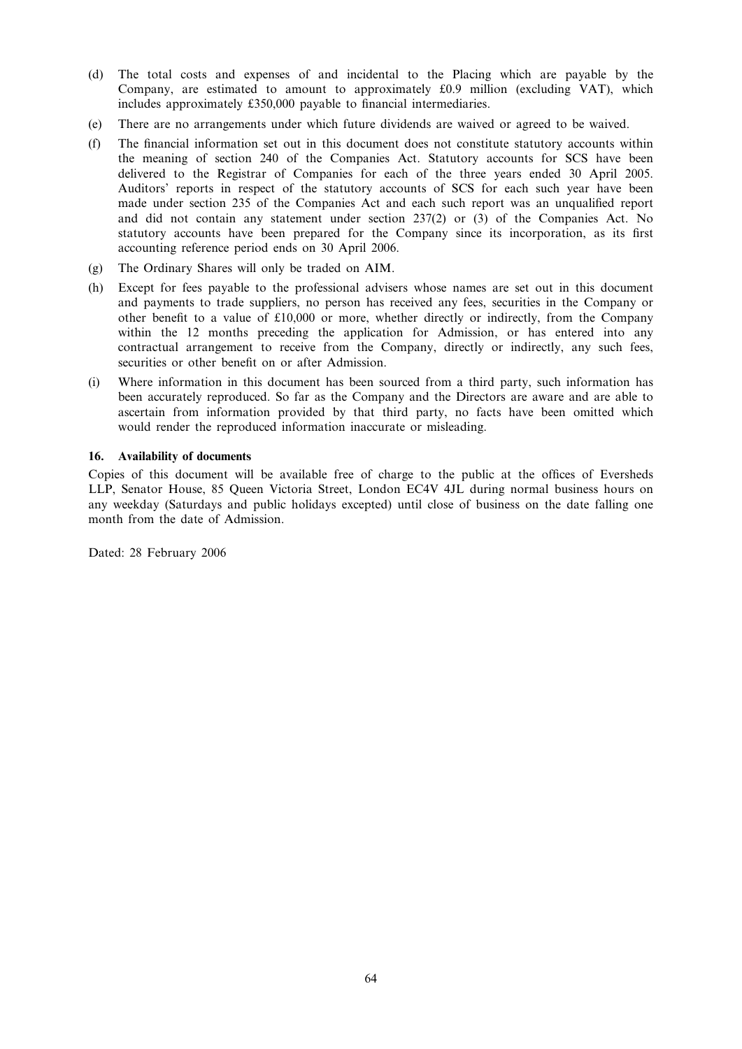(d) The total costs and expenses of and incidental to the Placing which are payable by the Company, are estimated to amount to approximately £0.9 million (excluding VAT), which includes approximately £350,000 payable to financial intermediaries.

(e) There are no arrangements under which future dividends are waived or agreed to be waived.

(f) The financial information set out in this document does not constitute statutory accounts within the meaning of section 240 of the Companies Act. Statutory accounts for SCS have been delivered to the Registrar of Companies for each of the three years ended 30 April 2005. Auditors' reports in respect of the statutory accounts of SCS for each such year have been made under section 235 of the Companies Act and each such report was an unqualified report and did not contain any statement under section 237(2) or (3) of the Companies Act. No statutory accounts have been prepared for the Company since its incorporation, as its first accounting reference period ends on 30 April 2006.

(g) The Ordinary Shares will only be traded on AIM.

(h) Except for fees payable to the professional advisers whose names are set out in this document and payments to trade suppliers, no person has received any fees, securities in the Company or other benefit to a value of £10,000 or more, whether directly or indirectly, from the Company within the 12 months preceding the application for Admission, or has entered into any contractual arrangement to receive from the Company, directly or indirectly, any such fees, securities or other benefit on or after Admission.

(i) Where information in this document has been sourced from a third party, such information has been accurately reproduced. So far as the Company and the Directors are aware and are able to ascertain from information provided by that third party, no facts have been omitted which would render the reproduced information inaccurate or misleading.

**16. Availability of documents**

Copies of this document will be available free of charge to the public at the offices of Eversheds LLP, Senator House, 85 Queen Victoria Street, London EC4V 4JL during normal business hours on any weekday (Saturdays and public holidays excepted) until close of business on the date falling one month from the date of Admission.

Dated: 28 February 2006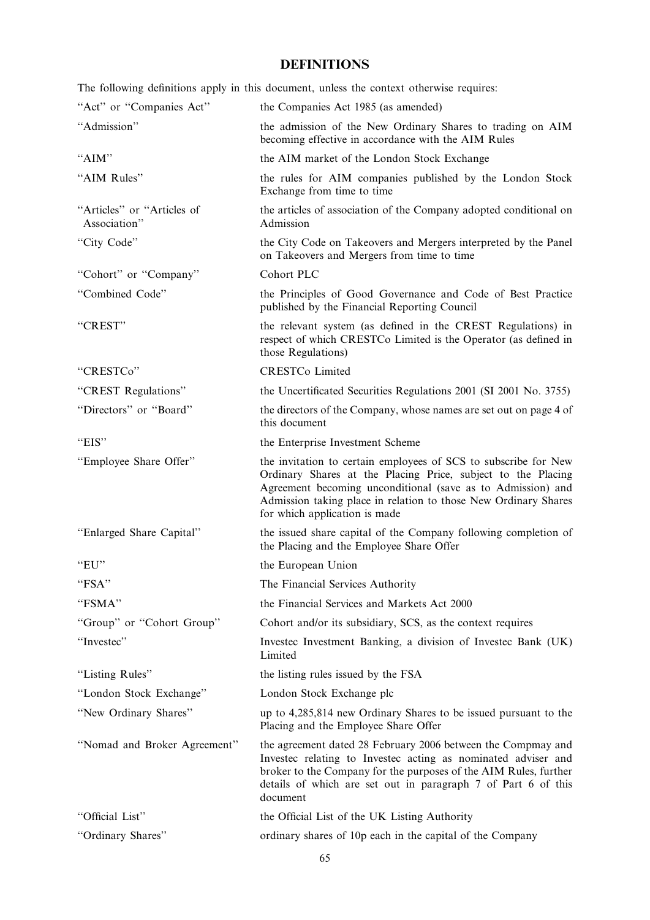# DEFINITIONS

The following definitions apply in this document, unless the context otherwise requires:

| | |
|---|---|
| "Act" or "Companies Act" | the Companies Act 1985 (as amended) |
| "Admission" | the admission of the New Ordinary Shares to trading on AIM becoming effective in accordance with the AIM Rules |
| "AIM" | the AIM market of the London Stock Exchange |
| "AIM Rules" | the rules for AIM companies published by the London Stock Exchange from time to time |
| "Articles" or "Articles of Association" | the articles of association of the Company adopted conditional on Admission |
| "City Code" | the City Code on Takeovers and Mergers interpreted by the Panel on Takeovers and Mergers from time to time |
| "Cohort" or "Company" | Cohort PLC |
| "Combined Code" | the Principles of Good Governance and Code of Best Practice published by the Financial Reporting Council |
| "CREST" | the relevant system (as defined in the CREST Regulations) in respect of which CRESTCo Limited is the Operator (as defined in those Regulations) |
| "CRESTCo" | CRESTCo Limited |
| "CREST Regulations" | the Uncertificated Securities Regulations 2001 (SI 2001 No. 3755) |
| "Directors" or "Board" | the directors of the Company, whose names are set out on page 4 of this document |
| "EIS" | the Enterprise Investment Scheme |
| "Employee Share Offer" | the invitation to certain employees of SCS to subscribe for New Ordinary Shares at the Placing Price, subject to the Placing Agreement becoming unconditional (save as to Admission) and Admission taking place in relation to those New Ordinary Shares for which application is made |
| "Enlarged Share Capital" | the issued share capital of the Company following completion of the Placing and the Employee Share Offer |
| "EU" | the European Union |
| "FSA" | The Financial Services Authority |
| "FSMA" | the Financial Services and Markets Act 2000 |
| "Group" or "Cohort Group" | Cohort and/or its subsidiary, SCS, as the context requires |
| "Investec" | Investec Investment Banking, a division of Investec Bank (UK) Limited |
| "Listing Rules" | the listing rules issued by the FSA |
| "London Stock Exchange" | London Stock Exchange plc |
| "New Ordinary Shares" | up to 4,285,814 new Ordinary Shares to be issued pursuant to the Placing and the Employee Share Offer |
| "Nomad and Broker Agreement" | the agreement dated 28 February 2006 between the Compmay and Investec relating to Investec acting as nominated adviser and broker to the Company for the purposes of the AIM Rules, further details of which are set out in paragraph 7 of Part 6 of this document |
| "Official List" | the Official List of the UK Listing Authority |
| "Ordinary Shares" | ordinary shares of 10p each in the capital of the Company |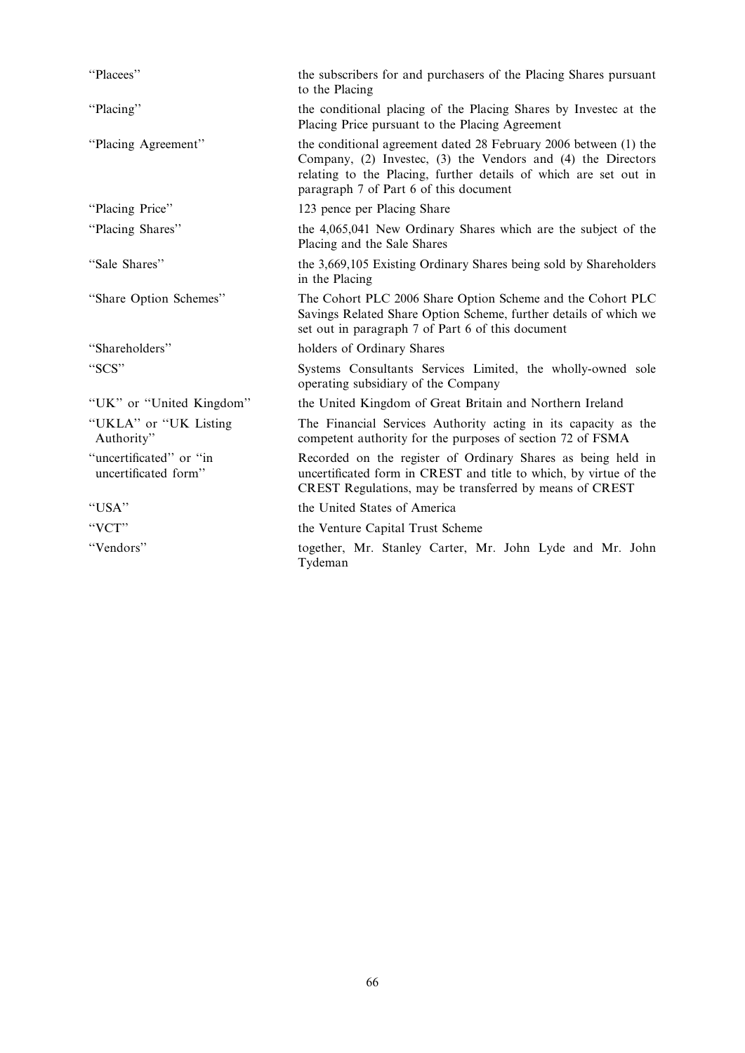| | |
|---|---|
| "Placees" | the subscribers for and purchasers of the Placing Shares pursuant to the Placing |
| "Placing" | the conditional placing of the Placing Shares by Investec at the Placing Price pursuant to the Placing Agreement |
| "Placing Agreement" | the conditional agreement dated 28 February 2006 between (1) the Company, (2) Investec, (3) the Vendors and (4) the Directors relating to the Placing, further details of which are set out in paragraph 7 of Part 6 of this document |
| "Placing Price" | 123 pence per Placing Share |
| "Placing Shares" | the 4,065,041 New Ordinary Shares which are the subject of the Placing and the Sale Shares |
| "Sale Shares" | the 3,669,105 Existing Ordinary Shares being sold by Shareholders in the Placing |
| "Share Option Schemes" | The Cohort PLC 2006 Share Option Scheme and the Cohort PLC Savings Related Share Option Scheme, further details of which we set out in paragraph 7 of Part 6 of this document |
| "Shareholders" | holders of Ordinary Shares |
| "SCS" | Systems Consultants Services Limited, the wholly-owned sole operating subsidiary of the Company |
| "UK" or "United Kingdom" | the United Kingdom of Great Britain and Northern Ireland |
| "UKLA" or "UK Listing Authority" | The Financial Services Authority acting in its capacity as the competent authority for the purposes of section 72 of FSMA |
| "uncertificated" or "in uncertificated form" | Recorded on the register of Ordinary Shares as being held in uncertificated form in CREST and title to which, by virtue of the CREST Regulations, may be transferred by means of CREST |
| "USA" | the United States of America |
| "VCT" | the Venture Capital Trust Scheme |
| "Vendors" | together, Mr. Stanley Carter, Mr. John Lyde and Mr. John Tydeman |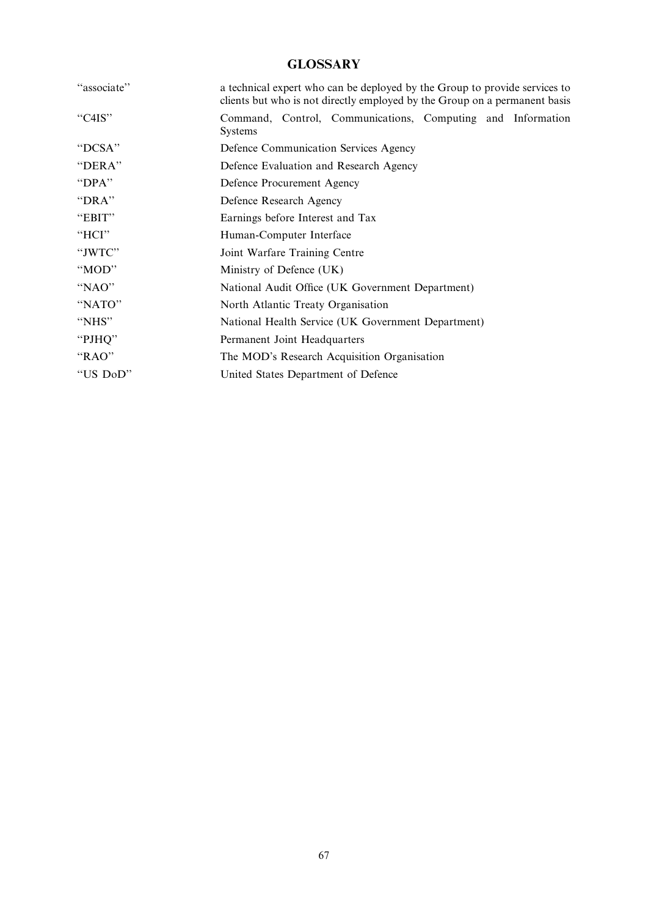# GLOSSARY

| | |
|---|---|
| "associate" | a technical expert who can be deployed by the Group to provide services to clients but who is not directly employed by the Group on a permanent basis |
| "C4IS" | Command, Control, Communications, Computing and Information Systems |
| "DCSA" | Defence Communication Services Agency |
| "DERA" | Defence Evaluation and Research Agency |
| "DPA" | Defence Procurement Agency |
| "DRA" | Defence Research Agency |
| "EBIT" | Earnings before Interest and Tax |
| "HCI" | Human-Computer Interface |
| "JWTC" | Joint Warfare Training Centre |
| "MOD" | Ministry of Defence (UK) |
| "NAO" | National Audit Office (UK Government Department) |
| "NATO" | North Atlantic Treaty Organisation |
| "NHS" | National Health Service (UK Government Department) |
| "PJHQ" | Permanent Joint Headquarters |
| "RAO" | The MOD's Research Acquisition Organisation |
| "US DoD" | United States Department of Defence |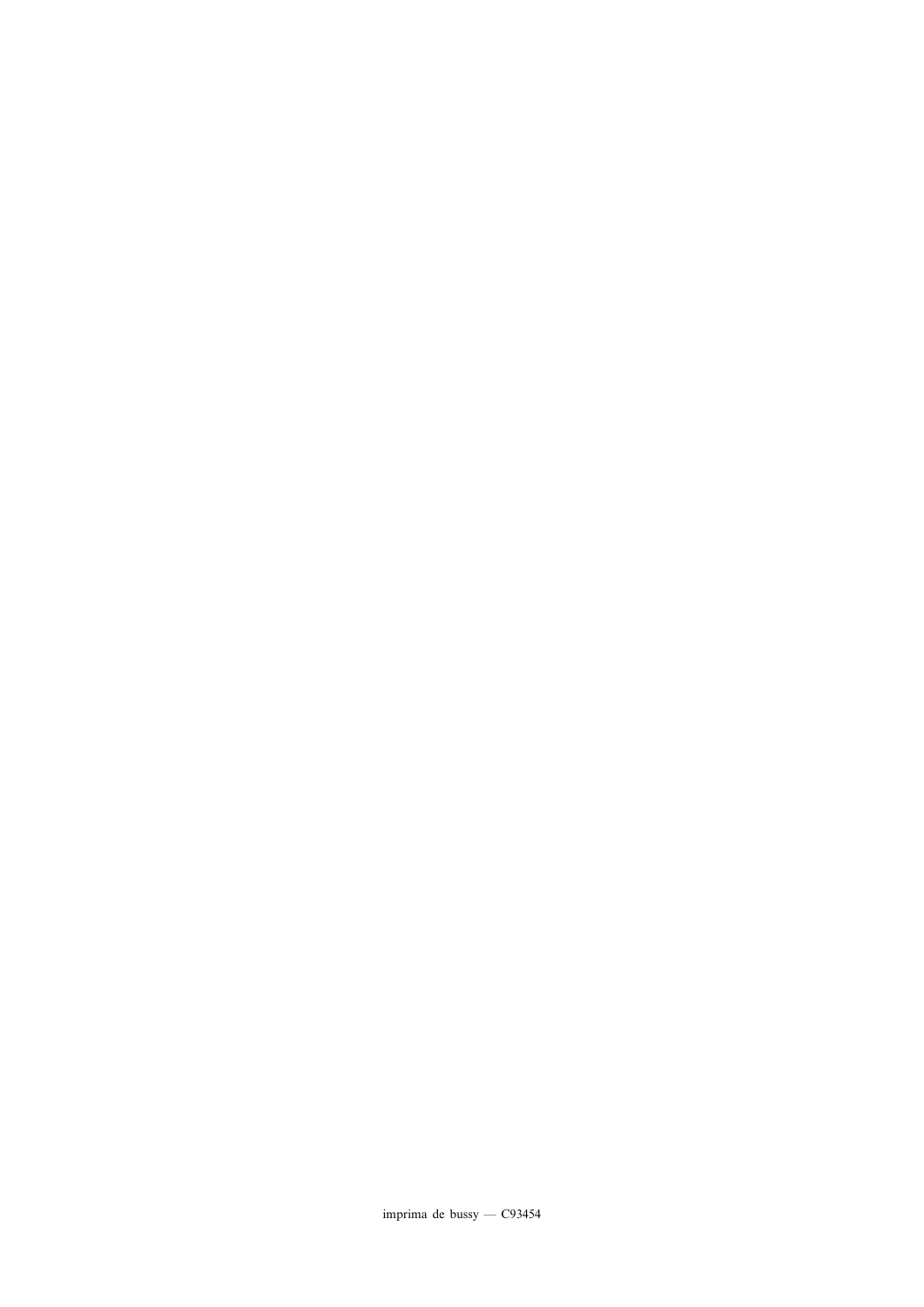imprima de bussy — C93454